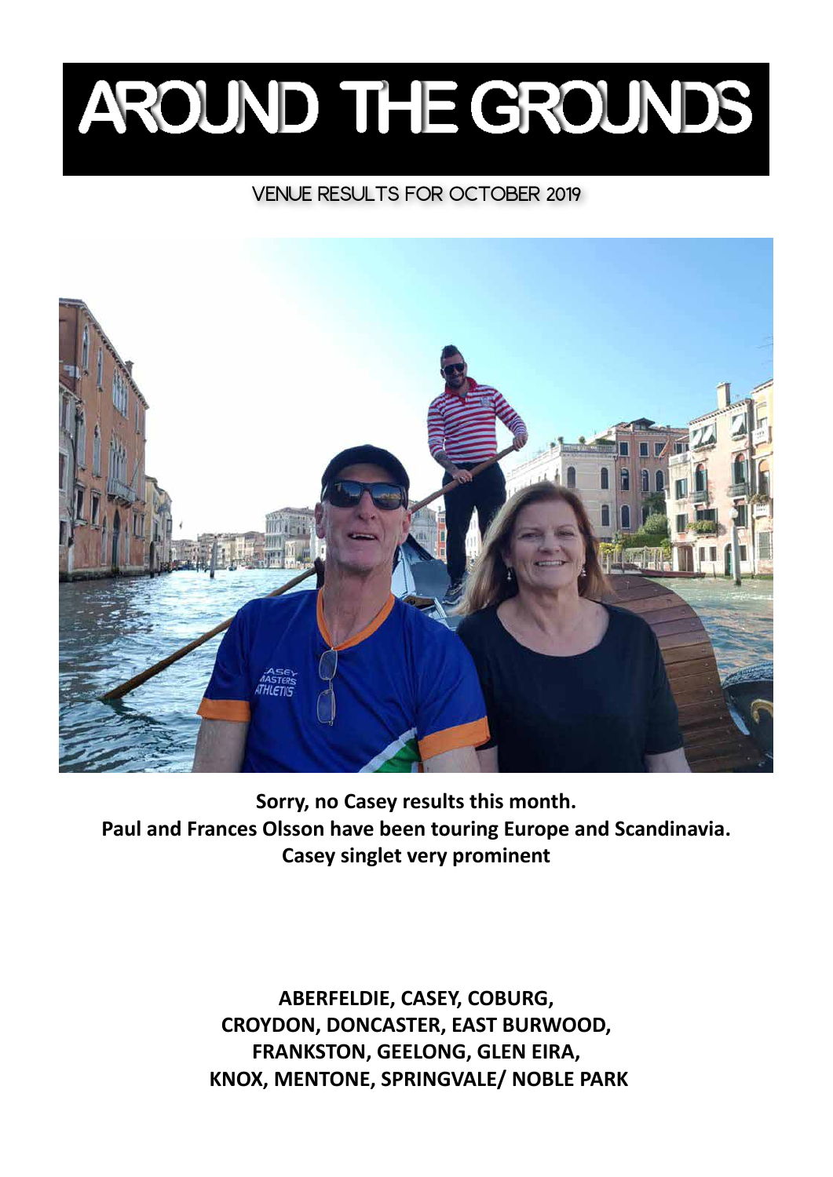# AROUND THE GROUNDS

## VENUE RESULTS FOR OCTOBER 2019

**Sorry, no Casey results this month.**
**Paul and Frances Olsson have been touring Europe and Scandinavia.**
**Casey singlet very prominent**

**ABERFELDIE, CASEY, COBURG,**
**CROYDON, DONCASTER, EAST BURWOOD,**
**FRANKSTON, GEELONG, GLEN EIRA,**
**KNOX, MENTONE, SPRINGVALE/ NOBLE PARK**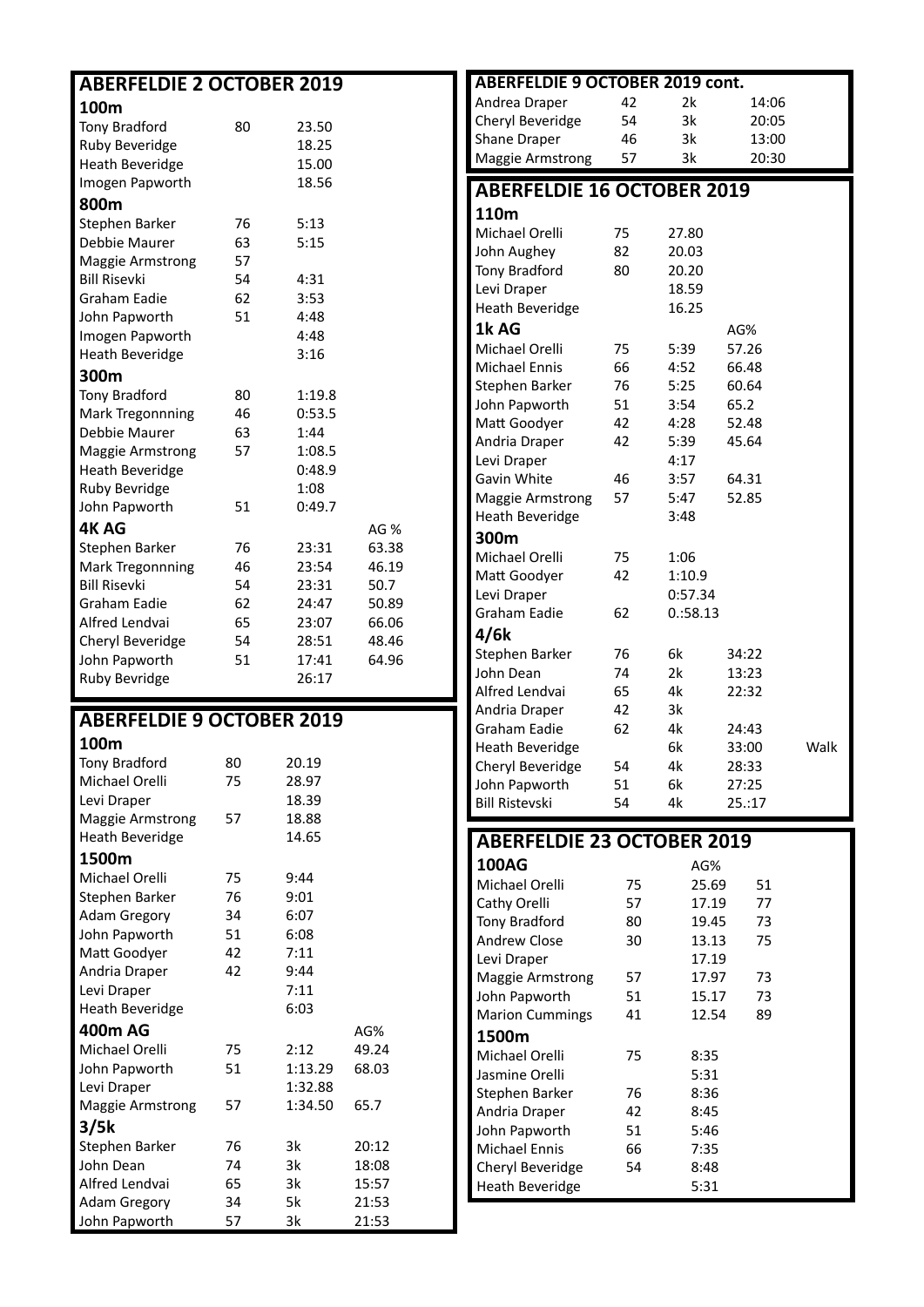## ABERFELDIE 2 OCTOBER 2019

### 100m

| Name | Age | Time | |
|---|---|---|---|
| Tony Bradford | 80 | 23.50 | |
| Ruby Beveridge | | 18.25 | |
| Heath Beveridge | | 15.00 | |
| Imogen Papworth | | 18.56 | |

### 800m

| Name | Age | Time | |
|---|---|---|---|
| Stephen Barker | 76 | 5:13 | |
| Debbie Maurer | 63 | 5:15 | |
| Maggie Armstrong | 57 | | |
| Bill Risevki | 54 | 4:31 | |
| Graham Eadie | 62 | 3:53 | |
| John Papworth | 51 | 4:48 | |
| Imogen Papworth | | 4:48 | |
| Heath Beveridge | | 3:16 | |

### 300m

| Name | Age | Time | |
|---|---|---|---|
| Tony Bradford | 80 | 1:19.8 | |
| Mark Tregonnning | 46 | 0:53.5 | |
| Debbie Maurer | 63 | 1:44 | |
| Maggie Armstrong | 57 | 1:08.5 | |
| Heath Beveridge | | 0:48.9 | |
| Ruby Bevridge | | 1:08 | |
| John Papworth | 51 | 0:49.7 | |

### 4K AG

| Name | Age | Time | AG % |
|---|---|---|---|
| Stephen Barker | 76 | 23:31 | 63.38 |
| Mark Tregonnning | 46 | 23:54 | 46.19 |
| Bill Risevki | 54 | 23:31 | 50.7 |
| Graham Eadie | 62 | 24:47 | 50.89 |
| Alfred Lendvai | 65 | 23:07 | 66.06 |
| Cheryl Beveridge | 54 | 28:51 | 48.46 |
| John Papworth | 51 | 17:41 | 64.96 |
| Ruby Bevridge | | 26:17 | |

## ABERFELDIE 9 OCTOBER 2019

### 100m

| Name | Age | Time | |
|---|---|---|---|
| Tony Bradford | 80 | 20.19 | |
| Michael Orelli | 75 | 28.97 | |
| Levi Draper | | 18.39 | |
| Maggie Armstrong | 57 | 18.88 | |
| Heath Beveridge | | 14.65 | |

### 1500m

| Name | Age | Time | |
|---|---|---|---|
| Michael Orelli | 75 | 9:44 | |
| Stephen Barker | 76 | 9:01 | |
| Adam Gregory | 34 | 6:07 | |
| John Papworth | 51 | 6:08 | |
| Matt Goodyer | 42 | 7:11 | |
| Andria Draper | 42 | 9:44 | |
| Levi Draper | | 7:11 | |
| Heath Beveridge | | 6:03 | |

### 400m AG

| Name | Age | Time | AG% |
|---|---|---|---|
| Michael Orelli | 75 | 2:12 | 49.24 |
| John Papworth | 51 | 1:13.29 | 68.03 |
| Levi Draper | | 1:32.88 | |
| Maggie Armstrong | 57 | 1:34.50 | 65.7 |

### 3/5k

| Name | Age | Distance | Time |
|---|---|---|---|
| Stephen Barker | 76 | 3k | 20:12 |
| John Dean | 74 | 3k | 18:08 |
| Alfred Lendvai | 65 | 3k | 15:57 |
| Adam Gregory | 34 | 5k | 21:53 |
| John Papworth | 57 | 3k | 21:53 |

## ABERFELDIE 9 OCTOBER 2019 cont.

| Name | Age | Distance | Time |
|---|---|---|---|
| Andrea Draper | 42 | 2k | 14:06 |
| Cheryl Beveridge | 54 | 3k | 20:05 |
| Shane Draper | 46 | 3k | 13:00 |
| Maggie Armstrong | 57 | 3k | 20:30 |

## ABERFELDIE 16 OCTOBER 2019

### 110m

| Name | Age | Time | |
|---|---|---|---|
| Michael Orelli | 75 | 27.80 | |
| John Aughey | 82 | 20.03 | |
| Tony Bradford | 80 | 20.20 | |
| Levi Draper | | 18.59 | |
| Heath Beveridge | | 16.25 | |

### 1k AG

| Name | Age | Time | AG% |
|---|---|---|---|
| Michael Orelli | 75 | 5:39 | 57.26 |
| Michael Ennis | 66 | 4:52 | 66.48 |
| Stephen Barker | 76 | 5:25 | 60.64 |
| John Papworth | 51 | 3:54 | 65.2 |
| Matt Goodyer | 42 | 4:28 | 52.48 |
| Andria Draper | 42 | 5:39 | 45.64 |
| Levi Draper | | 4:17 | |
| Gavin White | 46 | 3:57 | 64.31 |
| Maggie Armstrong | 57 | 5:47 | 52.85 |
| Heath Beveridge | | 3:48 | |

### 300m

| Name | Age | Time | |
|---|---|---|---|
| Michael Orelli | 75 | 1:06 | |
| Matt Goodyer | 42 | 1:10.9 | |
| Levi Draper | | 0:57.34 | |
| Graham Eadie | 62 | 0.:58.13 | |

### 4/6k

| Name | Age | Distance | Time | |
|---|---|---|---|---|
| Stephen Barker | 76 | 6k | 34:22 | |
| John Dean | 74 | 2k | 13:23 | |
| Alfred Lendvai | 65 | 4k | 22:32 | |
| Andria Draper | 42 | 3k | | |
| Graham Eadie | 62 | 4k | 24:43 | |
| Heath Beveridge | | 6k | 33:00 | Walk |
| Cheryl Beveridge | 54 | 4k | 28:33 | |
| John Papworth | 51 | 6k | 27:25 | |
| Bill Ristevski | 54 | 4k | 25.:17 | |

## ABERFELDIE 23 OCTOBER 2019

### 100AG

| Name | Age | Time | AG% |
|---|---|---|---|
| Michael Orelli | 75 | 25.69 | 51 |
| Cathy Orelli | 57 | 17.19 | 77 |
| Tony Bradford | 80 | 19.45 | 73 |
| Andrew Close | 30 | 13.13 | 75 |
| Levi Draper | | 17.19 | |
| Maggie Armstrong | 57 | 17.97 | 73 |
| John Papworth | 51 | 15.17 | 73 |
| Marion Cummings | 41 | 12.54 | 89 |

### 1500m

| Name | Age | Time | |
|---|---|---|---|
| Michael Orelli | 75 | 8:35 | |
| Jasmine Orelli | | 5:31 | |
| Stephen Barker | 76 | 8:36 | |
| Andria Draper | 42 | 8:45 | |
| John Papworth | 51 | 5:46 | |
| Michael Ennis | 66 | 7:35 | |
| Cheryl Beveridge | 54 | 8:48 | |
| Heath Beveridge | | 5:31 | |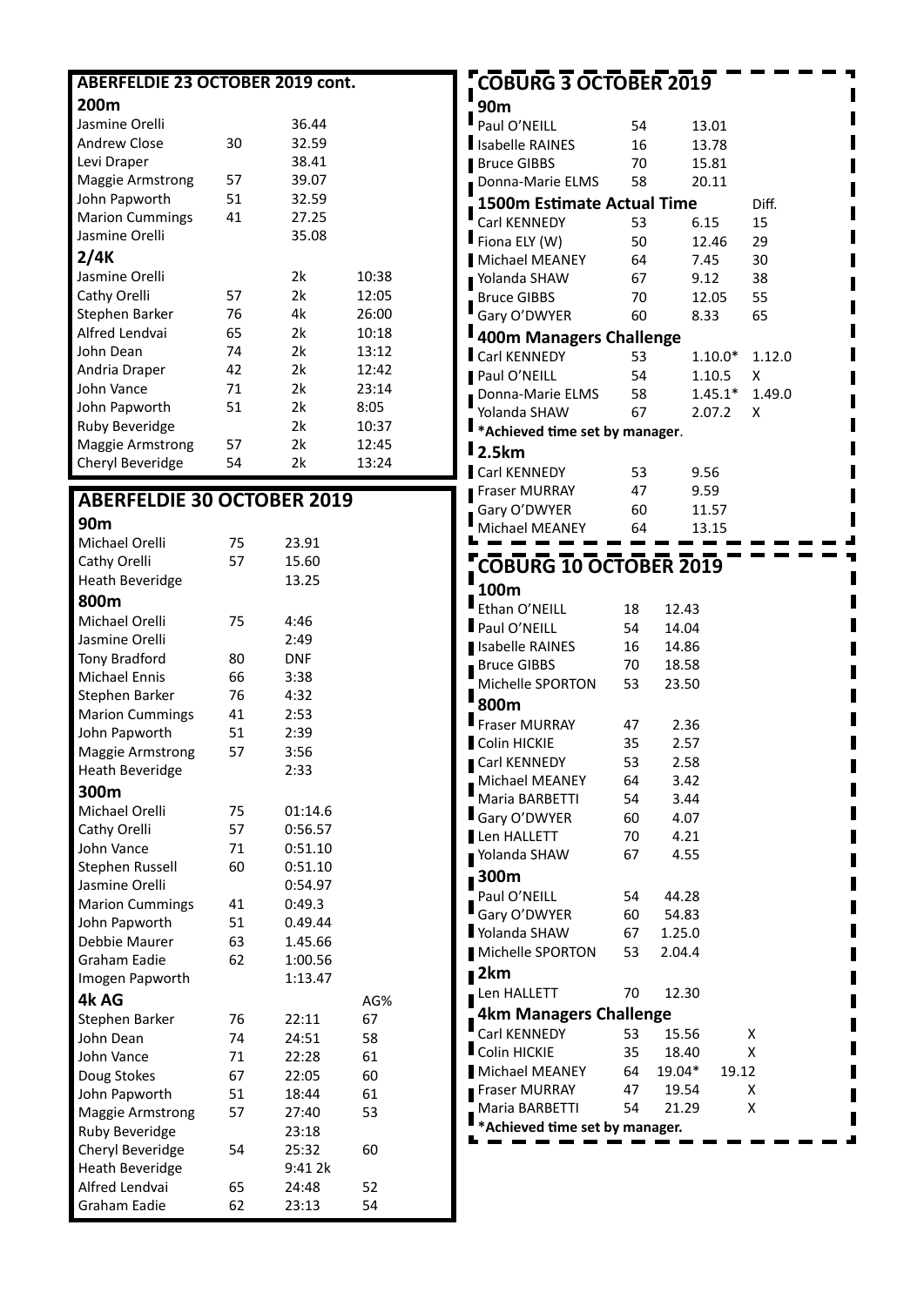## ABERFELDIE 23 OCTOBER 2019 cont.

### 200m

| Name | Age | Time |
|---|---|---|
| Jasmine Orelli | | 36.44 |
| Andrew Close | 30 | 32.59 |
| Levi Draper | | 38.41 |
| Maggie Armstrong | 57 | 39.07 |
| John Papworth | 51 | 32.59 |
| Marion Cummings | 41 | 27.25 |
| Jasmine Orelli | | 35.08 |

### 2/4K

| Name | Age | Distance | Time |
|---|---|---|---|
| Jasmine Orelli | | 2k | 10:38 |
| Cathy Orelli | 57 | 2k | 12:05 |
| Stephen Barker | 76 | 4k | 26:00 |
| Alfred Lendvai | 65 | 2k | 10:18 |
| John Dean | 74 | 2k | 13:12 |
| Andria Draper | 42 | 2k | 12:42 |
| John Vance | 71 | 2k | 23:14 |
| John Papworth | 51 | 2k | 8:05 |
| Ruby Beveridge | | 2k | 10:37 |
| Maggie Armstrong | 57 | 2k | 12:45 |
| Cheryl Beveridge | 54 | 2k | 13:24 |

## ABERFELDIE 30 OCTOBER 2019

### 90m

| Name | Age | Time |
|---|---|---|
| Michael Orelli | 75 | 23.91 |
| Cathy Orelli | 57 | 15.60 |
| Heath Beveridge | | 13.25 |

### 800m

| Name | Age | Time |
|---|---|---|
| Michael Orelli | 75 | 4:46 |
| Jasmine Orelli | | 2:49 |
| Tony Bradford | 80 | DNF |
| Michael Ennis | 66 | 3:38 |
| Stephen Barker | 76 | 4:32 |
| Marion Cummings | 41 | 2:53 |
| John Papworth | 51 | 2:39 |
| Maggie Armstrong | 57 | 3:56 |
| Heath Beveridge | | 2:33 |

### 300m

| Name | Age | Time |
|---|---|---|
| Michael Orelli | 75 | 01:14.6 |
| Cathy Orelli | 57 | 0:56.57 |
| John Vance | 71 | 0:51.10 |
| Stephen Russell | 60 | 0:51.10 |
| Jasmine Orelli | | 0:54.97 |
| Marion Cummings | 41 | 0:49.3 |
| John Papworth | 51 | 0.49.44 |
| Debbie Maurer | 63 | 1.45.66 |
| Graham Eadie | 62 | 1:00.56 |
| Imogen Papworth | | 1:13.47 |

### 4k AG

| Name | Age | Time | AG% |
|---|---|---|---|
| Stephen Barker | 76 | 22:11 | 67 |
| John Dean | 74 | 24:51 | 58 |
| John Vance | 71 | 22:28 | 61 |
| Doug Stokes | 67 | 22:05 | 60 |
| John Papworth | 51 | 18:44 | 61 |
| Maggie Armstrong | 57 | 27:40 | 53 |
| Ruby Beveridge | | 23:18 | |
| Cheryl Beveridge | 54 | 25:32 | 60 |
| Heath Beveridge | | 9:41 2k | |
| Alfred Lendvai | 65 | 24:48 | 52 |
| Graham Eadie | 62 | 23:13 | 54 |

## COBURG 3 OCTOBER 2019

### 90m

| Name | Age | Time |
|---|---|---|
| Paul O'NEILL | 54 | 13.01 |
| Isabelle RAINES | 16 | 13.78 |
| Bruce GIBBS | 70 | 15.81 |
| Donna-Marie ELMS | 58 | 20.11 |

### 1500m Estimate Actual Time

| Name | Age | Actual Time | Diff. |
|---|---|---|---|
| Carl KENNEDY | 53 | 6.15 | 15 |
| Fiona ELY (W) | 50 | 12.46 | 29 |
| Michael MEANEY | 64 | 7.45 | 30 |
| Yolanda SHAW | 67 | 9.12 | 38 |
| Bruce GIBBS | 70 | 12.05 | 55 |
| Gary O'DWYER | 60 | 8.33 | 65 |

### 400m Managers Challenge

| Name | Age | Time | |
|---|---|---|---|
| Carl KENNEDY | 53 | 1.10.0* | 1.12.0 |
| Paul O'NEILL | 54 | 1.10.5 | X |
| Donna-Marie ELMS | 58 | 1.45.1* | 1.49.0 |
| Yolanda SHAW | 67 | 2.07.2 | X |

**\*Achieved time set by manager**.

### 2.5km

| Name | Age | Time |
|---|---|---|
| Carl KENNEDY | 53 | 9.56 |
| Fraser MURRAY | 47 | 9.59 |
| Gary O'DWYER | 60 | 11.57 |
| Michael MEANEY | 64 | 13.15 |

## COBURG 10 OCTOBER 2019

### 100m

| Name | Age | Time |
|---|---|---|
| Ethan O'NEILL | 18 | 12.43 |
| Paul O'NEILL | 54 | 14.04 |
| Isabelle RAINES | 16 | 14.86 |
| Bruce GIBBS | 70 | 18.58 |
| Michelle SPORTON | 53 | 23.50 |

### 800m

| Name | Age | Time |
|---|---|---|
| Fraser MURRAY | 47 | 2.36 |
| Colin HICKIE | 35 | 2.57 |
| Carl KENNEDY | 53 | 2.58 |
| Michael MEANEY | 64 | 3.42 |
| Maria BARBETTI | 54 | 3.44 |
| Gary O'DWYER | 60 | 4.07 |
| Len HALLETT | 70 | 4.21 |
| Yolanda SHAW | 67 | 4.55 |

### 300m

| Name | Age | Time |
|---|---|---|
| Paul O'NEILL | 54 | 44.28 |
| Gary O'DWYER | 60 | 54.83 |
| Yolanda SHAW | 67 | 1.25.0 |
| Michelle SPORTON | 53 | 2.04.4 |

### 2km

| Name | Age | Time |
|---|---|---|
| Len HALLETT | 70 | 12.30 |

### 4km Managers Challenge

| Name | Age | Time | |
|---|---|---|---|
| Carl KENNEDY | 53 | 15.56 | X |
| Colin HICKIE | 35 | 18.40 | X |
| Michael MEANEY | 64 | 19.04* | 19.12 |
| Fraser MURRAY | 47 | 19.54 | X |
| Maria BARBETTI | 54 | 21.29 | X |

**\*Achieved time set by manager.**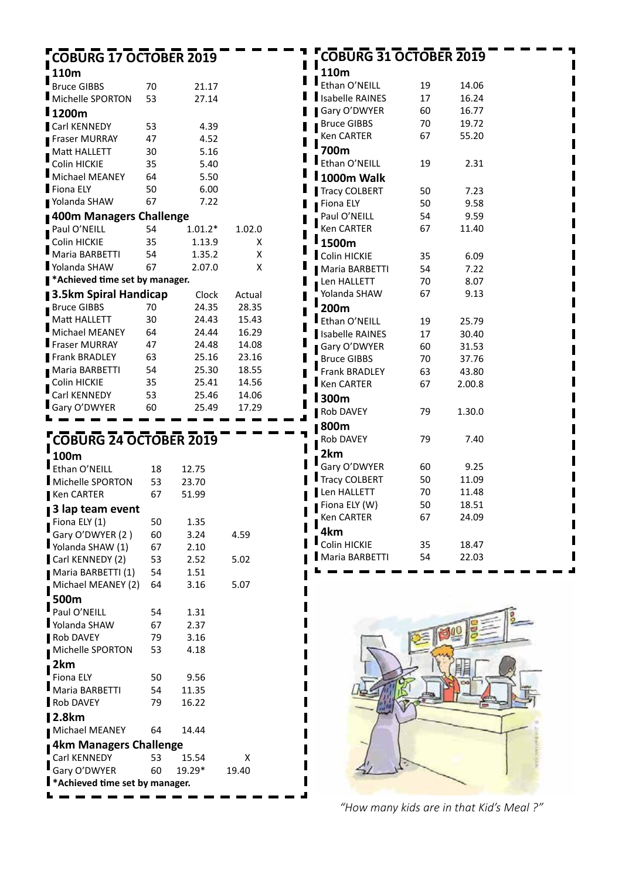## COBURG 17 OCTOBER 2019

### 110m

| | | | |
|---|---|---|---|
| Bruce GIBBS | 70 | 21.17 | |
| Michelle SPORTON | 53 | 27.14 | |

### 1200m

| | | | |
|---|---|---|---|
| Carl KENNEDY | 53 | 4.39 | |
| Fraser MURRAY | 47 | 4.52 | |
| Matt HALLETT | 30 | 5.16 | |
| Colin HICKIE | 35 | 5.40 | |
| Michael MEANEY | 64 | 5.50 | |
| Fiona ELY | 50 | 6.00 | |
| Yolanda SHAW | 67 | 7.22 | |

### 400m Managers Challenge

| | | | |
|---|---|---|---|
| Paul O'NEILL | 54 | 1.01.2* | 1.02.0 |
| Colin HICKIE | 35 | 1.13.9 | X |
| Maria BARBETTI | 54 | 1.35.2 | X |
| Yolanda SHAW | 67 | 2.07.0 | X |

**\*Achieved time set by manager.**

### 3.5km Spiral Handicap

| | | Clock | Actual |
|---|---|---|---|
| Bruce GIBBS | 70 | 24.35 | 28.35 |
| Matt HALLETT | 30 | 24.43 | 15.43 |
| Michael MEANEY | 64 | 24.44 | 16.29 |
| Fraser MURRAY | 47 | 24.48 | 14.08 |
| Frank BRADLEY | 63 | 25.16 | 23.16 |
| Maria BARBETTI | 54 | 25.30 | 18.55 |
| Colin HICKIE | 35 | 25.41 | 14.56 |
| Carl KENNEDY | 53 | 25.46 | 14.06 |
| Gary O'DWYER | 60 | 25.49 | 17.29 |

## COBURG 24 OCTOBER 2019

### 100m

| | | | |
|---|---|---|---|
| Ethan O'NEILL | 18 | 12.75 | |
| Michelle SPORTON | 53 | 23.70 | |
| Ken CARTER | 67 | 51.99 | |

### 3 lap team event

| | | | |
|---|---|---|---|
| Fiona ELY (1) | 50 | 1.35 | |
| Gary O'DWYER (2 ) | 60 | 3.24 | 4.59 |
| Yolanda SHAW (1) | 67 | 2.10 | |
| Carl KENNEDY (2) | 53 | 2.52 | 5.02 |
| Maria BARBETTI (1) | 54 | 1.51 | |
| Michael MEANEY (2) | 64 | 3.16 | 5.07 |

### 500m

| | | | |
|---|---|---|---|
| Paul O'NEILL | 54 | 1.31 | |
| Yolanda SHAW | 67 | 2.37 | |
| Rob DAVEY | 79 | 3.16 | |
| Michelle SPORTON | 53 | 4.18 | |

### 2km

| | | | |
|---|---|---|---|
| Fiona ELY | 50 | 9.56 | |
| Maria BARBETTI | 54 | 11.35 | |
| Rob DAVEY | 79 | 16.22 | |

### 2.8km

| | | | |
|---|---|---|---|
| Michael MEANEY | 64 | 14.44 | |

### 4km Managers Challenge

| | | | |
|---|---|---|---|
| Carl KENNEDY | 53 | 15.54 | X |
| Gary O'DWYER | 60 | 19.29* | 19.40 |

**\*Achieved time set by manager.**

## COBURG 31 OCTOBER 2019

### 110m

| | | |
|---|---|---|
| Ethan O'NEILL | 19 | 14.06 |
| Isabelle RAINES | 17 | 16.24 |
| Gary O'DWYER | 60 | 16.77 |
| Bruce GIBBS | 70 | 19.72 |
| Ken CARTER | 67 | 55.20 |

### 700m

| | | |
|---|---|---|
| Ethan O'NEILL | 19 | 2.31 |

### 1000m Walk

| | | |
|---|---|---|
| Tracy COLBERT | 50 | 7.23 |
| Fiona ELY | 50 | 9.58 |
| Paul O'NEILL | 54 | 9.59 |
| Ken CARTER | 67 | 11.40 |

### 1500m

| | | |
|---|---|---|
| Colin HICKIE | 35 | 6.09 |
| Maria BARBETTI | 54 | 7.22 |
| Len HALLETT | 70 | 8.07 |
| Yolanda SHAW | 67 | 9.13 |

### 200m

| | | |
|---|---|---|
| Ethan O'NEILL | 19 | 25.79 |
| Isabelle RAINES | 17 | 30.40 |
| Gary O'DWYER | 60 | 31.53 |
| Bruce GIBBS | 70 | 37.76 |
| Frank BRADLEY | 63 | 43.80 |
| Ken CARTER | 67 | 2.00.8 |

### 300m

| | | |
|---|---|---|
| Rob DAVEY | 79 | 1.30.0 |

### 800m

| | | |
|---|---|---|
| Rob DAVEY | 79 | 7.40 |

### 2km

| | | |
|---|---|---|
| Gary O'DWYER | 60 | 9.25 |
| Tracy COLBERT | 50 | 11.09 |
| Len HALLETT | 70 | 11.48 |
| Fiona ELY (W) | 50 | 18.51 |
| Ken CARTER | 67 | 24.09 |

### 4km

| | | |
|---|---|---|
| Colin HICKIE | 35 | 18.47 |
| Maria BARBETTI | 54 | 22.03 |

*"How many kids are in that Kid's Meal ?"*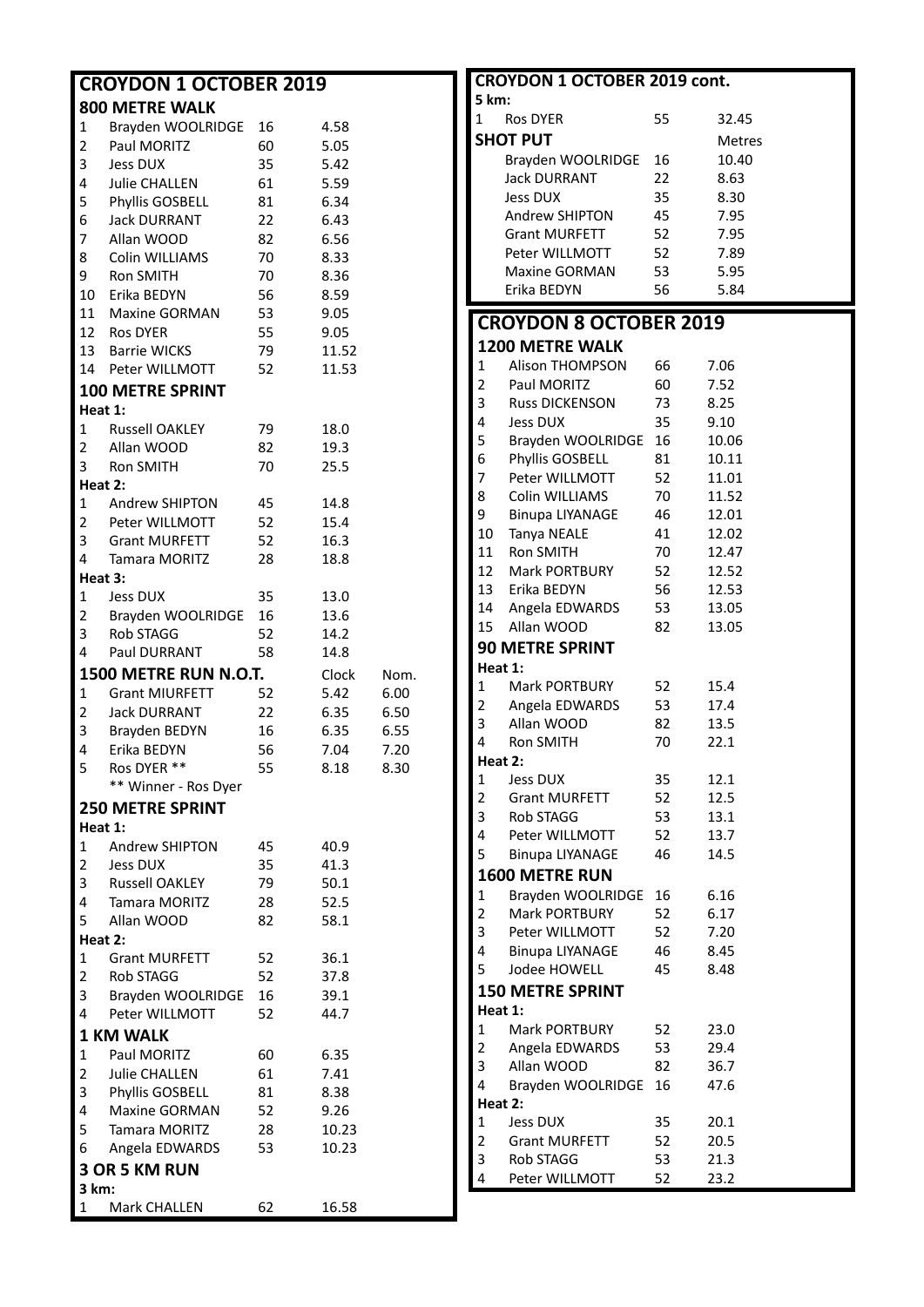## CROYDON 1 OCTOBER 2019

### 800 METRE WALK

| | | | |
|---|---|---|---|
| 1 | Brayden WOOLRIDGE | 16 | 4.58 |
| 2 | Paul MORITZ | 60 | 5.05 |
| 3 | Jess DUX | 35 | 5.42 |
| 4 | Julie CHALLEN | 61 | 5.59 |
| 5 | Phyllis GOSBELL | 81 | 6.34 |
| 6 | Jack DURRANT | 22 | 6.43 |
| 7 | Allan WOOD | 82 | 6.56 |
| 8 | Colin WILLIAMS | 70 | 8.33 |
| 9 | Ron SMITH | 70 | 8.36 |
| 10 | Erika BEDYN | 56 | 8.59 |
| 11 | Maxine GORMAN | 53 | 9.05 |
| 12 | Ros DYER | 55 | 9.05 |
| 13 | Barrie WICKS | 79 | 11.52 |
| 14 | Peter WILLMOTT | 52 | 11.53 |

### 100 METRE SPRINT

**Heat 1:**

| | | | |
|---|---|---|---|
| 1 | Russell OAKLEY | 79 | 18.0 |
| 2 | Allan WOOD | 82 | 19.3 |
| 3 | Ron SMITH | 70 | 25.5 |

**Heat 2:**

| | | | |
|---|---|---|---|
| 1 | Andrew SHIPTON | 45 | 14.8 |
| 2 | Peter WILLMOTT | 52 | 15.4 |
| 3 | Grant MURFETT | 52 | 16.3 |
| 4 | Tamara MORITZ | 28 | 18.8 |

**Heat 3:**

| | | | |
|---|---|---|---|
| 1 | Jess DUX | 35 | 13.0 |
| 2 | Brayden WOOLRIDGE | 16 | 13.6 |
| 3 | Rob STAGG | 52 | 14.2 |
| 4 | Paul DURRANT | 58 | 14.8 |

### 1500 METRE RUN N.O.T.

| | | | Clock | Nom. |
|---|---|---|---|---|
| 1 | Grant MIURFETT | 52 | 5.42 | 6.00 |
| 2 | Jack DURRANT | 22 | 6.35 | 6.50 |
| 3 | Brayden BEDYN | 16 | 6.35 | 6.55 |
| 4 | Erika BEDYN | 56 | 7.04 | 7.20 |
| 5 | Ros DYER ** | 55 | 8.18 | 8.30 |

** Winner - Ros Dyer

### 250 METRE SPRINT

**Heat 1:**

| | | | |
|---|---|---|---|
| 1 | Andrew SHIPTON | 45 | 40.9 |
| 2 | Jess DUX | 35 | 41.3 |
| 3 | Russell OAKLEY | 79 | 50.1 |
| 4 | Tamara MORITZ | 28 | 52.5 |
| 5 | Allan WOOD | 82 | 58.1 |

**Heat 2:**

| | | | |
|---|---|---|---|
| 1 | Grant MURFETT | 52 | 36.1 |
| 2 | Rob STAGG | 52 | 37.8 |
| 3 | Brayden WOOLRIDGE | 16 | 39.1 |
| 4 | Peter WILLMOTT | 52 | 44.7 |

### 1 KM WALK

| | | | |
|---|---|---|---|
| 1 | Paul MORITZ | 60 | 6.35 |
| 2 | Julie CHALLEN | 61 | 7.41 |
| 3 | Phyllis GOSBELL | 81 | 8.38 |
| 4 | Maxine GORMAN | 52 | 9.26 |
| 5 | Tamara MORITZ | 28 | 10.23 |
| 6 | Angela EDWARDS | 53 | 10.23 |

### 3 OR 5 KM RUN

**3 km:**

| | | | |
|---|---|---|---|
| 1 | Mark CHALLEN | 62 | 16.58 |

## CROYDON 1 OCTOBER 2019 cont.

**5 km:**

| | | | |
|---|---|---|---|
| 1 | Ros DYER | 55 | 32.45 |

### SHOT PUT

| | | Metres |
|---|---|---|
| Brayden WOOLRIDGE | 16 | 10.40 |
| Jack DURRANT | 22 | 8.63 |
| Jess DUX | 35 | 8.30 |
| Andrew SHIPTON | 45 | 7.95 |
| Grant MURFETT | 52 | 7.95 |
| Peter WILLMOTT | 52 | 7.89 |
| Maxine GORMAN | 53 | 5.95 |
| Erika BEDYN | 56 | 5.84 |

## CROYDON 8 OCTOBER 2019

### 1200 METRE WALK

| | | | |
|---|---|---|---|
| 1 | Alison THOMPSON | 66 | 7.06 |
| 2 | Paul MORITZ | 60 | 7.52 |
| 3 | Russ DICKENSON | 73 | 8.25 |
| 4 | Jess DUX | 35 | 9.10 |
| 5 | Brayden WOOLRIDGE | 16 | 10.06 |
| 6 | Phyllis GOSBELL | 81 | 10.11 |
| 7 | Peter WILLMOTT | 52 | 11.01 |
| 8 | Colin WILLIAMS | 70 | 11.52 |
| 9 | Binupa LIYANAGE | 46 | 12.01 |
| 10 | Tanya NEALE | 41 | 12.02 |
| 11 | Ron SMITH | 70 | 12.47 |
| 12 | Mark PORTBURY | 52 | 12.52 |
| 13 | Erika BEDYN | 56 | 12.53 |
| 14 | Angela EDWARDS | 53 | 13.05 |
| 15 | Allan WOOD | 82 | 13.05 |

### 90 METRE SPRINT

**Heat 1:**

| | | | |
|---|---|---|---|
| 1 | Mark PORTBURY | 52 | 15.4 |
| 2 | Angela EDWARDS | 53 | 17.4 |
| 3 | Allan WOOD | 82 | 13.5 |
| 4 | Ron SMITH | 70 | 22.1 |

**Heat 2:**

| | | | |
|---|---|---|---|
| 1 | Jess DUX | 35 | 12.1 |
| 2 | Grant MURFETT | 52 | 12.5 |
| 3 | Rob STAGG | 53 | 13.1 |
| 4 | Peter WILLMOTT | 52 | 13.7 |
| 5 | Binupa LIYANAGE | 46 | 14.5 |

### 1600 METRE RUN

| | | | |
|---|---|---|---|
| 1 | Brayden WOOLRIDGE | 16 | 6.16 |
| 2 | Mark PORTBURY | 52 | 6.17 |
| 3 | Peter WILLMOTT | 52 | 7.20 |
| 4 | Binupa LIYANAGE | 46 | 8.45 |
| 5 | Jodee HOWELL | 45 | 8.48 |

### 150 METRE SPRINT

**Heat 1:**

| | | | |
|---|---|---|---|
| 1 | Mark PORTBURY | 52 | 23.0 |
| 2 | Angela EDWARDS | 53 | 29.4 |
| 3 | Allan WOOD | 82 | 36.7 |
| 4 | Brayden WOOLRIDGE | 16 | 47.6 |

**Heat 2:**

| | | | |
|---|---|---|---|
| 1 | Jess DUX | 35 | 20.1 |
| 2 | Grant MURFETT | 52 | 20.5 |
| 3 | Rob STAGG | 53 | 21.3 |
| 4 | Peter WILLMOTT | 52 | 23.2 |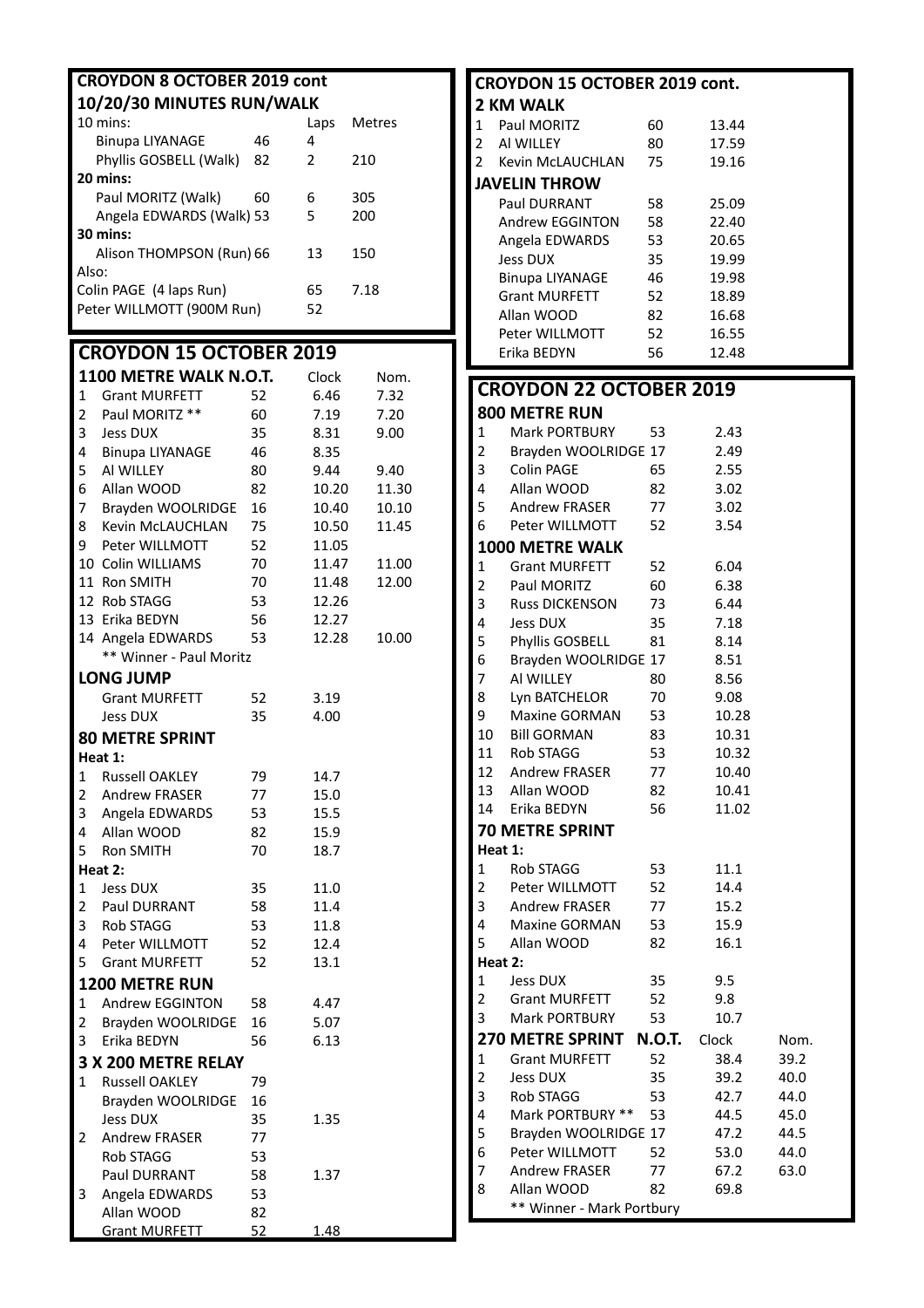## CROYDON 8 OCTOBER 2019 cont

### 10/20/30 MINUTES RUN/WALK

| 10 mins: | | Laps | Metres |
|---|---|---|---|
| Binupa LIYANAGE | 46 | 4 | |
| Phyllis GOSBELL (Walk) | 82 | 2 | 210 |
| **20 mins:** | | | |
| Paul MORITZ (Walk) | 60 | 6 | 305 |
| Angela EDWARDS (Walk) | 53 | 5 | 200 |
| **30 mins:** | | | |
| Alison THOMPSON (Run) | 66 | 13 | 150 |
| Also: | | | |
| Colin PAGE (4 laps Run) | | 65 | 7.18 |
| Peter WILLMOTT (900M Run) | | 52 | |

## CROYDON 15 OCTOBER 2019

### 1100 METRE WALK N.O.T.

| | Name | Age | Clock | Nom. |
|---|---|---|---|---|
| 1 | Grant MURFETT | 52 | 6.46 | 7.32 |
| 2 | Paul MORITZ ** | 60 | 7.19 | 7.20 |
| 3 | Jess DUX | 35 | 8.31 | 9.00 |
| 4 | Binupa LIYANAGE | 46 | 8.35 | |
| 5 | Al WILLEY | 80 | 9.44 | 9.40 |
| 6 | Allan WOOD | 82 | 10.20 | 11.30 |
| 7 | Brayden WOOLRIDGE | 16 | 10.40 | 10.10 |
| 8 | Kevin McLAUCHLAN | 75 | 10.50 | 11.45 |
| 9 | Peter WILLMOTT | 52 | 11.05 | |
| 10 | Colin WILLIAMS | 70 | 11.47 | 11.00 |
| 11 | Ron SMITH | 70 | 11.48 | 12.00 |
| 12 | Rob STAGG | 53 | 12.26 | |
| 13 | Erika BEDYN | 56 | 12.27 | |
| 14 | Angela EDWARDS | 53 | 12.28 | 10.00 |

** Winner - Paul Moritz

### LONG JUMP

| Name | Age | Distance |
|---|---|---|
| Grant MURFETT | 52 | 3.19 |
| Jess DUX | 35 | 4.00 |

### 80 METRE SPRINT

**Heat 1:**

| | Name | Age | Time |
|---|---|---|---|
| 1 | Russell OAKLEY | 79 | 14.7 |
| 2 | Andrew FRASER | 77 | 15.0 |
| 3 | Angela EDWARDS | 53 | 15.5 |
| 4 | Allan WOOD | 82 | 15.9 |
| 5 | Ron SMITH | 70 | 18.7 |

**Heat 2:**

| | Name | Age | Time |
|---|---|---|---|
| 1 | Jess DUX | 35 | 11.0 |
| 2 | Paul DURRANT | 58 | 11.4 |
| 3 | Rob STAGG | 53 | 11.8 |
| 4 | Peter WILLMOTT | 52 | 12.4 |
| 5 | Grant MURFETT | 52 | 13.1 |

### 1200 METRE RUN

| | Name | Age | Time |
|---|---|---|---|
| 1 | Andrew EGGINTON | 58 | 4.47 |
| 2 | Brayden WOOLRIDGE | 16 | 5.07 |
| 3 | Erika BEDYN | 56 | 6.13 |

### 3 X 200 METRE RELAY

| | Name | Age | Time |
|---|---|---|---|
| 1 | Russell OAKLEY | 79 | |
| | Brayden WOOLRIDGE | 16 | |
| | Jess DUX | 35 | 1.35 |
| 2 | Andrew FRASER | 77 | |
| | Rob STAGG | 53 | |
| | Paul DURRANT | 58 | 1.37 |
| 3 | Angela EDWARDS | 53 | |
| | Allan WOOD | 82 | |
| | Grant MURFETT | 52 | 1.48 |

## CROYDON 15 OCTOBER 2019 cont.

### 2 KM WALK

| | Name | Age | Time |
|---|---|---|---|
| 1 | Paul MORITZ | 60 | 13.44 |
| 2 | Al WILLEY | 80 | 17.59 |
| 2 | Kevin McLAUCHLAN | 75 | 19.16 |

### JAVELIN THROW

| Name | Age | Distance |
|---|---|---|
| Paul DURRANT | 58 | 25.09 |
| Andrew EGGINTON | 58 | 22.40 |
| Angela EDWARDS | 53 | 20.65 |
| Jess DUX | 35 | 19.99 |
| Binupa LIYANAGE | 46 | 19.98 |
| Grant MURFETT | 52 | 18.89 |
| Allan WOOD | 82 | 16.68 |
| Peter WILLMOTT | 52 | 16.55 |
| Erika BEDYN | 56 | 12.48 |

## CROYDON 22 OCTOBER 2019

### 800 METRE RUN

| | Name | Age | Time |
|---|---|---|---|
| 1 | Mark PORTBURY | 53 | 2.43 |
| 2 | Brayden WOOLRIDGE | 17 | 2.49 |
| 3 | Colin PAGE | 65 | 2.55 |
| 4 | Allan WOOD | 82 | 3.02 |
| 5 | Andrew FRASER | 77 | 3.02 |
| 6 | Peter WILLMOTT | 52 | 3.54 |

### 1000 METRE WALK

| | Name | Age | Time |
|---|---|---|---|
| 1 | Grant MURFETT | 52 | 6.04 |
| 2 | Paul MORITZ | 60 | 6.38 |
| 3 | Russ DICKENSON | 73 | 6.44 |
| 4 | Jess DUX | 35 | 7.18 |
| 5 | Phyllis GOSBELL | 81 | 8.14 |
| 6 | Brayden WOOLRIDGE | 17 | 8.51 |
| 7 | Al WILLEY | 80 | 8.56 |
| 8 | Lyn BATCHELOR | 70 | 9.08 |
| 9 | Maxine GORMAN | 53 | 10.28 |
| 10 | Bill GORMAN | 83 | 10.31 |
| 11 | Rob STAGG | 53 | 10.32 |
| 12 | Andrew FRASER | 77 | 10.40 |
| 13 | Allan WOOD | 82 | 10.41 |
| 14 | Erika BEDYN | 56 | 11.02 |

### 70 METRE SPRINT

**Heat 1:**

| | Name | Age | Time |
|---|---|---|---|
| 1 | Rob STAGG | 53 | 11.1 |
| 2 | Peter WILLMOTT | 52 | 14.4 |
| 3 | Andrew FRASER | 77 | 15.2 |
| 4 | Maxine GORMAN | 53 | 15.9 |
| 5 | Allan WOOD | 82 | 16.1 |

**Heat 2:**

| | Name | Age | Time |
|---|---|---|---|
| 1 | Jess DUX | 35 | 9.5 |
| 2 | Grant MURFETT | 52 | 9.8 |
| 3 | Mark PORTBURY | 53 | 10.7 |

### 270 METRE SPRINT N.O.T.

| | Name | Age | Clock | Nom. |
|---|---|---|---|---|
| 1 | Grant MURFETT | 52 | 38.4 | 39.2 |
| 2 | Jess DUX | 35 | 39.2 | 40.0 |
| 3 | Rob STAGG | 53 | 42.7 | 44.0 |
| 4 | Mark PORTBURY ** | 53 | 44.5 | 45.0 |
| 5 | Brayden WOOLRIDGE | 17 | 47.2 | 44.5 |
| 6 | Peter WILLMOTT | 52 | 53.0 | 44.0 |
| 7 | Andrew FRASER | 77 | 67.2 | 63.0 |
| 8 | Allan WOOD | 82 | 69.8 | |

** Winner - Mark Portbury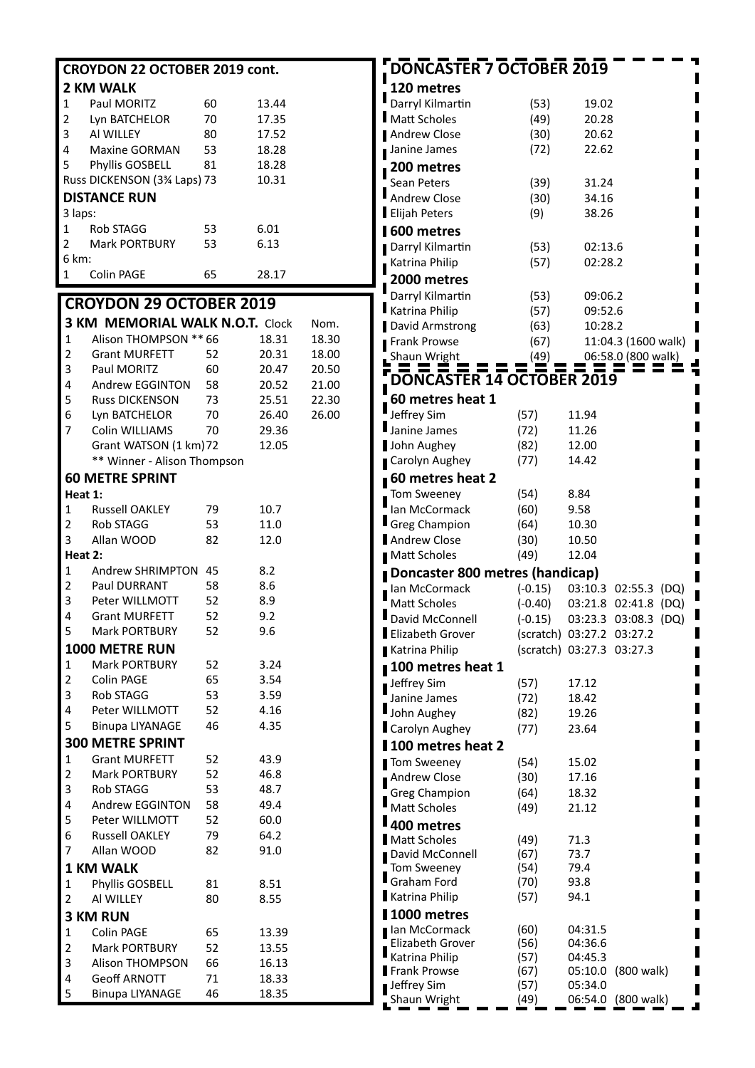## CROYDON 22 OCTOBER 2019 cont.

### 2 KM WALK

| | | | |
|---|---|---|---|
| 1 | Paul MORITZ | 60 | 13.44 |
| 2 | Lyn BATCHELOR | 70 | 17.35 |
| 3 | Al WILLEY | 80 | 17.52 |
| 4 | Maxine GORMAN | 53 | 18.28 |
| 5 | Phyllis GOSBELL | 81 | 18.28 |
| | Russ DICKENSON (3¾ Laps) | 73 | 10.31 |

### DISTANCE RUN

3 laps:

| | | | |
|---|---|---|---|
| 1 | Rob STAGG | 53 | 6.01 |
| 2 | Mark PORTBURY | 53 | 6.13 |

6 km:

| | | | |
|---|---|---|---|
| 1 | Colin PAGE | 65 | 28.17 |

## CROYDON 29 OCTOBER 2019

### 3 KM MEMORIAL WALK N.O.T.

| | | | Clock | Nom. |
|---|---|---|---|---|
| 1 | Alison THOMPSON ** | 66 | 18.31 | 18.30 |
| 2 | Grant MURFETT | 52 | 20.31 | 18.00 |
| 3 | Paul MORITZ | 60 | 20.47 | 20.50 |
| 4 | Andrew EGGINTON | 58 | 20.52 | 21.00 |
| 5 | Russ DICKENSON | 73 | 25.51 | 22.30 |
| 6 | Lyn BATCHELOR | 70 | 26.40 | 26.00 |
| 7 | Colin WILLIAMS | 70 | 29.36 | |
| | Grant WATSON (1 km) | 72 | 12.05 | |

** Winner - Alison Thompson

### 60 METRE SPRINT

Heat 1:

| | | | |
|---|---|---|---|
| 1 | Russell OAKLEY | 79 | 10.7 |
| 2 | Rob STAGG | 53 | 11.0 |
| 3 | Allan WOOD | 82 | 12.0 |

Heat 2:

| | | | |
|---|---|---|---|
| 1 | Andrew SHRIMPTON | 45 | 8.2 |
| 2 | Paul DURRANT | 58 | 8.6 |
| 3 | Peter WILLMOTT | 52 | 8.9 |
| 4 | Grant MURFETT | 52 | 9.2 |
| 5 | Mark PORTBURY | 52 | 9.6 |

### 1000 METRE RUN

| | | | |
|---|---|---|---|
| 1 | Mark PORTBURY | 52 | 3.24 |
| 2 | Colin PAGE | 65 | 3.54 |
| 3 | Rob STAGG | 53 | 3.59 |
| 4 | Peter WILLMOTT | 52 | 4.16 |
| 5 | Binupa LIYANAGE | 46 | 4.35 |

### 300 METRE SPRINT

| | | | |
|---|---|---|---|
| 1 | Grant MURFETT | 52 | 43.9 |
| 2 | Mark PORTBURY | 52 | 46.8 |
| 3 | Rob STAGG | 53 | 48.7 |
| 4 | Andrew EGGINTON | 58 | 49.4 |
| 5 | Peter WILLMOTT | 52 | 60.0 |
| 6 | Russell OAKLEY | 79 | 64.2 |
| 7 | Allan WOOD | 82 | 91.0 |

### 1 KM WALK

| | | | |
|---|---|---|---|
| 1 | Phyllis GOSBELL | 81 | 8.51 |
| 2 | Al WILLEY | 80 | 8.55 |

### 3 KM RUN

| | | | |
|---|---|---|---|
| 1 | Colin PAGE | 65 | 13.39 |
| 2 | Mark PORTBURY | 52 | 13.55 |
| 3 | Alison THOMPSON | 66 | 16.13 |
| 4 | Geoff ARNOTT | 71 | 18.33 |
| 5 | Binupa LIYANAGE | 46 | 18.35 |

## DONCASTER 7 OCTOBER 2019

### 120 metres

| | | |
|---|---|---|
| Darryl Kilmartin | (53) | 19.02 |
| Matt Scholes | (49) | 20.28 |
| Andrew Close | (30) | 20.62 |
| Janine James | (72) | 22.62 |

### 200 metres

| | | |
|---|---|---|
| Sean Peters | (39) | 31.24 |
| Andrew Close | (30) | 34.16 |
| Elijah Peters | (9) | 38.26 |

### 600 metres

| | | |
|---|---|---|
| Darryl Kilmartin | (53) | 02:13.6 |
| Katrina Philip | (57) | 02:28.2 |

### 2000 metres

| | | |
|---|---|---|
| Darryl Kilmartin | (53) | 09:06.2 |
| Katrina Philip | (57) | 09:52.6 |
| David Armstrong | (63) | 10:28.2 |
| Frank Prowse | (67) | 11:04.3 (1600 walk) |
| Shaun Wright | (49) | 06:58.0 (800 walk) |

## DONCASTER 14 OCTOBER 2019

### 60 metres heat 1

| | | |
|---|---|---|
| Jeffrey Sim | (57) | 11.94 |
| Janine James | (72) | 11.26 |
| John Aughey | (82) | 12.00 |
| Carolyn Aughey | (77) | 14.42 |

### 60 metres heat 2

| | | |
|---|---|---|
| Tom Sweeney | (54) | 8.84 |
| Ian McCormack | (60) | 9.58 |
| Greg Champion | (64) | 10.30 |
| Andrew Close | (30) | 10.50 |
| Matt Scholes | (49) | 12.04 |

### Doncaster 800 metres (handicap)

| | | | | |
|---|---|---|---|---|
| Ian McCormack | (-0.15) | 03:10.3 | 02:55.3 | (DQ) |
| Matt Scholes | (-0.40) | 03:21.8 | 02:41.8 | (DQ) |
| David McConnell | (-0.15) | 03:23.3 | 03:08.3 | (DQ) |
| Elizabeth Grover | (scratch) | 03:27.2 | 03:27.2 | |
| Katrina Philip | (scratch) | 03:27.3 | 03:27.3 | |

### 100 metres heat 1

| | | |
|---|---|---|
| Jeffrey Sim | (57) | 17.12 |
| Janine James | (72) | 18.42 |
| John Aughey | (82) | 19.26 |
| Carolyn Aughey | (77) | 23.64 |

### 100 metres heat 2

| | | |
|---|---|---|
| Tom Sweeney | (54) | 15.02 |
| Andrew Close | (30) | 17.16 |
| Greg Champion | (64) | 18.32 |
| Matt Scholes | (49) | 21.12 |

### 400 metres

| | | |
|---|---|---|
| Matt Scholes | (49) | 71.3 |
| David McConnell | (67) | 73.7 |
| Tom Sweeney | (54) | 79.4 |
| Graham Ford | (70) | 93.8 |
| Katrina Philip | (57) | 94.1 |

### 1000 metres

| | | |
|---|---|---|
| Ian McCormack | (60) | 04:31.5 |
| Elizabeth Grover | (56) | 04:36.6 |
| Katrina Philip | (57) | 04:45.3 |
| Frank Prowse | (67) | 05:10.0 (800 walk) |
| Jeffrey Sim | (57) | 05:34.0 |
| Shaun Wright | (49) | 06:54.0 (800 walk) |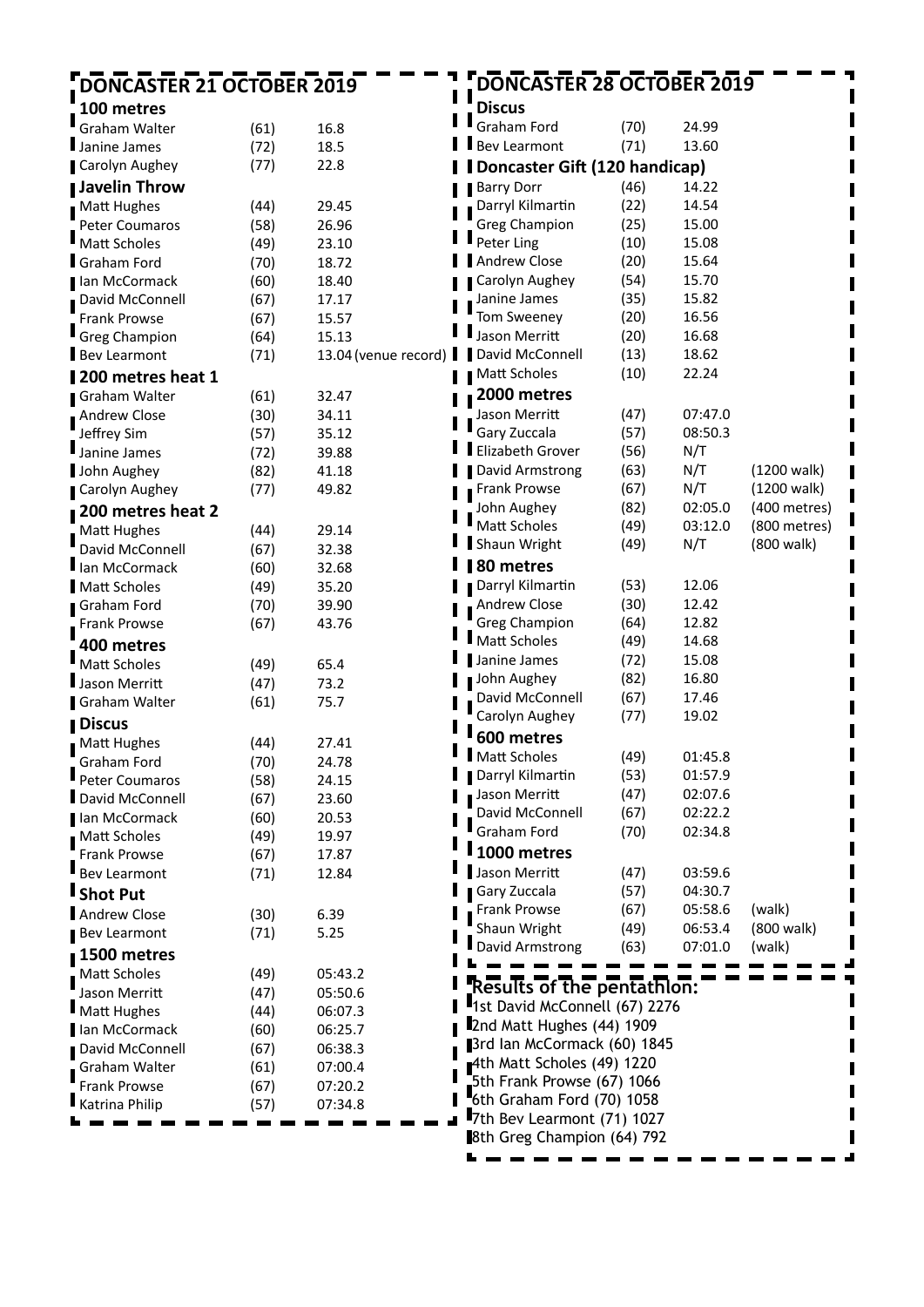## DONCASTER 21 OCTOBER 2019

### 100 metres

| Name | Age | Result |
|---|---|---|
| Graham Walter | (61) | 16.8 |
| Janine James | (72) | 18.5 |
| Carolyn Aughey | (77) | 22.8 |

### Javelin Throw

| Name | Age | Result |
|---|---|---|
| Matt Hughes | (44) | 29.45 |
| Peter Coumaros | (58) | 26.96 |
| Matt Scholes | (49) | 23.10 |
| Graham Ford | (70) | 18.72 |
| Ian McCormack | (60) | 18.40 |
| David McConnell | (67) | 17.17 |
| Frank Prowse | (67) | 15.57 |
| Greg Champion | (64) | 15.13 |
| Bev Learmont | (71) | 13.04 (venue record) |

### 200 metres heat 1

| Name | Age | Result |
|---|---|---|
| Graham Walter | (61) | 32.47 |
| Andrew Close | (30) | 34.11 |
| Jeffrey Sim | (57) | 35.12 |
| Janine James | (72) | 39.88 |
| John Aughey | (82) | 41.18 |
| Carolyn Aughey | (77) | 49.82 |

### 200 metres heat 2

| Name | Age | Result |
|---|---|---|
| Matt Hughes | (44) | 29.14 |
| David McConnell | (67) | 32.38 |
| Ian McCormack | (60) | 32.68 |
| Matt Scholes | (49) | 35.20 |
| Graham Ford | (70) | 39.90 |
| Frank Prowse | (67) | 43.76 |

### 400 metres

| Name | Age | Result |
|---|---|---|
| Matt Scholes | (49) | 65.4 |
| Jason Merritt | (47) | 73.2 |
| Graham Walter | (61) | 75.7 |

### Discus

| Name | Age | Result |
|---|---|---|
| Matt Hughes | (44) | 27.41 |
| Graham Ford | (70) | 24.78 |
| Peter Coumaros | (58) | 24.15 |
| David McConnell | (67) | 23.60 |
| Ian McCormack | (60) | 20.53 |
| Matt Scholes | (49) | 19.97 |
| Frank Prowse | (67) | 17.87 |
| Bev Learmont | (71) | 12.84 |

### Shot Put

| Name | Age | Result |
|---|---|---|
| Andrew Close | (30) | 6.39 |
| Bev Learmont | (71) | 5.25 |

### 1500 metres

| Name | Age | Result |
|---|---|---|
| Matt Scholes | (49) | 05:43.2 |
| Jason Merritt | (47) | 05:50.6 |
| Matt Hughes | (44) | 06:07.3 |
| Ian McCormack | (60) | 06:25.7 |
| David McConnell | (67) | 06:38.3 |
| Graham Walter | (61) | 07:00.4 |
| Frank Prowse | (67) | 07:20.2 |
| Katrina Philip | (57) | 07:34.8 |

## DONCASTER 28 OCTOBER 2019

### Discus

| Name | Age | Result |
|---|---|---|
| Graham Ford | (70) | 24.99 |
| Bev Learmont | (71) | 13.60 |

### Doncaster Gift (120 handicap)

| Name | Handicap | Result |
|---|---|---|
| Barry Dorr | (46) | 14.22 |
| Darryl Kilmartin | (22) | 14.54 |
| Greg Champion | (25) | 15.00 |
| Peter Ling | (10) | 15.08 |
| Andrew Close | (20) | 15.64 |
| Carolyn Aughey | (54) | 15.70 |
| Janine James | (35) | 15.82 |
| Tom Sweeney | (20) | 16.56 |
| Jason Merritt | (20) | 16.68 |
| David McConnell | (13) | 18.62 |
| Matt Scholes | (10) | 22.24 |

### 2000 metres

| Name | Age | Result | Note |
|---|---|---|---|
| Jason Merritt | (47) | 07:47.0 | |
| Gary Zuccala | (57) | 08:50.3 | |
| Elizabeth Grover | (56) | N/T | |
| David Armstrong | (63) | N/T | (1200 walk) |
| Frank Prowse | (67) | N/T | (1200 walk) |
| John Aughey | (82) | 02:05.0 | (400 metres) |
| Matt Scholes | (49) | 03:12.0 | (800 metres) |
| Shaun Wright | (49) | N/T | (800 walk) |

### 80 metres

| Name | Age | Result |
|---|---|---|
| Darryl Kilmartin | (53) | 12.06 |
| Andrew Close | (30) | 12.42 |
| Greg Champion | (64) | 12.82 |
| Matt Scholes | (49) | 14.68 |
| Janine James | (72) | 15.08 |
| John Aughey | (82) | 16.80 |
| David McConnell | (67) | 17.46 |
| Carolyn Aughey | (77) | 19.02 |

### 600 metres

| Name | Age | Result |
|---|---|---|
| Matt Scholes | (49) | 01:45.8 |
| Darryl Kilmartin | (53) | 01:57.9 |
| Jason Merritt | (47) | 02:07.6 |
| David McConnell | (67) | 02:22.2 |
| Graham Ford | (70) | 02:34.8 |

### 1000 metres

| Name | Age | Result | Note |
|---|---|---|---|
| Jason Merritt | (47) | 03:59.6 | |
| Gary Zuccala | (57) | 04:30.7 | |
| Frank Prowse | (67) | 05:58.6 | (walk) |
| Shaun Wright | (49) | 06:53.4 | (800 walk) |
| David Armstrong | (63) | 07:01.0 | (walk) |

### Results of the pentathlon:

1st David McConnell (67) 2276
2nd Matt Hughes (44) 1909
3rd Ian McCormack (60) 1845
4th Matt Scholes (49) 1220
5th Frank Prowse (67) 1066
6th Graham Ford (70) 1058
7th Bev Learmont (71) 1027
8th Greg Champion (64) 792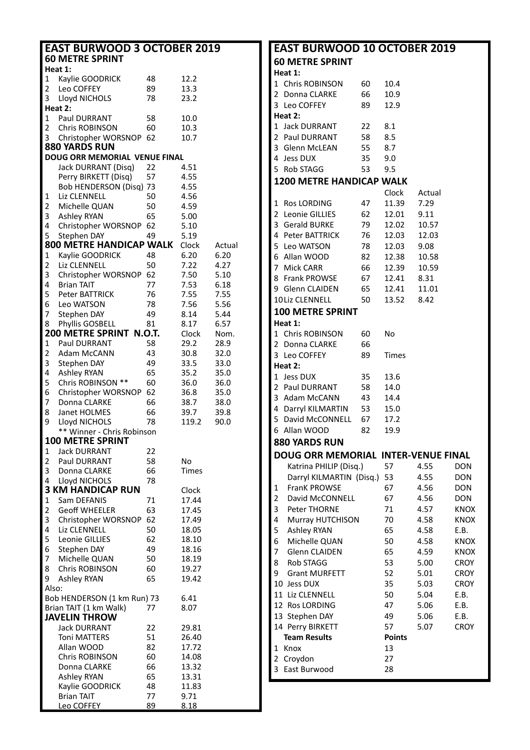# EAST BURWOOD 3 OCTOBER 2019

## 60 METRE SPRINT

**Heat 1:**

| | | | |
|---|---|---|---|
| 1 | Kaylie GOODRICK | 48 | 12.2 |
| 2 | Leo COFFEY | 89 | 13.3 |
| 3 | Lloyd NICHOLS | 78 | 23.2 |

**Heat 2:**

| | | | |
|---|---|---|---|
| 1 | Paul DURRANT | 58 | 10.0 |
| 2 | Chris ROBINSON | 60 | 10.3 |
| 3 | Christopher WORSNOP | 62 | 10.7 |

## 880 YARDS RUN

**DOUG ORR MEMORIAL VENUE FINAL**

| | | | |
|---|---|---|---|
| | Jack DURRANT (Disq) | 22 | 4.51 |
| | Perry BIRKETT (Disq) | 57 | 4.55 |
| | Bob HENDERSON (Disq) | 73 | 4.55 |
| 1 | Liz CLENNELL | 50 | 4.56 |
| 2 | Michelle QUAN | 50 | 4.59 |
| 3 | Ashley RYAN | 65 | 5.00 |
| 4 | Christopher WORSNOP | 62 | 5.10 |
| 5 | Stephen DAY | 49 | 5.19 |

## 800 METRE HANDICAP WALK

| | | | Clock | Actual |
|---|---|---|---|---|
| 1 | Kaylie GOODRICK | 48 | 6.20 | 6.20 |
| 2 | Liz CLENNELL | 50 | 7.22 | 4.27 |
| 3 | Christopher WORSNOP | 62 | 7.50 | 5.10 |
| 4 | Brian TAIT | 77 | 7.53 | 6.18 |
| 5 | Peter BATTRICK | 76 | 7.55 | 7.55 |
| 6 | Leo WATSON | 78 | 7.56 | 5.56 |
| 7 | Stephen DAY | 49 | 8.14 | 5.44 |
| 8 | Phyllis GOSBELL | 81 | 8.17 | 6.57 |

## 200 METRE SPRINT N.O.T.

| | | | Clock | Nom. |
|---|---|---|---|---|
| 1 | Paul DURRANT | 58 | 29.2 | 28.9 |
| 2 | Adam McCANN | 43 | 30.8 | 32.0 |
| 3 | Stephen DAY | 49 | 33.5 | 33.0 |
| 4 | Ashley RYAN | 65 | 35.2 | 35.0 |
| 5 | Chris ROBINSON ** | 60 | 36.0 | 36.0 |
| 6 | Christopher WORSNOP | 62 | 36.8 | 35.0 |
| 7 | Donna CLARKE | 66 | 38.7 | 38.0 |
| 8 | Janet HOLMES | 66 | 39.7 | 39.8 |
| 9 | Lloyd NICHOLS | 78 | 119.2 | 90.0 |

** Winner - Chris Robinson

## 100 METRE SPRINT

| | | | |
|---|---|---|---|
| 1 | Jack DURRANT | 22 | |
| 2 | Paul DURRANT | 58 | No |
| 3 | Donna CLARKE | 66 | Times |
| 4 | Lloyd NICHOLS | 78 | |

## 3 KM HANDICAP RUN

| | | | Clock |
|---|---|---|---|
| 1 | Sam DEFANIS | 71 | 17.44 |
| 2 | Geoff WHEELER | 63 | 17.45 |
| 3 | Christopher WORSNOP | 62 | 17.49 |
| 4 | Liz CLENNELL | 50 | 18.05 |
| 5 | Leonie GILLIES | 62 | 18.10 |
| 6 | Stephen DAY | 49 | 18.16 |
| 7 | Michelle QUAN | 50 | 18.19 |
| 8 | Chris ROBINSON | 60 | 19.27 |
| 9 | Ashley RYAN | 65 | 19.42 |

Also:

| | | |
|---|---|---|
| Bob HENDERSON (1 km Run) | 73 | 6.41 |
| Brian TAIT (1 km Walk) | 77 | 8.07 |

## JAVELIN THROW

| | | |
|---|---|---|
| Jack DURRANT | 22 | 29.81 |
| Toni MATTERS | 51 | 26.40 |
| Allan WOOD | 82 | 17.72 |
| Chris ROBINSON | 60 | 14.08 |
| Donna CLARKE | 66 | 13.32 |
| Ashley RYAN | 65 | 13.31 |
| Kaylie GOODRICK | 48 | 11.83 |
| Brian TAIT | 77 | 9.71 |
| Leo COFFEY | 89 | 8.18 |

# EAST BURWOOD 10 OCTOBER 2019

## 60 METRE SPRINT

**Heat 1:**

| | | | |
|---|---|---|---|
| 1 | Chris ROBINSON | 60 | 10.4 |
| 2 | Donna CLARKE | 66 | 10.9 |
| 3 | Leo COFFEY | 89 | 12.9 |

**Heat 2:**

| | | | |
|---|---|---|---|
| 1 | Jack DURRANT | 22 | 8.1 |
| 2 | Paul DURRANT | 58 | 8.5 |
| 3 | Glenn McLEAN | 55 | 8.7 |
| 4 | Jess DUX | 35 | 9.0 |
| 5 | Rob STAGG | 53 | 9.5 |

## 1200 METRE HANDICAP WALK

| | | | Clock | Actual |
|---|---|---|---|---|
| 1 | Ros LORDING | 47 | 11.39 | 7.29 |
| 2 | Leonie GILLIES | 62 | 12.01 | 9.11 |
| 3 | Gerald BURKE | 79 | 12.02 | 10.57 |
| 4 | Peter BATTRICK | 76 | 12.03 | 12.03 |
| 5 | Leo WATSON | 78 | 12.03 | 9.08 |
| 6 | Allan WOOD | 82 | 12.38 | 10.58 |
| 7 | Mick CARR | 66 | 12.39 | 10.59 |
| 8 | Frank PROWSE | 67 | 12.41 | 8.31 |
| 9 | Glenn CLAIDEN | 65 | 12.41 | 11.01 |
| 10 | Liz CLENNELL | 50 | 13.52 | 8.42 |

## 100 METRE SPRINT

**Heat 1:**

| | | | |
|---|---|---|---|
| 1 | Chris ROBINSON | 60 | No |
| 2 | Donna CLARKE | 66 | |
| 3 | Leo COFFEY | 89 | Times |

**Heat 2:**

| | | | |
|---|---|---|---|
| 1 | Jess DUX | 35 | 13.6 |
| 2 | Paul DURRANT | 58 | 14.0 |
| 3 | Adam McCANN | 43 | 14.4 |
| 4 | Darryl KILMARTIN | 53 | 15.0 |
| 5 | David McCONNELL | 67 | 17.2 |
| 6 | Allan WOOD | 82 | 19.9 |

## 880 YARDS RUN

**DOUG ORR MEMORIAL INTER-VENUE FINAL**

| | | | | |
|---|---|---|---|---|
| | Katrina PHILIP (Disq.) | 57 | 4.55 | DON |
| | Darryl KILMARTIN (Disq.) | 53 | 4.55 | DON |
| 1 | FranK PROWSE | 67 | 4.56 | DON |
| 2 | David McCONNELL | 67 | 4.56 | DON |
| 3 | Peter THORNE | 71 | 4.57 | KNOX |
| 4 | Murray HUTCHISON | 70 | 4.58 | KNOX |
| 5 | Ashley RYAN | 65 | 4.58 | E.B. |
| 6 | Michelle QUAN | 50 | 4.58 | KNOX |
| 7 | Glenn CLAIDEN | 65 | 4.59 | KNOX |
| 8 | Rob STAGG | 53 | 5.00 | CROY |
| 9 | Grant MURFETT | 52 | 5.01 | CROY |
| 10 | Jess DUX | 35 | 5.03 | CROY |
| 11 | Liz CLENNELL | 50 | 5.04 | E.B. |
| 12 | Ros LORDING | 47 | 5.06 | E.B. |
| 13 | Stephen DAY | 49 | 5.06 | E.B. |
| 14 | Perry BIRKETT | 57 | 5.07 | CROY |

**Team Results**

| | | Points |
|---|---|---|
| 1 | Knox | 13 |
| 2 | Croydon | 27 |
| 3 | East Burwood | 28 |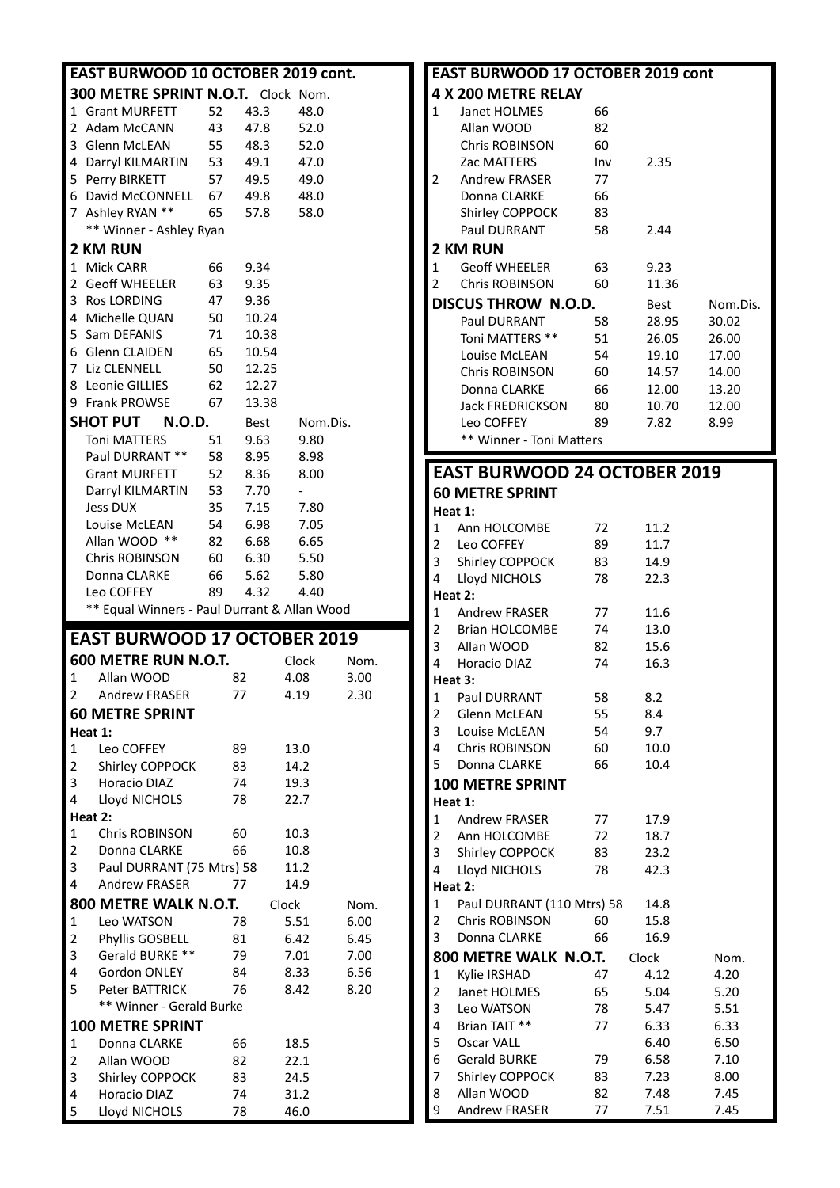## EAST BURWOOD 10 OCTOBER 2019 cont.

### 300 METRE SPRINT N.O.T.

| | Name | Age | Clock | Nom. |
|---|---|---|---|---|
| 1 | Grant MURFETT | 52 | 43.3 | 48.0 |
| 2 | Adam McCANN | 43 | 47.8 | 52.0 |
| 3 | Glenn McLEAN | 55 | 48.3 | 52.0 |
| 4 | Darryl KILMARTIN | 53 | 49.1 | 47.0 |
| 5 | Perry BIRKETT | 57 | 49.5 | 49.0 |
| 6 | David McCONNELL | 67 | 49.8 | 48.0 |
| 7 | Ashley RYAN ** | 65 | 57.8 | 58.0 |

** Winner - Ashley Ryan

### 2 KM RUN

| | Name | Age | Time |
|---|---|---|---|
| 1 | Mick CARR | 66 | 9.34 |
| 2 | Geoff WHEELER | 63 | 9.35 |
| 3 | Ros LORDING | 47 | 9.36 |
| 4 | Michelle QUAN | 50 | 10.24 |
| 5 | Sam DEFANIS | 71 | 10.38 |
| 6 | Glenn CLAIDEN | 65 | 10.54 |
| 7 | Liz CLENNELL | 50 | 12.25 |
| 8 | Leonie GILLIES | 62 | 12.27 |
| 9 | Frank PROWSE | 67 | 13.38 |

### SHOT PUT N.O.D.

| Name | Age | Best | Nom.Dis. |
|---|---|---|---|
| Toni MATTERS | 51 | 9.63 | 9.80 |
| Paul DURRANT ** | 58 | 8.95 | 8.98 |
| Grant MURFETT | 52 | 8.36 | 8.00 |
| Darryl KILMARTIN | 53 | 7.70 | - |
| Jess DUX | 35 | 7.15 | 7.80 |
| Louise McLEAN | 54 | 6.98 | 7.05 |
| Allan WOOD ** | 82 | 6.68 | 6.65 |
| Chris ROBINSON | 60 | 6.30 | 5.50 |
| Donna CLARKE | 66 | 5.62 | 5.80 |
| Leo COFFEY | 89 | 4.32 | 4.40 |

** Equal Winners - Paul Durrant & Allan Wood

## EAST BURWOOD 17 OCTOBER 2019

### 600 METRE RUN N.O.T.

| | Name | Age | Clock | Nom. |
|---|---|---|---|---|
| 1 | Allan WOOD | 82 | 4.08 | 3.00 |
| 2 | Andrew FRASER | 77 | 4.19 | 2.30 |

### 60 METRE SPRINT

**Heat 1:**

| | Name | Age | Time |
|---|---|---|---|
| 1 | Leo COFFEY | 89 | 13.0 |
| 2 | Shirley COPPOCK | 83 | 14.2 |
| 3 | Horacio DIAZ | 74 | 19.3 |
| 4 | Lloyd NICHOLS | 78 | 22.7 |

**Heat 2:**

| | Name | Age | Time |
|---|---|---|---|
| 1 | Chris ROBINSON | 60 | 10.3 |
| 2 | Donna CLARKE | 66 | 10.8 |
| 3 | Paul DURRANT (75 Mtrs) | 58 | 11.2 |
| 4 | Andrew FRASER | 77 | 14.9 |

### 800 METRE WALK N.O.T.

| | Name | Age | Clock | Nom. |
|---|---|---|---|---|
| 1 | Leo WATSON | 78 | 5.51 | 6.00 |
| 2 | Phyllis GOSBELL | 81 | 6.42 | 6.45 |
| 3 | Gerald BURKE ** | 79 | 7.01 | 7.00 |
| 4 | Gordon ONLEY | 84 | 8.33 | 6.56 |
| 5 | Peter BATTRICK | 76 | 8.42 | 8.20 |

** Winner - Gerald Burke

### 100 METRE SPRINT

| | Name | Age | Time |
|---|---|---|---|
| 1 | Donna CLARKE | 66 | 18.5 |
| 2 | Allan WOOD | 82 | 22.1 |
| 3 | Shirley COPPOCK | 83 | 24.5 |
| 4 | Horacio DIAZ | 74 | 31.2 |
| 5 | Lloyd NICHOLS | 78 | 46.0 |

## EAST BURWOOD 17 OCTOBER 2019 cont

### 4 X 200 METRE RELAY

| | Name | Age | Time |
|---|---|---|---|
| 1 | Janet HOLMES | 66 | |
| | Allan WOOD | 82 | |
| | Chris ROBINSON | 60 | |
| | Zac MATTERS | Inv | 2.35 |
| 2 | Andrew FRASER | 77 | |
| | Donna CLARKE | 66 | |
| | Shirley COPPOCK | 83 | |
| | Paul DURRANT | 58 | 2.44 |

### 2 KM RUN

| | Name | Age | Time |
|---|---|---|---|
| 1 | Geoff WHEELER | 63 | 9.23 |
| 2 | Chris ROBINSON | 60 | 11.36 |

### DISCUS THROW N.O.D.

| Name | Age | Best | Nom.Dis. |
|---|---|---|---|
| Paul DURRANT | 58 | 28.95 | 30.02 |
| Toni MATTERS ** | 51 | 26.05 | 26.00 |
| Louise McLEAN | 54 | 19.10 | 17.00 |
| Chris ROBINSON | 60 | 14.57 | 14.00 |
| Donna CLARKE | 66 | 12.00 | 13.20 |
| Jack FREDRICKSON | 80 | 10.70 | 12.00 |
| Leo COFFEY | 89 | 7.82 | 8.99 |

** Winner - Toni Matters

## EAST BURWOOD 24 OCTOBER 2019

### 60 METRE SPRINT

**Heat 1:**

| | Name | Age | Time |
|---|---|---|---|
| 1 | Ann HOLCOMBE | 72 | 11.2 |
| 2 | Leo COFFEY | 89 | 11.7 |
| 3 | Shirley COPPOCK | 83 | 14.9 |
| 4 | Lloyd NICHOLS | 78 | 22.3 |

**Heat 2:**

| | Name | Age | Time |
|---|---|---|---|
| 1 | Andrew FRASER | 77 | 11.6 |
| 2 | Brian HOLCOMBE | 74 | 13.0 |
| 3 | Allan WOOD | 82 | 15.6 |
| 4 | Horacio DIAZ | 74 | 16.3 |

**Heat 3:**

| | Name | Age | Time |
|---|---|---|---|
| 1 | Paul DURRANT | 58 | 8.2 |
| 2 | Glenn McLEAN | 55 | 8.4 |
| 3 | Louise McLEAN | 54 | 9.7 |
| 4 | Chris ROBINSON | 60 | 10.0 |
| 5 | Donna CLARKE | 66 | 10.4 |

### 100 METRE SPRINT

**Heat 1:**

| | Name | Age | Time |
|---|---|---|---|
| 1 | Andrew FRASER | 77 | 17.9 |
| 2 | Ann HOLCOMBE | 72 | 18.7 |
| 3 | Shirley COPPOCK | 83 | 23.2 |
| 4 | Lloyd NICHOLS | 78 | 42.3 |

**Heat 2:**

| | Name | Age | Time |
|---|---|---|---|
| 1 | Paul DURRANT (110 Mtrs) | 58 | 14.8 |
| 2 | Chris ROBINSON | 60 | 15.8 |
| 3 | Donna CLARKE | 66 | 16.9 |

### 800 METRE WALK N.O.T.

| | Name | Age | Clock | Nom. |
|---|---|---|---|---|
| 1 | Kylie IRSHAD | 47 | 4.12 | 4.20 |
| 2 | Janet HOLMES | 65 | 5.04 | 5.20 |
| 3 | Leo WATSON | 78 | 5.47 | 5.51 |
| 4 | Brian TAIT ** | 77 | 6.33 | 6.33 |
| 5 | Oscar VALL | | 6.40 | 6.50 |
| 6 | Gerald BURKE | 79 | 6.58 | 7.10 |
| 7 | Shirley COPPOCK | 83 | 7.23 | 8.00 |
| 8 | Allan WOOD | 82 | 7.48 | 7.45 |
| 9 | Andrew FRASER | 77 | 7.51 | 7.45 |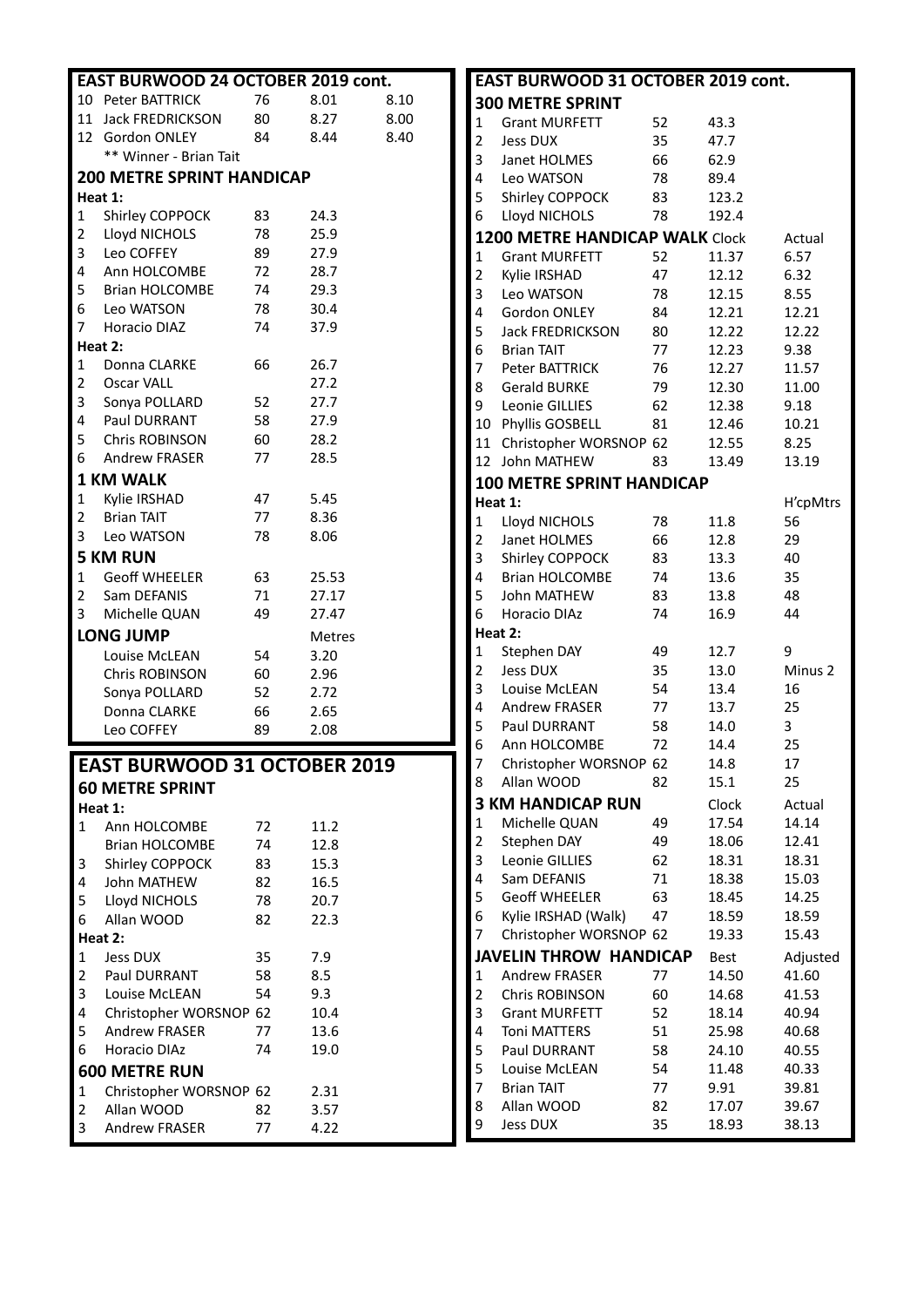## EAST BURWOOD 24 OCTOBER 2019 cont.

| | | | | |
|---|---|---|---|---|
| 10 | Peter BATTRICK | 76 | 8.01 | 8.10 |
| 11 | Jack FREDRICKSON | 80 | 8.27 | 8.00 |
| 12 | Gordon ONLEY | 84 | 8.44 | 8.40 |

** Winner - Brian Tait

### 200 METRE SPRINT HANDICAP

**Heat 1:**

| | | | |
|---|---|---|---|
| 1 | Shirley COPPOCK | 83 | 24.3 |
| 2 | Lloyd NICHOLS | 78 | 25.9 |
| 3 | Leo COFFEY | 89 | 27.9 |
| 4 | Ann HOLCOMBE | 72 | 28.7 |
| 5 | Brian HOLCOMBE | 74 | 29.3 |
| 6 | Leo WATSON | 78 | 30.4 |
| 7 | Horacio DIAZ | 74 | 37.9 |

**Heat 2:**

| | | | |
|---|---|---|---|
| 1 | Donna CLARKE | 66 | 26.7 |
| 2 | Oscar VALL | | 27.2 |
| 3 | Sonya POLLARD | 52 | 27.7 |
| 4 | Paul DURRANT | 58 | 27.9 |
| 5 | Chris ROBINSON | 60 | 28.2 |
| 6 | Andrew FRASER | 77 | 28.5 |

### 1 KM WALK

| | | | |
|---|---|---|---|
| 1 | Kylie IRSHAD | 47 | 5.45 |
| 2 | Brian TAIT | 77 | 8.36 |
| 3 | Leo WATSON | 78 | 8.06 |

### 5 KM RUN

| | | | |
|---|---|---|---|
| 1 | Geoff WHEELER | 63 | 25.53 |
| 2 | Sam DEFANIS | 71 | 27.17 |
| 3 | Michelle QUAN | 49 | 27.47 |

### LONG JUMP

| Name | Age | Metres |
|---|---|---|
| Louise McLEAN | 54 | 3.20 |
| Chris ROBINSON | 60 | 2.96 |
| Sonya POLLARD | 52 | 2.72 |
| Donna CLARKE | 66 | 2.65 |
| Leo COFFEY | 89 | 2.08 |

## EAST BURWOOD 31 OCTOBER 2019

### 60 METRE SPRINT

**Heat 1:**

| | | | |
|---|---|---|---|
| 1 | Ann HOLCOMBE | 72 | 11.2 |
| | Brian HOLCOMBE | 74 | 12.8 |
| 3 | Shirley COPPOCK | 83 | 15.3 |
| 4 | John MATHEW | 82 | 16.5 |
| 5 | Lloyd NICHOLS | 78 | 20.7 |
| 6 | Allan WOOD | 82 | 22.3 |

**Heat 2:**

| | | | |
|---|---|---|---|
| 1 | Jess DUX | 35 | 7.9 |
| 2 | Paul DURRANT | 58 | 8.5 |
| 3 | Louise McLEAN | 54 | 9.3 |
| 4 | Christopher WORSNOP | 62 | 10.4 |
| 5 | Andrew FRASER | 77 | 13.6 |
| 6 | Horacio DIAz | 74 | 19.0 |

### 600 METRE RUN

| | | | |
|---|---|---|---|
| 1 | Christopher WORSNOP | 62 | 2.31 |
| 2 | Allan WOOD | 82 | 3.57 |
| 3 | Andrew FRASER | 77 | 4.22 |

## EAST BURWOOD 31 OCTOBER 2019 cont.

### 300 METRE SPRINT

| | | | |
|---|---|---|---|
| 1 | Grant MURFETT | 52 | 43.3 |
| 2 | Jess DUX | 35 | 47.7 |
| 3 | Janet HOLMES | 66 | 62.9 |
| 4 | Leo WATSON | 78 | 89.4 |
| 5 | Shirley COPPOCK | 83 | 123.2 |
| 6 | Lloyd NICHOLS | 78 | 192.4 |

### 1200 METRE HANDICAP WALK

| | Name | Age | Clock | Actual |
|---|---|---|---|---|
| 1 | Grant MURFETT | 52 | 11.37 | 6.57 |
| 2 | Kylie IRSHAD | 47 | 12.12 | 6.32 |
| 3 | Leo WATSON | 78 | 12.15 | 8.55 |
| 4 | Gordon ONLEY | 84 | 12.21 | 12.21 |
| 5 | Jack FREDRICKSON | 80 | 12.22 | 12.22 |
| 6 | Brian TAIT | 77 | 12.23 | 9.38 |
| 7 | Peter BATTRICK | 76 | 12.27 | 11.57 |
| 8 | Gerald BURKE | 79 | 12.30 | 11.00 |
| 9 | Leonie GILLIES | 62 | 12.38 | 9.18 |
| 10 | Phyllis GOSBELL | 81 | 12.46 | 10.21 |
| 11 | Christopher WORSNOP | 62 | 12.55 | 8.25 |
| 12 | John MATHEW | 83 | 13.49 | 13.19 |

### 100 METRE SPRINT HANDICAP

**Heat 1:**

| | Name | Age | Time | H'cpMtrs |
|---|---|---|---|---|
| 1 | Lloyd NICHOLS | 78 | 11.8 | 56 |
| 2 | Janet HOLMES | 66 | 12.8 | 29 |
| 3 | Shirley COPPOCK | 83 | 13.3 | 40 |
| 4 | Brian HOLCOMBE | 74 | 13.6 | 35 |
| 5 | John MATHEW | 83 | 13.8 | 48 |
| 6 | Horacio DIAz | 74 | 16.9 | 44 |

**Heat 2:**

| | | | | |
|---|---|---|---|---|
| 1 | Stephen DAY | 49 | 12.7 | 9 |
| 2 | Jess DUX | 35 | 13.0 | Minus 2 |
| 3 | Louise McLEAN | 54 | 13.4 | 16 |
| 4 | Andrew FRASER | 77 | 13.7 | 25 |
| 5 | Paul DURRANT | 58 | 14.0 | 3 |
| 6 | Ann HOLCOMBE | 72 | 14.4 | 25 |
| 7 | Christopher WORSNOP | 62 | 14.8 | 17 |
| 8 | Allan WOOD | 82 | 15.1 | 25 |

### 3 KM HANDICAP RUN

| | Name | Age | Clock | Actual |
|---|---|---|---|---|
| 1 | Michelle QUAN | 49 | 17.54 | 14.14 |
| 2 | Stephen DAY | 49 | 18.06 | 12.41 |
| 3 | Leonie GILLIES | 62 | 18.31 | 18.31 |
| 4 | Sam DEFANIS | 71 | 18.38 | 15.03 |
| 5 | Geoff WHEELER | 63 | 18.45 | 14.25 |
| 6 | Kylie IRSHAD (Walk) | 47 | 18.59 | 18.59 |
| 7 | Christopher WORSNOP | 62 | 19.33 | 15.43 |

### JAVELIN THROW HANDICAP

| | Name | Age | Best | Adjusted |
|---|---|---|---|---|
| 1 | Andrew FRASER | 77 | 14.50 | 41.60 |
| 2 | Chris ROBINSON | 60 | 14.68 | 41.53 |
| 3 | Grant MURFETT | 52 | 18.14 | 40.94 |
| 4 | Toni MATTERS | 51 | 25.98 | 40.68 |
| 5 | Paul DURRANT | 58 | 24.10 | 40.55 |
| 5 | Louise McLEAN | 54 | 11.48 | 40.33 |
| 7 | Brian TAIT | 77 | 9.91 | 39.81 |
| 8 | Allan WOOD | 82 | 17.07 | 39.67 |
| 9 | Jess DUX | 35 | 18.93 | 38.13 |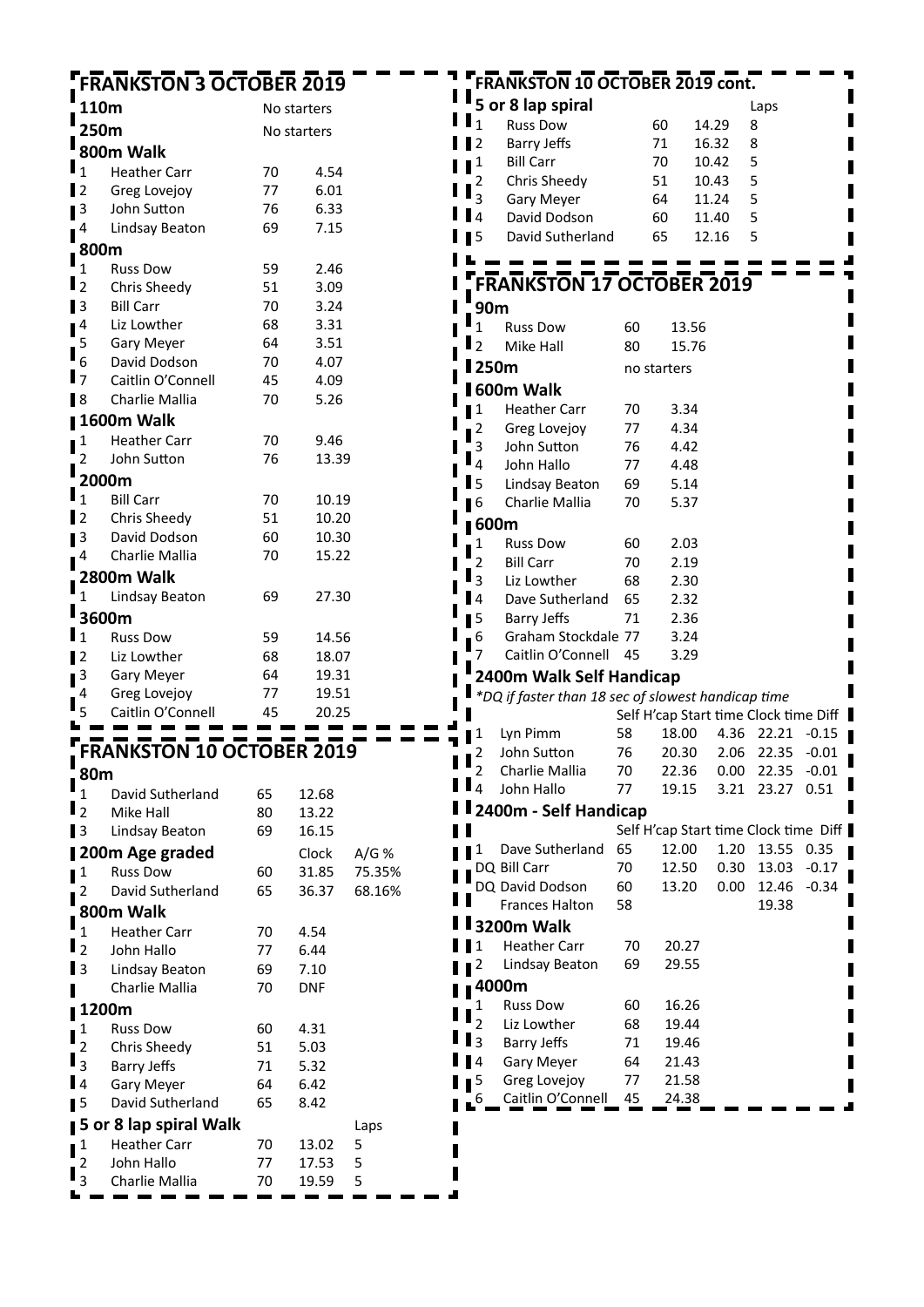## FRANKSTON 3 OCTOBER 2019

**110m** No starters

**250m** No starters

### 800m Walk

| | | | |
|---|---|---|---|
| 1 | Heather Carr | 70 | 4.54 |
| 2 | Greg Lovejoy | 77 | 6.01 |
| 3 | John Sutton | 76 | 6.33 |
| 4 | Lindsay Beaton | 69 | 7.15 |

### 800m

| | | | |
|---|---|---|---|
| 1 | Russ Dow | 59 | 2.46 |
| 2 | Chris Sheedy | 51 | 3.09 |
| 3 | Bill Carr | 70 | 3.24 |
| 4 | Liz Lowther | 68 | 3.31 |
| 5 | Gary Meyer | 64 | 3.51 |
| 6 | David Dodson | 70 | 4.07 |
| 7 | Caitlin O'Connell | 45 | 4.09 |
| 8 | Charlie Mallia | 70 | 5.26 |

### 1600m Walk

| | | | |
|---|---|---|---|
| 1 | Heather Carr | 70 | 9.46 |
| 2 | John Sutton | 76 | 13.39 |

### 2000m

| | | | |
|---|---|---|---|
| 1 | Bill Carr | 70 | 10.19 |
| 2 | Chris Sheedy | 51 | 10.20 |
| 3 | David Dodson | 60 | 10.30 |
| 4 | Charlie Mallia | 70 | 15.22 |

### 2800m Walk

| | | | |
|---|---|---|---|
| 1 | Lindsay Beaton | 69 | 27.30 |

### 3600m

| | | | |
|---|---|---|---|
| 1 | Russ Dow | 59 | 14.56 |
| 2 | Liz Lowther | 68 | 18.07 |
| 3 | Gary Meyer | 64 | 19.31 |
| 4 | Greg Lovejoy | 77 | 19.51 |
| 5 | Caitlin O'Connell | 45 | 20.25 |

## FRANKSTON 10 OCTOBER 2019

### 80m

| | | | |
|---|---|---|---|
| 1 | David Sutherland | 65 | 12.68 |
| 2 | Mike Hall | 80 | 13.22 |
| 3 | Lindsay Beaton | 69 | 16.15 |

### 200m Age graded

| | | | Clock | A/G % |
|---|---|---|---|---|
| 1 | Russ Dow | 60 | 31.85 | 75.35% |
| 2 | David Sutherland | 65 | 36.37 | 68.16% |

### 800m Walk

| | | | |
|---|---|---|---|
| 1 | Heather Carr | 70 | 4.54 |
| 2 | John Hallo | 77 | 6.44 |
| 3 | Lindsay Beaton | 69 | 7.10 |
| | Charlie Mallia | 70 | DNF |

### 1200m

| | | | |
|---|---|---|---|
| 1 | Russ Dow | 60 | 4.31 |
| 2 | Chris Sheedy | 51 | 5.03 |
| 3 | Barry Jeffs | 71 | 5.32 |
| 4 | Gary Meyer | 64 | 6.42 |
| 5 | David Sutherland | 65 | 8.42 |

### 5 or 8 lap spiral Walk

| | | | | Laps |
|---|---|---|---|---|
| 1 | Heather Carr | 70 | 13.02 | 5 |
| 2 | John Hallo | 77 | 17.53 | 5 |
| 3 | Charlie Mallia | 70 | 19.59 | 5 |

## FRANKSTON 10 OCTOBER 2019 cont.

### 5 or 8 lap spiral

| | | | | Laps |
|---|---|---|---|---|
| 1 | Russ Dow | 60 | 14.29 | 8 |
| 2 | Barry Jeffs | 71 | 16.32 | 8 |
| 1 | Bill Carr | 70 | 10.42 | 5 |
| 2 | Chris Sheedy | 51 | 10.43 | 5 |
| 3 | Gary Meyer | 64 | 11.24 | 5 |
| 4 | David Dodson | 60 | 11.40 | 5 |
| 5 | David Sutherland | 65 | 12.16 | 5 |

## FRANKSTON 17 OCTOBER 2019

### 90m

| | | | |
|---|---|---|---|
| 1 | Russ Dow | 60 | 13.56 |
| 2 | Mike Hall | 80 | 15.76 |

**250m** no starters

### 600m Walk

| | | | |
|---|---|---|---|
| 1 | Heather Carr | 70 | 3.34 |
| 2 | Greg Lovejoy | 77 | 4.34 |
| 3 | John Sutton | 76 | 4.42 |
| 4 | John Hallo | 77 | 4.48 |
| 5 | Lindsay Beaton | 69 | 5.14 |
| 6 | Charlie Mallia | 70 | 5.37 |

### 600m

| | | | |
|---|---|---|---|
| 1 | Russ Dow | 60 | 2.03 |
| 2 | Bill Carr | 70 | 2.19 |
| 3 | Liz Lowther | 68 | 2.30 |
| 4 | Dave Sutherland | 65 | 2.32 |
| 5 | Barry Jeffs | 71 | 2.36 |
| 6 | Graham Stockdale | 77 | 3.24 |
| 7 | Caitlin O'Connell | 45 | 3.29 |

### 2400m Walk Self Handicap

*DQ if faster than 18 sec of slowest handicap time

| | | | Self H'cap | Start time | Clock time | Diff |
|---|---|---|---|---|---|---|
| 1 | Lyn Pimm | 58 | 18.00 | 4.36 | 22.21 | -0.15 |
| 2 | John Sutton | 76 | 20.30 | 2.06 | 22.35 | -0.01 |
| 2 | Charlie Mallia | 70 | 22.36 | 0.00 | 22.35 | -0.01 |
| 4 | John Hallo | 77 | 19.15 | 3.21 | 23.27 | 0.51 |

### 2400m - Self Handicap

| | | | Self H'cap | Start time | Clock time | Diff |
|---|---|---|---|---|---|---|
| 1 | Dave Sutherland | 65 | 12.00 | 1.20 | 13.55 | 0.35 |
| DQ | Bill Carr | 70 | 12.50 | 0.30 | 13.03 | -0.17 |
| DQ | David Dodson | 60 | 13.20 | 0.00 | 12.46 | -0.34 |
| | Frances Halton | 58 | | | 19.38 | |

### 3200m Walk

| | | | |
|---|---|---|---|
| 1 | Heather Carr | 70 | 20.27 |
| 2 | Lindsay Beaton | 69 | 29.55 |

### 4000m

| | | | |
|---|---|---|---|
| 1 | Russ Dow | 60 | 16.26 |
| 2 | Liz Lowther | 68 | 19.44 |
| 3 | Barry Jeffs | 71 | 19.46 |
| 4 | Gary Meyer | 64 | 21.43 |
| 5 | Greg Lovejoy | 77 | 21.58 |
| 6 | Caitlin O'Connell | 45 | 24.38 |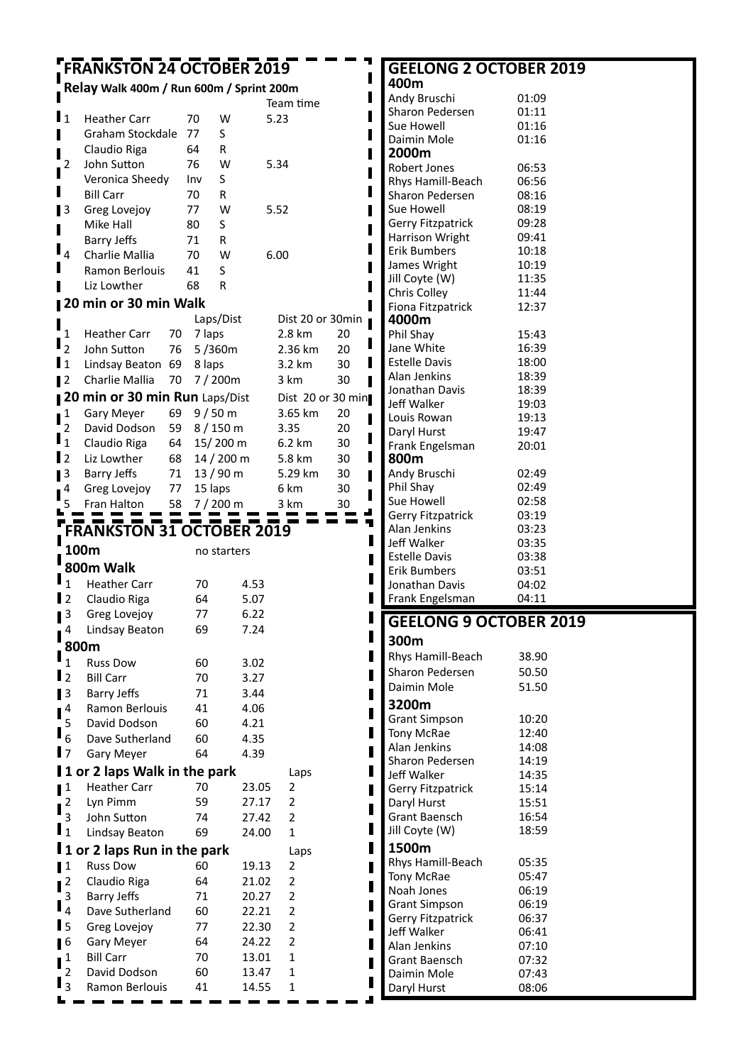## FRANKSTON 24 OCTOBER 2019

### Relay Walk 400m / Run 600m / Sprint 200m

| | Name | Age | | Team time |
|---|---|---|---|---|
| 1 | Heather Carr | 70 | W | 5.23 |
| | Graham Stockdale | 77 | S | |
| | Claudio Riga | 64 | R | |
| 2 | John Sutton | 76 | W | 5.34 |
| | Veronica Sheedy | Inv | S | |
| | Bill Carr | 70 | R | |
| 3 | Greg Lovejoy | 77 | W | 5.52 |
| | Mike Hall | 80 | S | |
| | Barry Jeffs | 71 | R | |
| 4 | Charlie Mallia | 70 | W | 6.00 |
| | Ramon Berlouis | 41 | S | |
| | Liz Lowther | 68 | R | |

### 20 min or 30 min Walk

| | Name | Age | Laps/Dist | Dist | 20 or 30min |
|---|---|---|---|---|---|
| 1 | Heather Carr | 70 | 7 laps | 2.8 km | 20 |
| 2 | John Sutton | 76 | 5 /360m | 2.36 km | 20 |
| 1 | Lindsay Beaton | 69 | 8 laps | 3.2 km | 30 |
| 2 | Charlie Mallia | 70 | 7 / 200m | 3 km | 30 |

### 20 min or 30 min Run

| | Name | Age | Laps/Dist | Dist | 20 or 30 min |
|---|---|---|---|---|---|
| 1 | Gary Meyer | 69 | 9 / 50 m | 3.65 km | 20 |
| 2 | David Dodson | 59 | 8 / 150 m | 3.35 | 20 |
| 1 | Claudio Riga | 64 | 15/ 200 m | 6.2 km | 30 |
| 2 | Liz Lowther | 68 | 14 / 200 m | 5.8 km | 30 |
| 3 | Barry Jeffs | 71 | 13 / 90 m | 5.29 km | 30 |
| 4 | Greg Lovejoy | 77 | 15 laps | 6 km | 30 |
| 5 | Fran Halton | 58 | 7 / 200 m | 3 km | 30 |

## FRANKSTON 31 OCTOBER 2019

### 100m

no starters

### 800m Walk

| | Name | Age | Time |
|---|---|---|---|
| 1 | Heather Carr | 70 | 4.53 |
| 2 | Claudio Riga | 64 | 5.07 |
| 3 | Greg Lovejoy | 77 | 6.22 |
| 4 | Lindsay Beaton | 69 | 7.24 |

### 800m

| | Name | Age | Time |
|---|---|---|---|
| 1 | Russ Dow | 60 | 3.02 |
| 2 | Bill Carr | 70 | 3.27 |
| 3 | Barry Jeffs | 71 | 3.44 |
| 4 | Ramon Berlouis | 41 | 4.06 |
| 5 | David Dodson | 60 | 4.21 |
| 6 | Dave Sutherland | 60 | 4.35 |
| 7 | Gary Meyer | 64 | 4.39 |

### 1 or 2 laps Walk in the park

| | Name | Age | Time | Laps |
|---|---|---|---|---|
| 1 | Heather Carr | 70 | 23.05 | 2 |
| 2 | Lyn Pimm | 59 | 27.17 | 2 |
| 3 | John Sutton | 74 | 27.42 | 2 |
| 1 | Lindsay Beaton | 69 | 24.00 | 1 |

### 1 or 2 laps Run in the park

| | Name | Age | Time | Laps |
|---|---|---|---|---|
| 1 | Russ Dow | 60 | 19.13 | 2 |
| 2 | Claudio Riga | 64 | 21.02 | 2 |
| 3 | Barry Jeffs | 71 | 20.27 | 2 |
| 4 | Dave Sutherland | 60 | 22.21 | 2 |
| 5 | Greg Lovejoy | 77 | 22.30 | 2 |
| 6 | Gary Meyer | 64 | 24.22 | 2 |
| 1 | Bill Carr | 70 | 13.01 | 1 |
| 2 | David Dodson | 60 | 13.47 | 1 |
| 3 | Ramon Berlouis | 41 | 14.55 | 1 |

## GEELONG 2 OCTOBER 2019

### 400m

| Name | Time |
|---|---|
| Andy Bruschi | 01:09 |
| Sharon Pedersen | 01:11 |
| Sue Howell | 01:16 |
| Daimin Mole | 01:16 |

### 2000m

| Name | Time |
|---|---|
| Robert Jones | 06:53 |
| Rhys Hamill-Beach | 06:56 |
| Sharon Pedersen | 08:16 |
| Sue Howell | 08:19 |
| Gerry Fitzpatrick | 09:28 |
| Harrison Wright | 09:41 |
| Erik Bumbers | 10:18 |
| James Wright | 10:19 |
| Jill Coyte (W) | 11:35 |
| Chris Colley | 11:44 |
| Fiona Fitzpatrick | 12:37 |

### 4000m

| Name | Time |
|---|---|
| Phil Shay | 15:43 |
| Jane White | 16:39 |
| Estelle Davis | 18:00 |
| Alan Jenkins | 18:39 |
| Jonathan Davis | 18:39 |
| Jeff Walker | 19:03 |
| Louis Rowan | 19:13 |
| Daryl Hurst | 19:47 |
| Frank Engelsman | 20:01 |

### 800m

| Name | Time |
|---|---|
| Andy Bruschi | 02:49 |
| Phil Shay | 02:49 |
| Sue Howell | 02:58 |
| Gerry Fitzpatrick | 03:19 |
| Alan Jenkins | 03:23 |
| Jeff Walker | 03:35 |
| Estelle Davis | 03:38 |
| Erik Bumbers | 03:51 |
| Jonathan Davis | 04:02 |
| Frank Engelsman | 04:11 |

## GEELONG 9 OCTOBER 2019

### 300m

| Name | Time |
|---|---|
| Rhys Hamill-Beach | 38.90 |
| Sharon Pedersen | 50.50 |
| Daimin Mole | 51.50 |

### 3200m

| Name | Time |
|---|---|
| Grant Simpson | 10:20 |
| Tony McRae | 12:40 |
| Alan Jenkins | 14:08 |
| Sharon Pedersen | 14:19 |
| Jeff Walker | 14:35 |
| Gerry Fitzpatrick | 15:14 |
| Daryl Hurst | 15:51 |
| Grant Baensch | 16:54 |
| Jill Coyte (W) | 18:59 |

### 1500m

| Name | Time |
|---|---|
| Rhys Hamill-Beach | 05:35 |
| Tony McRae | 05:47 |
| Noah Jones | 06:19 |
| Grant Simpson | 06:19 |
| Gerry Fitzpatrick | 06:37 |
| Jeff Walker | 06:41 |
| Alan Jenkins | 07:10 |
| Grant Baensch | 07:32 |
| Daimin Mole | 07:43 |
| Daryl Hurst | 08:06 |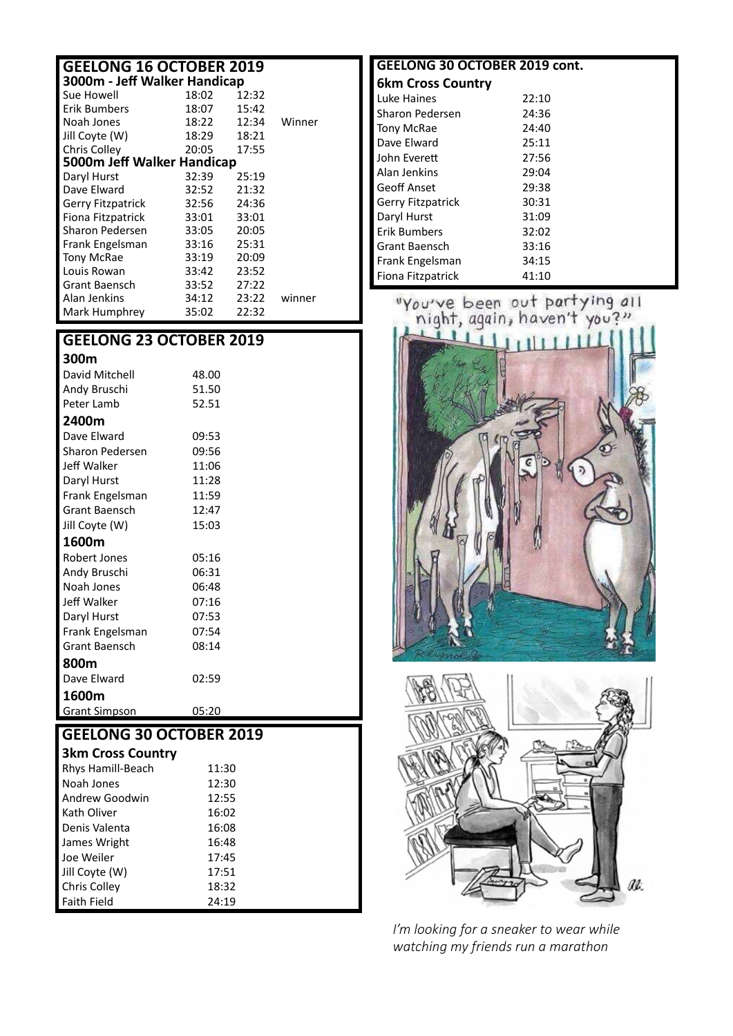## GEELONG 16 OCTOBER 2019

### 3000m - Jeff Walker Handicap

| | | | |
|---|---|---|---|
| Sue Howell | 18:02 | 12:32 | |
| Erik Bumbers | 18:07 | 15:42 | |
| Noah Jones | 18:22 | 12:34 | Winner |
| Jill Coyte (W) | 18:29 | 18:21 | |
| Chris Colley | 20:05 | 17:55 | |

### 5000m Jeff Walker Handicap

| | | | |
|---|---|---|---|
| Daryl Hurst | 32:39 | 25:19 | |
| Dave Elward | 32:52 | 21:32 | |
| Gerry Fitzpatrick | 32:56 | 24:36 | |
| Fiona Fitzpatrick | 33:01 | 33:01 | |
| Sharon Pedersen | 33:05 | 20:05 | |
| Frank Engelsman | 33:16 | 25:31 | |
| Tony McRae | 33:19 | 20:09 | |
| Louis Rowan | 33:42 | 23:52 | |
| Grant Baensch | 33:52 | 27:22 | |
| Alan Jenkins | 34:12 | 23:22 | winner |
| Mark Humphrey | 35:02 | 22:32 | |

## GEELONG 23 OCTOBER 2019

### 300m

| | |
|---|---|
| David Mitchell | 48.00 |
| Andy Bruschi | 51.50 |
| Peter Lamb | 52.51 |

### 2400m

| | |
|---|---|
| Dave Elward | 09:53 |
| Sharon Pedersen | 09:56 |
| Jeff Walker | 11:06 |
| Daryl Hurst | 11:28 |
| Frank Engelsman | 11:59 |
| Grant Baensch | 12:47 |
| Jill Coyte (W) | 15:03 |

### 1600m

| | |
|---|---|
| Robert Jones | 05:16 |
| Andy Bruschi | 06:31 |
| Noah Jones | 06:48 |
| Jeff Walker | 07:16 |
| Daryl Hurst | 07:53 |
| Frank Engelsman | 07:54 |
| Grant Baensch | 08:14 |

### 800m

| | |
|---|---|
| Dave Elward | 02:59 |

### 1600m

| | |
|---|---|
| Grant Simpson | 05:20 |

## GEELONG 30 OCTOBER 2019

### 3km Cross Country

| | |
|---|---|
| Rhys Hamill-Beach | 11:30 |
| Noah Jones | 12:30 |
| Andrew Goodwin | 12:55 |
| Kath Oliver | 16:02 |
| Denis Valenta | 16:08 |
| James Wright | 16:48 |
| Joe Weiler | 17:45 |
| Jill Coyte (W) | 17:51 |
| Chris Colley | 18:32 |
| Faith Field | 24:19 |

## GEELONG 30 OCTOBER 2019 cont.

### 6km Cross Country

| | |
|---|---|
| Luke Haines | 22:10 |
| Sharon Pedersen | 24:36 |
| Tony McRae | 24:40 |
| Dave Elward | 25:11 |
| John Everett | 27:56 |
| Alan Jenkins | 29:04 |
| Geoff Anset | 29:38 |
| Gerry Fitzpatrick | 30:31 |
| Daryl Hurst | 31:09 |
| Erik Bumbers | 32:02 |
| Grant Baensch | 33:16 |
| Frank Engelsman | 34:15 |
| Fiona Fitzpatrick | 41:10 |

"You've been out partying all night, again, haven't you?"

*I'm looking for a sneaker to wear while watching my friends run a marathon*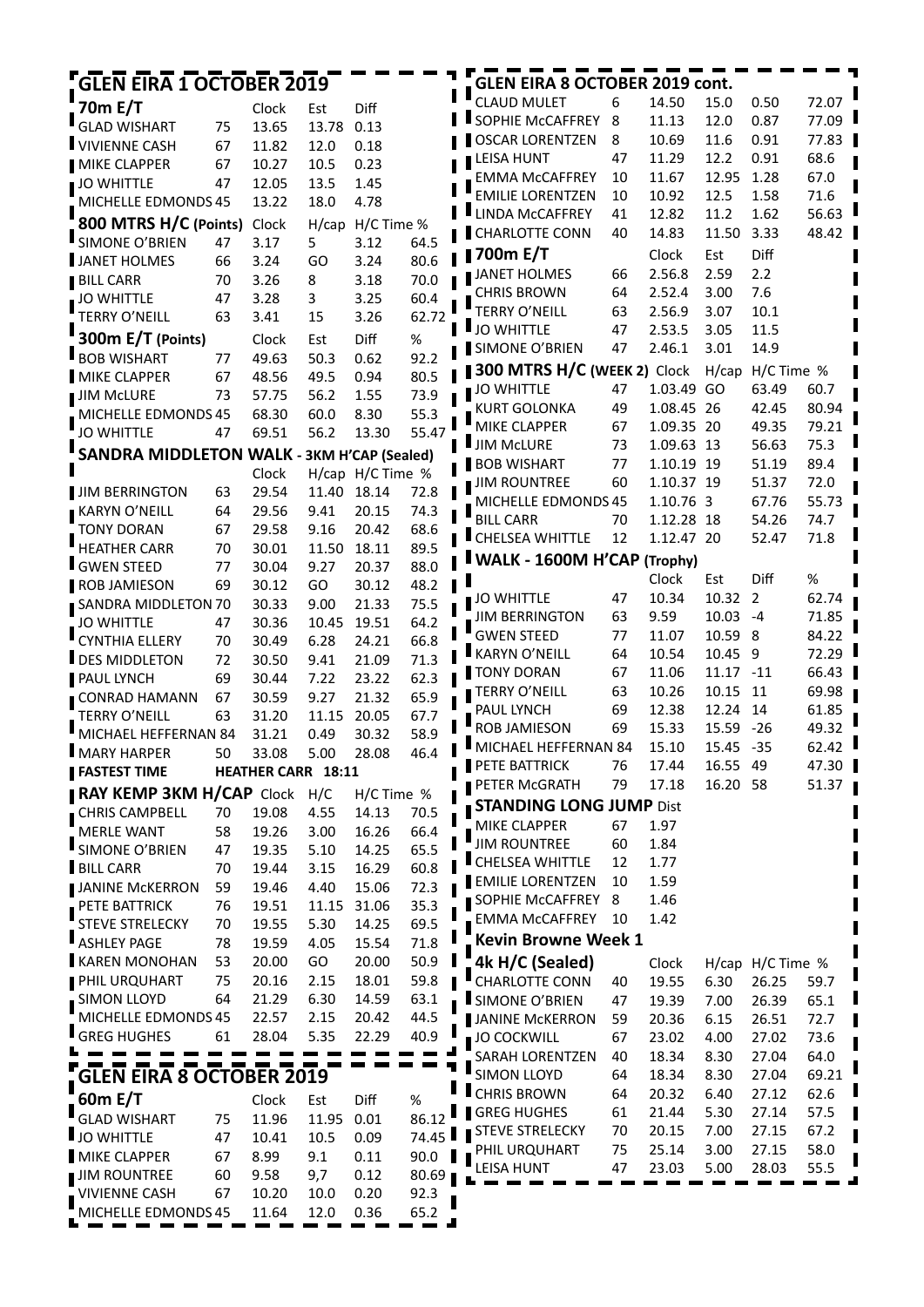## GLEN EIRA 1 OCTOBER 2019

### 70m E/T

| | | Clock | Est | Diff |
|---|---|---|---|---|
| GLAD WISHART | 75 | 13.65 | 13.78 | 0.13 |
| VIVIENNE CASH | 67 | 11.82 | 12.0 | 0.18 |
| MIKE CLAPPER | 67 | 10.27 | 10.5 | 0.23 |
| JO WHITTLE | 47 | 12.05 | 13.5 | 1.45 |
| MICHELLE EDMONDS | 45 | 13.22 | 18.0 | 4.78 |

### 800 MTRS H/C (Points)

| | | Clock | H/cap | H/C Time | % |
|---|---|---|---|---|---|
| SIMONE O'BRIEN | 47 | 3.17 | 5 | 3.12 | 64.5 |
| JANET HOLMES | 66 | 3.24 | GO | 3.24 | 80.6 |
| BILL CARR | 70 | 3.26 | 8 | 3.18 | 70.0 |
| JO WHITTLE | 47 | 3.28 | 3 | 3.25 | 60.4 |
| TERRY O'NEILL | 63 | 3.41 | 15 | 3.26 | 62.72 |

### 300m E/T (Points)

| | | Clock | Est | Diff | % |
|---|---|---|---|---|---|
| BOB WISHART | 77 | 49.63 | 50.3 | 0.62 | 92.2 |
| MIKE CLAPPER | 67 | 48.56 | 49.5 | 0.94 | 80.5 |
| JIM McLURE | 73 | 57.75 | 56.2 | 1.55 | 73.9 |
| MICHELLE EDMONDS | 45 | 68.30 | 60.0 | 8.30 | 55.3 |
| JO WHITTLE | 47 | 69.51 | 56.2 | 13.30 | 55.47 |

### SANDRA MIDDLETON WALK - 3KM H'CAP (Sealed)

| | | Clock | H/cap | H/C Time | % |
|---|---|---|---|---|---|
| JIM BERRINGTON | 63 | 29.54 | 11.40 | 18.14 | 72.8 |
| KARYN O'NEILL | 64 | 29.56 | 9.41 | 20.15 | 74.3 |
| TONY DORAN | 67 | 29.58 | 9.16 | 20.42 | 68.6 |
| HEATHER CARR | 70 | 30.01 | 11.50 | 18.11 | 89.5 |
| GWEN STEED | 77 | 30.04 | 9.27 | 20.37 | 88.0 |
| ROB JAMIESON | 69 | 30.12 | GO | 30.12 | 48.2 |
| SANDRA MIDDLETON | 70 | 30.33 | 9.00 | 21.33 | 75.5 |
| JO WHITTLE | 47 | 30.36 | 10.45 | 19.51 | 64.2 |
| CYNTHIA ELLERY | 70 | 30.49 | 6.28 | 24.21 | 66.8 |
| DES MIDDLETON | 72 | 30.50 | 9.41 | 21.09 | 71.3 |
| PAUL LYNCH | 69 | 30.44 | 7.22 | 23.22 | 62.3 |
| CONRAD HAMANN | 67 | 30.59 | 9.27 | 21.32 | 65.9 |
| TERRY O'NEILL | 63 | 31.20 | 11.15 | 20.05 | 67.7 |
| MICHAEL HEFFERNAN | 84 | 31.21 | 0.49 | 30.32 | 58.9 |
| MARY HARPER | 50 | 33.08 | 5.00 | 28.08 | 46.4 |

**FASTEST TIME HEATHER CARR 18:11**

### RAY KEMP 3KM H/CAP

| | | Clock | H/C | H/C Time | % |
|---|---|---|---|---|---|
| CHRIS CAMPBELL | 70 | 19.08 | 4.55 | 14.13 | 70.5 |
| MERLE WANT | 58 | 19.26 | 3.00 | 16.26 | 66.4 |
| SIMONE O'BRIEN | 47 | 19.35 | 5.10 | 14.25 | 65.5 |
| BILL CARR | 70 | 19.44 | 3.15 | 16.29 | 60.8 |
| JANINE McKERRON | 59 | 19.46 | 4.40 | 15.06 | 72.3 |
| PETE BATTRICK | 76 | 19.51 | 11.15 | 31.06 | 35.3 |
| STEVE STRELECKY | 70 | 19.55 | 5.30 | 14.25 | 69.5 |
| ASHLEY PAGE | 78 | 19.59 | 4.05 | 15.54 | 71.8 |
| KAREN MONOHAN | 53 | 20.00 | GO | 20.00 | 50.9 |
| PHIL URQUHART | 75 | 20.16 | 2.15 | 18.01 | 59.8 |
| SIMON LLOYD | 64 | 21.29 | 6.30 | 14.59 | 63.1 |
| MICHELLE EDMONDS | 45 | 22.57 | 2.15 | 20.42 | 44.5 |
| GREG HUGHES | 61 | 28.04 | 5.35 | 22.29 | 40.9 |

## GLEN EIRA 8 OCTOBER 2019

### 60m E/T

| | | Clock | Est | Diff | % |
|---|---|---|---|---|---|
| GLAD WISHART | 75 | 11.96 | 11.95 | 0.01 | 86.12 |
| JO WHITTLE | 47 | 10.41 | 10.5 | 0.09 | 74.45 |
| MIKE CLAPPER | 67 | 8.99 | 9.1 | 0.11 | 90.0 |
| JIM ROUNTREE | 60 | 9.58 | 9,7 | 0.12 | 80.69 |
| VIVIENNE CASH | 67 | 10.20 | 10.0 | 0.20 | 92.3 |
| MICHELLE EDMONDS | 45 | 11.64 | 12.0 | 0.36 | 65.2 |

## GLEN EIRA 8 OCTOBER 2019 cont.

| | | Clock | Est | Diff | % |
|---|---|---|---|---|---|
| CLAUD MULET | 6 | 14.50 | 15.0 | 0.50 | 72.07 |
| SOPHIE McCAFFREY | 8 | 11.13 | 12.0 | 0.87 | 77.09 |
| OSCAR LORENTZEN | 8 | 10.69 | 11.6 | 0.91 | 77.83 |
| LEISA HUNT | 47 | 11.29 | 12.2 | 0.91 | 68.6 |
| EMMA McCAFFREY | 10 | 11.67 | 12.95 | 1.28 | 67.0 |
| EMILIE LORENTZEN | 10 | 10.92 | 12.5 | 1.58 | 71.6 |
| LINDA McCAFFREY | 41 | 12.82 | 11.2 | 1.62 | 56.63 |
| CHARLOTTE CONN | 40 | 14.83 | 11.50 | 3.33 | 48.42 |

### 700m E/T

| | | Clock | Est | Diff |
|---|---|---|---|---|
| JANET HOLMES | 66 | 2.56.8 | 2.59 | 2.2 |
| CHRIS BROWN | 64 | 2.52.4 | 3.00 | 7.6 |
| TERRY O'NEILL | 63 | 2.56.9 | 3.07 | 10.1 |
| JO WHITTLE | 47 | 2.53.5 | 3.05 | 11.5 |
| SIMONE O'BRIEN | 47 | 2.46.1 | 3.01 | 14.9 |

### 300 MTRS H/C (WEEK 2)

| | | Clock | H/cap | H/C Time | % |
|---|---|---|---|---|---|
| JO WHITTLE | 47 | 1.03.49 | GO | 63.49 | 60.7 |
| KURT GOLONKA | 49 | 1.08.45 | 26 | 42.45 | 80.94 |
| MIKE CLAPPER | 67 | 1.09.35 | 20 | 49.35 | 79.21 |
| JIM McLURE | 73 | 1.09.63 | 13 | 56.63 | 75.3 |
| BOB WISHART | 77 | 1.10.19 | 19 | 51.19 | 89.4 |
| JIM ROUNTREE | 60 | 1.10.37 | 19 | 51.37 | 72.0 |
| MICHELLE EDMONDS | 45 | 1.10.76 | 3 | 67.76 | 55.73 |
| BILL CARR | 70 | 1.12.28 | 18 | 54.26 | 74.7 |
| CHELSEA WHITTLE | 12 | 1.12.47 | 20 | 52.47 | 71.8 |

### WALK - 1600M H'CAP (Trophy)

| | | Clock | Est | Diff | % |
|---|---|---|---|---|---|
| JO WHITTLE | 47 | 10.34 | 10.32 | 2 | 62.74 |
| JIM BERRINGTON | 63 | 9.59 | 10.03 | -4 | 71.85 |
| GWEN STEED | 77 | 11.07 | 10.59 | 8 | 84.22 |
| KARYN O'NEILL | 64 | 10.54 | 10.45 | 9 | 72.29 |
| TONY DORAN | 67 | 11.06 | 11.17 | -11 | 66.43 |
| TERRY O'NEILL | 63 | 10.26 | 10.15 | 11 | 69.98 |
| PAUL LYNCH | 69 | 12.38 | 12.24 | 14 | 61.85 |
| ROB JAMIESON | 69 | 15.33 | 15.59 | -26 | 49.32 |
| MICHAEL HEFFERNAN | 84 | 15.10 | 15.45 | -35 | 62.42 |
| PETE BATTRICK | 76 | 17.44 | 16.55 | 49 | 47.30 |
| PETER McGRATH | 79 | 17.18 | 16.20 | 58 | 51.37 |

### STANDING LONG JUMP

| | | Dist |
|---|---|---|
| MIKE CLAPPER | 67 | 1.97 |
| JIM ROUNTREE | 60 | 1.84 |
| CHELSEA WHITTLE | 12 | 1.77 |
| EMILIE LORENTZEN | 10 | 1.59 |
| SOPHIE McCAFFREY | 8 | 1.46 |
| EMMA McCAFFREY | 10 | 1.42 |

### Kevin Browne Week 1

### 4k H/C (Sealed)

| | | Clock | H/cap | H/C Time | % |
|---|---|---|---|---|---|
| CHARLOTTE CONN | 40 | 19.55 | 6.30 | 26.25 | 59.7 |
| SIMONE O'BRIEN | 47 | 19.39 | 7.00 | 26.39 | 65.1 |
| JANINE McKERRON | 59 | 20.36 | 6.15 | 26.51 | 72.7 |
| JO COCKWILL | 67 | 23.02 | 4.00 | 27.02 | 73.6 |
| SARAH LORENTZEN | 40 | 18.34 | 8.30 | 27.04 | 64.0 |
| SIMON LLOYD | 64 | 18.34 | 8.30 | 27.04 | 69.21 |
| CHRIS BROWN | 64 | 20.32 | 6.40 | 27.12 | 62.6 |
| GREG HUGHES | 61 | 21.44 | 5.30 | 27.14 | 57.5 |
| STEVE STRELECKY | 70 | 20.15 | 7.00 | 27.15 | 67.2 |
| PHIL URQUHART | 75 | 25.14 | 3.00 | 27.15 | 58.0 |
| LEISA HUNT | 47 | 23.03 | 5.00 | 28.03 | 55.5 |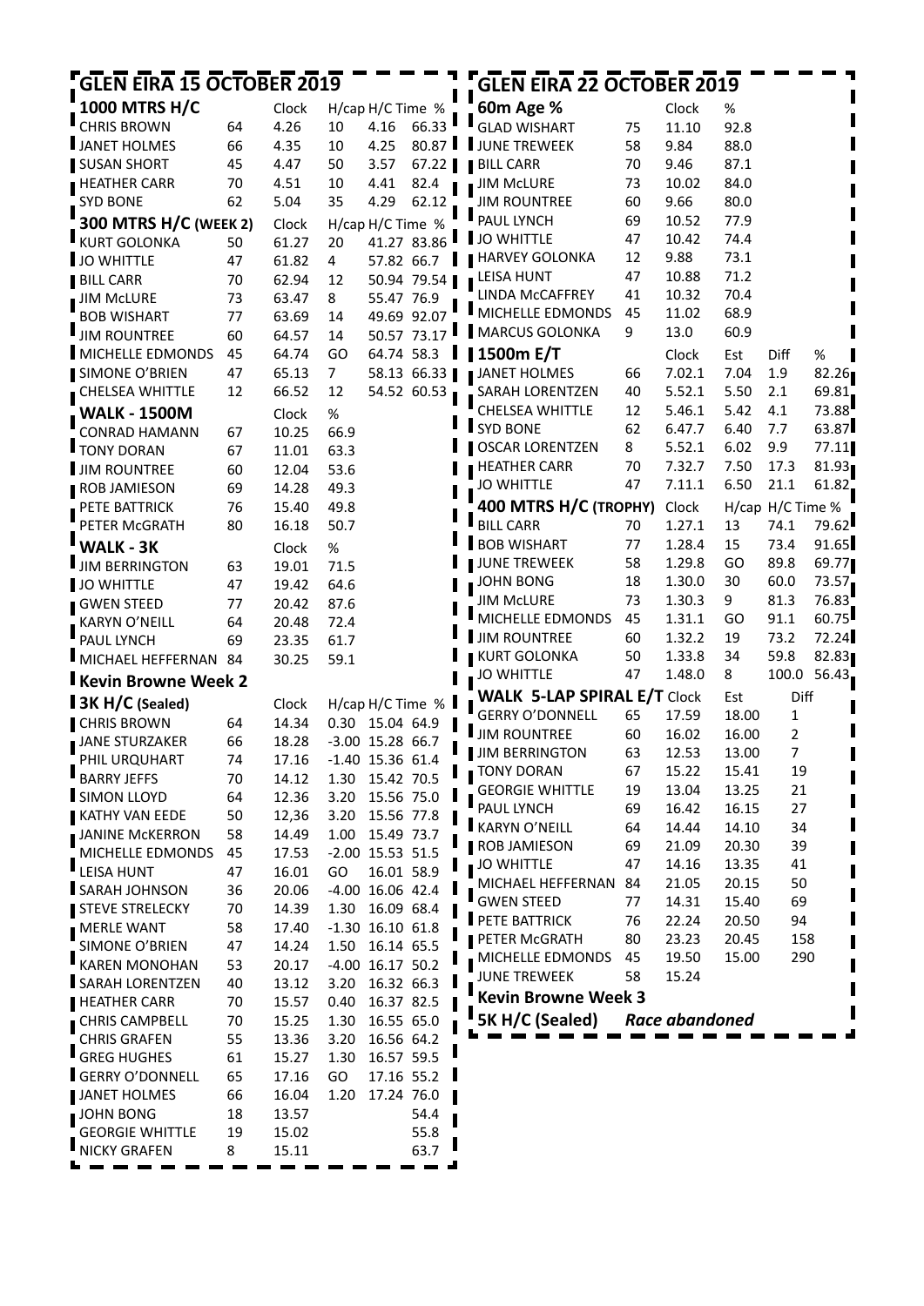## GLEN EIRA 15 OCTOBER 2019

### 1000 MTRS H/C

| Name | Age | Clock | H/cap | H/C Time | % |
|---|---|---|---|---|---|
| CHRIS BROWN | 64 | 4.26 | 10 | 4.16 | 66.33 |
| JANET HOLMES | 66 | 4.35 | 10 | 4.25 | 80.87 |
| SUSAN SHORT | 45 | 4.47 | 50 | 3.57 | 67.22 |
| HEATHER CARR | 70 | 4.51 | 10 | 4.41 | 82.4 |
| SYD BONE | 62 | 5.04 | 35 | 4.29 | 62.12 |

### 300 MTRS H/C (WEEK 2)

| Name | Age | Clock | H/cap | H/C Time | % |
|---|---|---|---|---|---|
| KURT GOLONKA | 50 | 61.27 | 20 | 41.27 | 83.86 |
| JO WHITTLE | 47 | 61.82 | 4 | 57.82 | 66.7 |
| BILL CARR | 70 | 62.94 | 12 | 50.94 | 79.54 |
| JIM McLURE | 73 | 63.47 | 8 | 55.47 | 76.9 |
| BOB WISHART | 77 | 63.69 | 14 | 49.69 | 92.07 |
| JIM ROUNTREE | 60 | 64.57 | 14 | 50.57 | 73.17 |
| MICHELLE EDMONDS | 45 | 64.74 | GO | 64.74 | 58.3 |
| SIMONE O'BRIEN | 47 | 65.13 | 7 | 58.13 | 66.33 |
| CHELSEA WHITTLE | 12 | 66.52 | 12 | 54.52 | 60.53 |

### WALK - 1500M

| Name | Age | Clock | % |
|---|---|---|---|
| CONRAD HAMANN | 67 | 10.25 | 66.9 |
| TONY DORAN | 67 | 11.01 | 63.3 |
| JIM ROUNTREE | 60 | 12.04 | 53.6 |
| ROB JAMIESON | 69 | 14.28 | 49.3 |
| PETE BATTRICK | 76 | 15.40 | 49.8 |
| PETER McGRATH | 80 | 16.18 | 50.7 |

### WALK - 3K

| Name | Age | Clock | % |
|---|---|---|---|
| JIM BERRINGTON | 63 | 19.01 | 71.5 |
| JO WHITTLE | 47 | 19.42 | 64.6 |
| GWEN STEED | 77 | 20.42 | 87.6 |
| KARYN O'NEILL | 64 | 20.48 | 72.4 |
| PAUL LYNCH | 69 | 23.35 | 61.7 |
| MICHAEL HEFFERNAN | 84 | 30.25 | 59.1 |

### Kevin Browne Week 2

### 3K H/C (Sealed)

| Name | Age | Clock | H/cap | H/C Time | % |
|---|---|---|---|---|---|
| CHRIS BROWN | 64 | 14.34 | 0.30 | 15.04 | 64.9 |
| JANE STURZAKER | 66 | 18.28 | -3.00 | 15.28 | 66.7 |
| PHIL URQUHART | 74 | 17.16 | -1.40 | 15.36 | 61.4 |
| BARRY JEFFS | 70 | 14.12 | 1.30 | 15.42 | 70.5 |
| SIMON LLOYD | 64 | 12.36 | 3.20 | 15.56 | 75.0 |
| KATHY VAN EEDE | 50 | 12,36 | 3.20 | 15.56 | 77.8 |
| JANINE McKERRON | 58 | 14.49 | 1.00 | 15.49 | 73.7 |
| MICHELLE EDMONDS | 45 | 17.53 | -2.00 | 15.53 | 51.5 |
| LEISA HUNT | 47 | 16.01 | GO | 16.01 | 58.9 |
| SARAH JOHNSON | 36 | 20.06 | -4.00 | 16.06 | 42.4 |
| STEVE STRELECKY | 70 | 14.39 | 1.30 | 16.09 | 68.4 |
| MERLE WANT | 58 | 17.40 | -1.30 | 16.10 | 61.8 |
| SIMONE O'BRIEN | 47 | 14.24 | 1.50 | 16.14 | 65.5 |
| KAREN MONOHAN | 53 | 20.17 | -4.00 | 16.17 | 50.2 |
| SARAH LORENTZEN | 40 | 13.12 | 3.20 | 16.32 | 66.3 |
| HEATHER CARR | 70 | 15.57 | 0.40 | 16.37 | 82.5 |
| CHRIS CAMPBELL | 70 | 15.25 | 1.30 | 16.55 | 65.0 |
| CHRIS GRAFEN | 55 | 13.36 | 3.20 | 16.56 | 64.2 |
| GREG HUGHES | 61 | 15.27 | 1.30 | 16.57 | 59.5 |
| GERRY O'DONNELL | 65 | 17.16 | GO | 17.16 | 55.2 |
| JANET HOLMES | 66 | 16.04 | 1.20 | 17.24 | 76.0 |
| JOHN BONG | 18 | 13.57 | | | 54.4 |
| GEORGIE WHITTLE | 19 | 15.02 | | | 55.8 |
| NICKY GRAFEN | 8 | 15.11 | | | 63.7 |

## GLEN EIRA 22 OCTOBER 2019

### 60m Age %

| Name | Age | Clock | % |
|---|---|---|---|
| GLAD WISHART | 75 | 11.10 | 92.8 |
| JUNE TREWEEK | 58 | 9.84 | 88.0 |
| BILL CARR | 70 | 9.46 | 87.1 |
| JIM McLURE | 73 | 10.02 | 84.0 |
| JIM ROUNTREE | 60 | 9.66 | 80.0 |
| PAUL LYNCH | 69 | 10.52 | 77.9 |
| JO WHITTLE | 47 | 10.42 | 74.4 |
| HARVEY GOLONKA | 12 | 9.88 | 73.1 |
| LEISA HUNT | 47 | 10.88 | 71.2 |
| LINDA McCAFFREY | 41 | 10.32 | 70.4 |
| MICHELLE EDMONDS | 45 | 11.02 | 68.9 |
| MARCUS GOLONKA | 9 | 13.0 | 60.9 |

### 1500m E/T

| Name | Age | Clock | Est | Diff | % |
|---|---|---|---|---|---|
| JANET HOLMES | 66 | 7.02.1 | 7.04 | 1.9 | 82.26 |
| SARAH LORENTZEN | 40 | 5.52.1 | 5.50 | 2.1 | 69.81 |
| CHELSEA WHITTLE | 12 | 5.46.1 | 5.42 | 4.1 | 73.88 |
| SYD BONE | 62 | 6.47.7 | 6.40 | 7.7 | 63.87 |
| OSCAR LORENTZEN | 8 | 5.52.1 | 6.02 | 9.9 | 77.11 |
| HEATHER CARR | 70 | 7.32.7 | 7.50 | 17.3 | 81.93 |
| JO WHITTLE | 47 | 7.11.1 | 6.50 | 21.1 | 61.82 |

### 400 MTRS H/C (TROPHY)

| Name | Age | Clock | H/cap | H/C Time | % |
|---|---|---|---|---|---|
| BILL CARR | 70 | 1.27.1 | 13 | 74.1 | 79.62 |
| BOB WISHART | 77 | 1.28.4 | 15 | 73.4 | 91.65 |
| JUNE TREWEEK | 58 | 1.29.8 | GO | 89.8 | 69.77 |
| JOHN BONG | 18 | 1.30.0 | 30 | 60.0 | 73.57 |
| JIM McLURE | 73 | 1.30.3 | 9 | 81.3 | 76.83 |
| MICHELLE EDMONDS | 45 | 1.31.1 | GO | 91.1 | 60.75 |
| JIM ROUNTREE | 60 | 1.32.2 | 19 | 73.2 | 72.24 |
| KURT GOLONKA | 50 | 1.33.8 | 34 | 59.8 | 82.83 |
| JO WHITTLE | 47 | 1.48.0 | 8 | 100.0 | 56.43 |

### WALK 5-LAP SPIRAL E/T

| Name | Age | Clock | Est | Diff |
|---|---|---|---|---|
| GERRY O'DONNELL | 65 | 17.59 | 18.00 | 1 |
| JIM ROUNTREE | 60 | 16.02 | 16.00 | 2 |
| JIM BERRINGTON | 63 | 12.53 | 13.00 | 7 |
| TONY DORAN | 67 | 15.22 | 15.41 | 19 |
| GEORGIE WHITTLE | 19 | 13.04 | 13.25 | 21 |
| PAUL LYNCH | 69 | 16.42 | 16.15 | 27 |
| KARYN O'NEILL | 64 | 14.44 | 14.10 | 34 |
| ROB JAMIESON | 69 | 21.09 | 20.30 | 39 |
| JO WHITTLE | 47 | 14.16 | 13.35 | 41 |
| MICHAEL HEFFERNAN | 84 | 21.05 | 20.15 | 50 |
| GWEN STEED | 77 | 14.31 | 15.40 | 69 |
| PETE BATTRICK | 76 | 22.24 | 20.50 | 94 |
| PETER McGRATH | 80 | 23.23 | 20.45 | 158 |
| MICHELLE EDMONDS | 45 | 19.50 | 15.00 | 290 |
| JUNE TREWEEK | 58 | 15.24 | | |

### Kevin Browne Week 3

### 5K H/C (Sealed) *Race abandoned*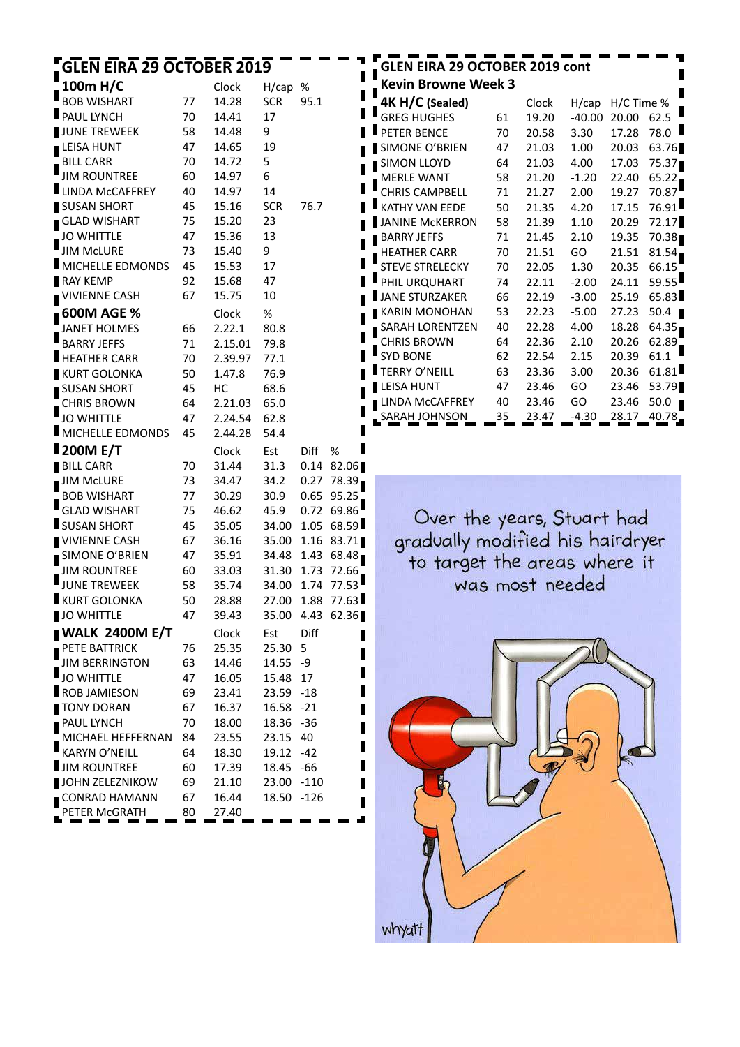## GLEN EIRA 29 OCTOBER 2019

### 100m H/C

| | | Clock | H/cap | % |
|---|---|---|---|---|
| BOB WISHART | 77 | 14.28 | SCR | 95.1 |
| PAUL LYNCH | 70 | 14.41 | 17 | |
| JUNE TREWEEK | 58 | 14.48 | 9 | |
| LEISA HUNT | 47 | 14.65 | 19 | |
| BILL CARR | 70 | 14.72 | 5 | |
| JIM ROUNTREE | 60 | 14.97 | 6 | |
| LINDA McCAFFREY | 40 | 14.97 | 14 | |
| SUSAN SHORT | 45 | 15.16 | SCR | 76.7 |
| GLAD WISHART | 75 | 15.20 | 23 | |
| JO WHITTLE | 47 | 15.36 | 13 | |
| JIM McLURE | 73 | 15.40 | 9 | |
| MICHELLE EDMONDS | 45 | 15.53 | 17 | |
| RAY KEMP | 92 | 15.68 | 47 | |
| VIVIENNE CASH | 67 | 15.75 | 10 | |

### 600M AGE %

| | | Clock | % |
|---|---|---|---|
| JANET HOLMES | 66 | 2.22.1 | 80.8 |
| BARRY JEFFS | 71 | 2.15.01 | 79.8 |
| HEATHER CARR | 70 | 2.39.97 | 77.1 |
| KURT GOLONKA | 50 | 1.47.8 | 76.9 |
| SUSAN SHORT | 45 | HC | 68.6 |
| CHRIS BROWN | 64 | 2.21.03 | 65.0 |
| JO WHITTLE | 47 | 2.24.54 | 62.8 |
| MICHELLE EDMONDS | 45 | 2.44.28 | 54.4 |

### 200M E/T

| | | Clock | Est | Diff | % |
|---|---|---|---|---|---|
| BILL CARR | 70 | 31.44 | 31.3 | 0.14 | 82.06 |
| JIM McLURE | 73 | 34.47 | 34.2 | 0.27 | 78.39 |
| BOB WISHART | 77 | 30.29 | 30.9 | 0.65 | 95.25 |
| GLAD WISHART | 75 | 46.62 | 45.9 | 0.72 | 69.86 |
| SUSAN SHORT | 45 | 35.05 | 34.00 | 1.05 | 68.59 |
| VIVIENNE CASH | 67 | 36.16 | 35.00 | 1.16 | 83.71 |
| SIMONE O'BRIEN | 47 | 35.91 | 34.48 | 1.43 | 68.48 |
| JIM ROUNTREE | 60 | 33.03 | 31.30 | 1.73 | 72.66 |
| JUNE TREWEEK | 58 | 35.74 | 34.00 | 1.74 | 77.53 |
| KURT GOLONKA | 50 | 28.88 | 27.00 | 1.88 | 77.63 |
| JO WHITTLE | 47 | 39.43 | 35.00 | 4.43 | 62.36 |

### WALK 2400M E/T

| | | Clock | Est | Diff |
|---|---|---|---|---|
| PETE BATTRICK | 76 | 25.35 | 25.30 | 5 |
| JIM BERRINGTON | 63 | 14.46 | 14.55 | -9 |
| JO WHITTLE | 47 | 16.05 | 15.48 | 17 |
| ROB JAMIESON | 69 | 23.41 | 23.59 | -18 |
| TONY DORAN | 67 | 16.37 | 16.58 | -21 |
| PAUL LYNCH | 70 | 18.00 | 18.36 | -36 |
| MICHAEL HEFFERNAN | 84 | 23.55 | 23.15 | 40 |
| KARYN O'NEILL | 64 | 18.30 | 19.12 | -42 |
| JIM ROUNTREE | 60 | 17.39 | 18.45 | -66 |
| JOHN ZELEZNIKOW | 69 | 21.10 | 23.00 | -110 |
| CONRAD HAMANN | 67 | 16.44 | 18.50 | -126 |
| PETER McGRATH | 80 | 27.40 | | |

## GLEN EIRA 29 OCTOBER 2019 cont

### Kevin Browne Week 3

### 4K H/C (Sealed)

| | | Clock | H/cap | H/C Time | % |
|---|---|---|---|---|---|
| GREG HUGHES | 61 | 19.20 | -40.00 | 20.00 | 62.5 |
| PETER BENCE | 70 | 20.58 | 3.30 | 17.28 | 78.0 |
| SIMONE O'BRIEN | 47 | 21.03 | 1.00 | 20.03 | 63.76 |
| SIMON LLOYD | 64 | 21.03 | 4.00 | 17.03 | 75.37 |
| MERLE WANT | 58 | 21.20 | -1.20 | 22.40 | 65.22 |
| CHRIS CAMPBELL | 71 | 21.27 | 2.00 | 19.27 | 70.87 |
| KATHY VAN EEDE | 50 | 21.35 | 4.20 | 17.15 | 76.91 |
| JANINE McKERRON | 58 | 21.39 | 1.10 | 20.29 | 72.17 |
| BARRY JEFFS | 71 | 21.45 | 2.10 | 19.35 | 70.38 |
| HEATHER CARR | 70 | 21.51 | GO | 21.51 | 81.54 |
| STEVE STRELECKY | 70 | 22.05 | 1.30 | 20.35 | 66.15 |
| PHIL URQUHART | 74 | 22.11 | -2.00 | 24.11 | 59.55 |
| JANE STURZAKER | 66 | 22.19 | -3.00 | 25.19 | 65.83 |
| KARIN MONOHAN | 53 | 22.23 | -5.00 | 27.23 | 50.4 |
| SARAH LORENTZEN | 40 | 22.28 | 4.00 | 18.28 | 64.35 |
| CHRIS BROWN | 64 | 22.36 | 2.10 | 20.26 | 62.89 |
| SYD BONE | 62 | 22.54 | 2.15 | 20.39 | 61.1 |
| TERRY O'NEILL | 63 | 23.36 | 3.00 | 20.36 | 61.81 |
| LEISA HUNT | 47 | 23.46 | GO | 23.46 | 53.79 |
| LINDA McCAFFREY | 40 | 23.46 | GO | 23.46 | 50.0 |
| SARAH JOHNSON | 35 | 23.47 | -4.30 | 28.17 | 40.78 |

Over the years, Stuart had gradually modified his hairdryer to target the areas where it was most needed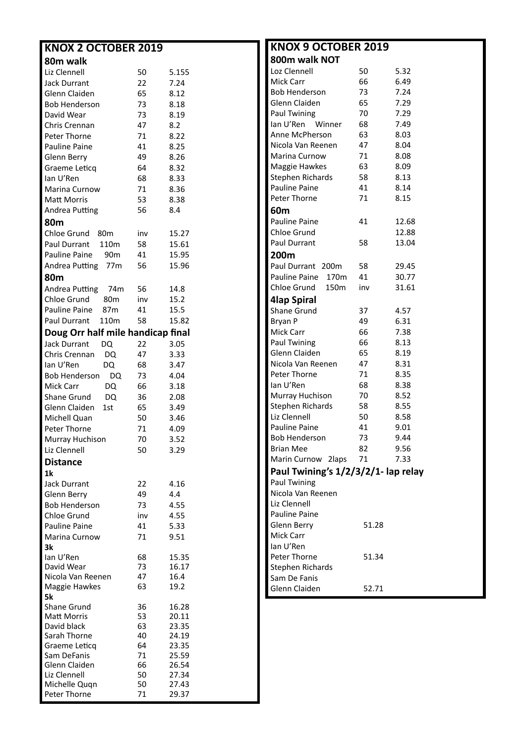## KNOX 2 OCTOBER 2019

### 80m walk

| | | |
|---|---|---|
| Liz Clennell | 50 | 5.155 |
| Jack Durrant | 22 | 7.24 |
| Glenn Claiden | 65 | 8.12 |
| Bob Henderson | 73 | 8.18 |
| David Wear | 73 | 8.19 |
| Chris Crennan | 47 | 8.2 |
| Peter Thorne | 71 | 8.22 |
| Pauline Paine | 41 | 8.25 |
| Glenn Berry | 49 | 8.26 |
| Graeme Leticq | 64 | 8.32 |
| Ian U'Ren | 68 | 8.33 |
| Marina Curnow | 71 | 8.36 |
| Matt Morris | 53 | 8.38 |
| Andrea Putting | 56 | 8.4 |

### 80m

| | | |
|---|---|---|
| Chloe Grund 80m | inv | 15.27 |
| Paul Durrant 110m | 58 | 15.61 |
| Pauline Paine 90m | 41 | 15.95 |
| Andrea Putting 77m | 56 | 15.96 |

### 80m

| | | |
|---|---|---|
| Andrea Putting 74m | 56 | 14.8 |
| Chloe Grund 80m | inv | 15.2 |
| Pauline Paine 87m | 41 | 15.5 |
| Paul Durrant 110m | 58 | 15.82 |

### Doug Orr half mile handicap final

| | | |
|---|---|---|
| Jack Durrant DQ | 22 | 3.05 |
| Chris Crennan DQ | 47 | 3.33 |
| Ian U'Ren DQ | 68 | 3.47 |
| Bob Henderson DQ | 73 | 4.04 |
| Mick Carr DQ | 66 | 3.18 |
| Shane Grund DQ | 36 | 2.08 |
| Glenn Claiden 1st | 65 | 3.49 |
| Michell Quan | 50 | 3.46 |
| Peter Thorne | 71 | 4.09 |
| Murray Huchison | 70 | 3.52 |
| Liz Clennell | 50 | 3.29 |

### Distance

**1k**

| | | |
|---|---|---|
| Jack Durrant | 22 | 4.16 |
| Glenn Berry | 49 | 4.4 |
| Bob Henderson | 73 | 4.55 |
| Chloe Grund | inv | 4.55 |
| Pauline Paine | 41 | 5.33 |
| Marina Curnow | 71 | 9.51 |

**3k**

| | | |
|---|---|---|
| Ian U'Ren | 68 | 15.35 |
| David Wear | 73 | 16.17 |
| Nicola Van Reenen | 47 | 16.4 |
| Maggie Hawkes | 63 | 19.2 |

**5k**

| | | |
|---|---|---|
| Shane Grund | 36 | 16.28 |
| Matt Morris | 53 | 20.11 |
| David black | 63 | 23.35 |
| Sarah Thorne | 40 | 24.19 |
| Graeme Leticq | 64 | 23.35 |
| Sam DeFanis | 71 | 25.59 |
| Glenn Claiden | 66 | 26.54 |
| Liz Clennell | 50 | 27.34 |
| Michelle Quqn | 50 | 27.43 |
| Peter Thorne | 71 | 29.37 |

## KNOX 9 OCTOBER 2019

### 800m walk NOT

| | | |
|---|---|---|
| Loz Clennell | 50 | 5.32 |
| Mick Carr | 66 | 6.49 |
| Bob Henderson | 73 | 7.24 |
| Glenn Claiden | 65 | 7.29 |
| Paul Twining | 70 | 7.29 |
| Ian U'Ren Winner | 68 | 7.49 |
| Anne McPherson | 63 | 8.03 |
| Nicola Van Reenen | 47 | 8.04 |
| Marina Curnow | 71 | 8.08 |
| Maggie Hawkes | 63 | 8.09 |
| Stephen Richards | 58 | 8.13 |
| Pauline Paine | 41 | 8.14 |
| Peter Thorne | 71 | 8.15 |

### 60m

| | | |
|---|---|---|
| Pauline Paine | 41 | 12.68 |
| Chloe Grund | | 12.88 |
| Paul Durrant | 58 | 13.04 |

### 200m

| | | |
|---|---|---|
| Paul Durrant 200m | 58 | 29.45 |
| Pauline Paine 170m | 41 | 30.77 |
| Chloe Grund 150m | inv | 31.61 |

### 4lap Spiral

| | | |
|---|---|---|
| Shane Grund | 37 | 4.57 |
| Bryan P | 49 | 6.31 |
| Mick Carr | 66 | 7.38 |
| Paul Twining | 66 | 8.13 |
| Glenn Claiden | 65 | 8.19 |
| Nicola Van Reenen | 47 | 8.31 |
| Peter Thorne | 71 | 8.35 |
| Ian U'Ren | 68 | 8.38 |
| Murray Huchison | 70 | 8.52 |
| Stephen Richards | 58 | 8.55 |
| Liz Clennell | 50 | 8.58 |
| Pauline Paine | 41 | 9.01 |
| Bob Henderson | 73 | 9.44 |
| Brian Mee | 82 | 9.56 |
| Marin Curnow 2laps | 71 | 7.33 |

### Paul Twining's 1/2/3/2/1- lap relay

| | |
|---|---|
| Paul Twining | |
| Nicola Van Reenen | |
| Liz Clennell | |
| Pauline Paine | |
| Glenn Berry | 51.28 |
| Mick Carr | |
| Ian U'Ren | |
| Peter Thorne | 51.34 |
| Stephen Richards | |
| Sam De Fanis | |
| Glenn Claiden | 52.71 |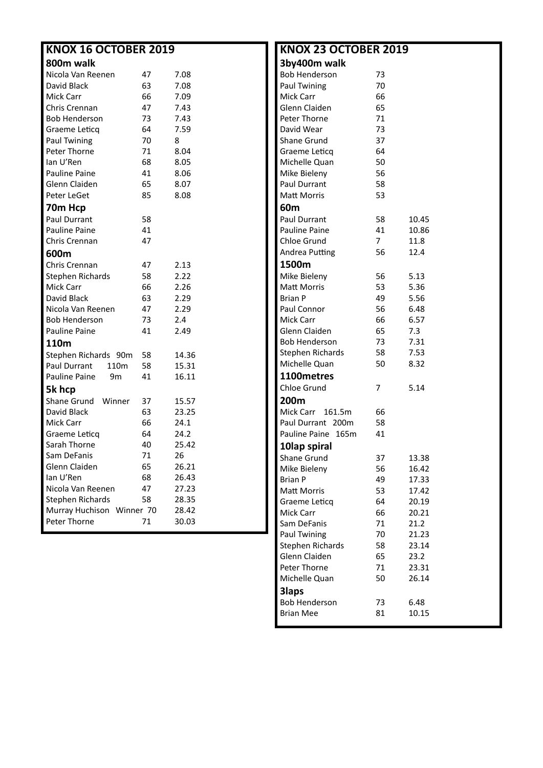## KNOX 16 OCTOBER 2019

### 800m walk

| Name | Age | Time |
|---|---|---|
| Nicola Van Reenen | 47 | 7.08 |
| David Black | 63 | 7.08 |
| Mick Carr | 66 | 7.09 |
| Chris Crennan | 47 | 7.43 |
| Bob Henderson | 73 | 7.43 |
| Graeme Leticq | 64 | 7.59 |
| Paul Twining | 70 | 8 |
| Peter Thorne | 71 | 8.04 |
| Ian U'Ren | 68 | 8.05 |
| Pauline Paine | 41 | 8.06 |
| Glenn Claiden | 65 | 8.07 |
| Peter LeGet | 85 | 8.08 |

### 70m Hcp

| Name | Age |
|---|---|
| Paul Durrant | 58 |
| Pauline Paine | 41 |
| Chris Crennan | 47 |

### 600m

| Name | Age | Time |
|---|---|---|
| Chris Crennan | 47 | 2.13 |
| Stephen Richards | 58 | 2.22 |
| Mick Carr | 66 | 2.26 |
| David Black | 63 | 2.29 |
| Nicola Van Reenen | 47 | 2.29 |
| Bob Henderson | 73 | 2.4 |
| Pauline Paine | 41 | 2.49 |

### 110m

| Name | Age | Time |
|---|---|---|
| Stephen Richards 90m | 58 | 14.36 |
| Paul Durrant 110m | 58 | 15.31 |
| Pauline Paine 9m | 41 | 16.11 |

### 5k hcp

| Name | Age | Time |
|---|---|---|
| Shane Grund Winner | 37 | 15.57 |
| David Black | 63 | 23.25 |
| Mick Carr | 66 | 24.1 |
| Graeme Leticq | 64 | 24.2 |
| Sarah Thorne | 40 | 25.42 |
| Sam DeFanis | 71 | 26 |
| Glenn Claiden | 65 | 26.21 |
| Ian U'Ren | 68 | 26.43 |
| Nicola Van Reenen | 47 | 27.23 |
| Stephen Richards | 58 | 28.35 |
| Murray Huchison Winner | 70 | 28.42 |
| Peter Thorne | 71 | 30.03 |

## KNOX 23 OCTOBER 2019

### 3by400m walk

| Name | Age |
|---|---|
| Bob Henderson | 73 |
| Paul Twining | 70 |
| Mick Carr | 66 |
| Glenn Claiden | 65 |
| Peter Thorne | 71 |
| David Wear | 73 |
| Shane Grund | 37 |
| Graeme Leticq | 64 |
| Michelle Quan | 50 |
| Mike Bieleny | 56 |
| Paul Durrant | 58 |
| Matt Morris | 53 |

### 60m

| Name | Age | Time |
|---|---|---|
| Paul Durrant | 58 | 10.45 |
| Pauline Paine | 41 | 10.86 |
| Chloe Grund | 7 | 11.8 |
| Andrea Putting | 56 | 12.4 |

### 1500m

| Name | Age | Time |
|---|---|---|
| Mike Bieleny | 56 | 5.13 |
| Matt Morris | 53 | 5.36 |
| Brian P | 49 | 5.56 |
| Paul Connor | 56 | 6.48 |
| Mick Carr | 66 | 6.57 |
| Glenn Claiden | 65 | 7.3 |
| Bob Henderson | 73 | 7.31 |
| Stephen Richards | 58 | 7.53 |
| Michelle Quan | 50 | 8.32 |

### 1100metres

| Name | Age | Time |
|---|---|---|
| Chloe Grund | 7 | 5.14 |

### 200m

| Name | Age |
|---|---|
| Mick Carr 161.5m | 66 |
| Paul Durrant 200m | 58 |
| Pauline Paine 165m | 41 |

### 10lap spiral

| Name | Age | Time |
|---|---|---|
| Shane Grund | 37 | 13.38 |
| Mike Bieleny | 56 | 16.42 |
| Brian P | 49 | 17.33 |
| Matt Morris | 53 | 17.42 |
| Graeme Leticq | 64 | 20.19 |
| Mick Carr | 66 | 20.21 |
| Sam DeFanis | 71 | 21.2 |
| Paul Twining | 70 | 21.23 |
| Stephen Richards | 58 | 23.14 |
| Glenn Claiden | 65 | 23.2 |
| Peter Thorne | 71 | 23.31 |
| Michelle Quan | 50 | 26.14 |

### 3laps

| Name | Age | Time |
|---|---|---|
| Bob Henderson | 73 | 6.48 |
| Brian Mee | 81 | 10.15 |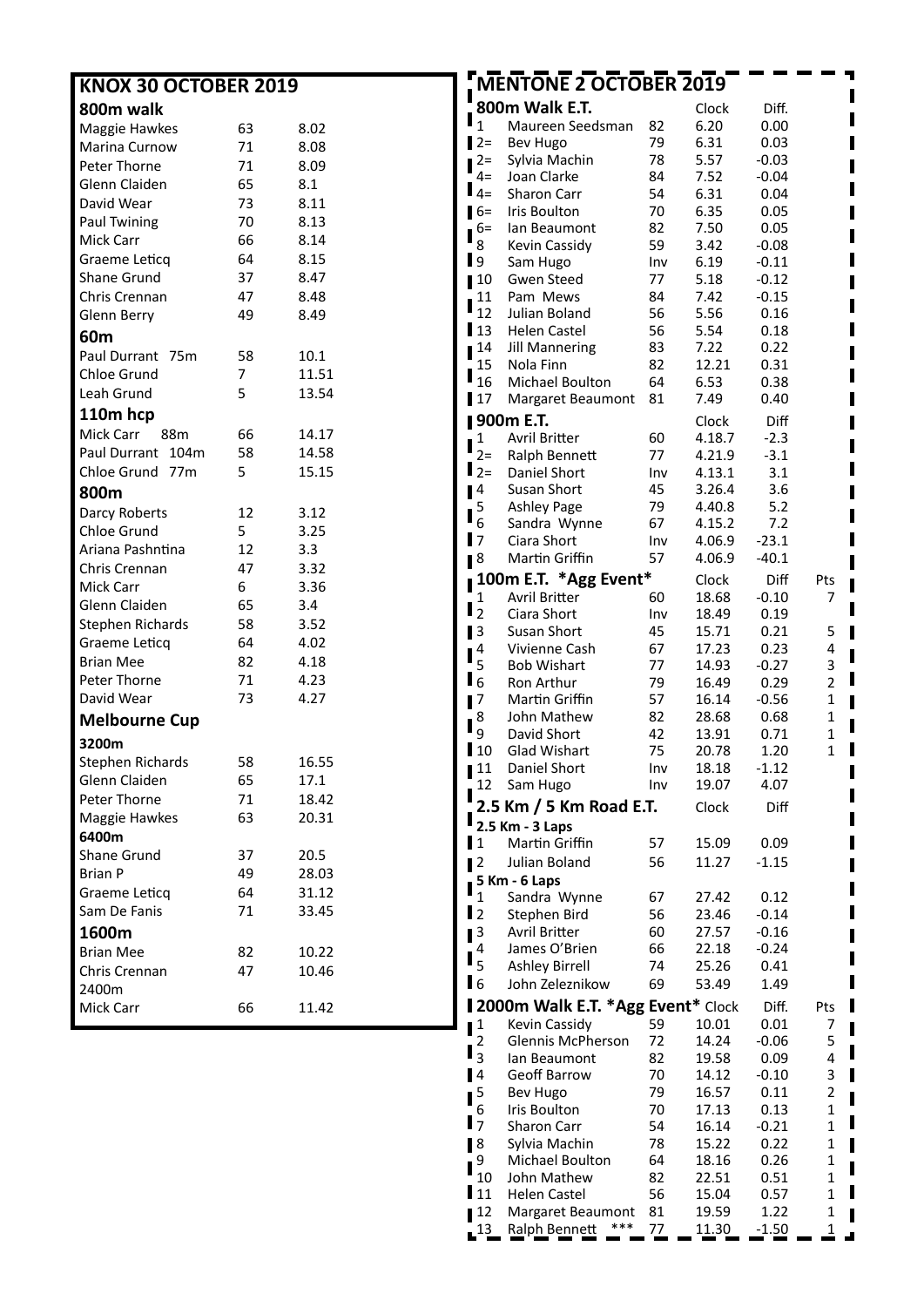## KNOX 30 OCTOBER 2019

### 800m walk

| | | |
|---|---|---|
| Maggie Hawkes | 63 | 8.02 |
| Marina Curnow | 71 | 8.08 |
| Peter Thorne | 71 | 8.09 |
| Glenn Claiden | 65 | 8.1 |
| David Wear | 73 | 8.11 |
| Paul Twining | 70 | 8.13 |
| Mick Carr | 66 | 8.14 |
| Graeme Leticq | 64 | 8.15 |
| Shane Grund | 37 | 8.47 |
| Chris Crennan | 47 | 8.48 |
| Glenn Berry | 49 | 8.49 |

### 60m

| | | |
|---|---|---|
| Paul Durrant 75m | 58 | 10.1 |
| Chloe Grund | 7 | 11.51 |
| Leah Grund | 5 | 13.54 |

### 110m hcp

| | | |
|---|---|---|
| Mick Carr 88m | 66 | 14.17 |
| Paul Durrant 104m | 58 | 14.58 |
| Chloe Grund 77m | 5 | 15.15 |

### 800m

| | | |
|---|---|---|
| Darcy Roberts | 12 | 3.12 |
| Chloe Grund | 5 | 3.25 |
| Ariana Pashntina | 12 | 3.3 |
| Chris Crennan | 47 | 3.32 |
| Mick Carr | 6 | 3.36 |
| Glenn Claiden | 65 | 3.4 |
| Stephen Richards | 58 | 3.52 |
| Graeme Leticq | 64 | 4.02 |
| Brian Mee | 82 | 4.18 |
| Peter Thorne | 71 | 4.23 |
| David Wear | 73 | 4.27 |

### Melbourne Cup

**3200m**

| | | |
|---|---|---|
| Stephen Richards | 58 | 16.55 |
| Glenn Claiden | 65 | 17.1 |
| Peter Thorne | 71 | 18.42 |
| Maggie Hawkes | 63 | 20.31 |

**6400m**

| | | |
|---|---|---|
| Shane Grund | 37 | 20.5 |
| Brian P | 49 | 28.03 |
| Graeme Leticq | 64 | 31.12 |
| Sam De Fanis | 71 | 33.45 |

### 1600m

| | | |
|---|---|---|
| Brian Mee | 82 | 10.22 |
| Chris Crennan | 47 | 10.46 |

2400m

| | | |
|---|---|---|
| Mick Carr | 66 | 11.42 |

## MENTONE 2 OCTOBER 2019

### 800m Walk E.T.

| | | | Clock | Diff. |
|---|---|---|---|---|
| 1 | Maureen Seedsman | 82 | 6.20 | 0.00 |
| 2= | Bev Hugo | 79 | 6.31 | 0.03 |
| 2= | Sylvia Machin | 78 | 5.57 | -0.03 |
| 4= | Joan Clarke | 84 | 7.52 | -0.04 |
| 4= | Sharon Carr | 54 | 6.31 | 0.04 |
| 6= | Iris Boulton | 70 | 6.35 | 0.05 |
| 6= | Ian Beaumont | 82 | 7.50 | 0.05 |
| 8 | Kevin Cassidy | 59 | 3.42 | -0.08 |
| 9 | Sam Hugo | Inv | 6.19 | -0.11 |
| 10 | Gwen Steed | 77 | 5.18 | -0.12 |
| 11 | Pam Mews | 84 | 7.42 | -0.15 |
| 12 | Julian Boland | 56 | 5.56 | 0.16 |
| 13 | Helen Castel | 56 | 5.54 | 0.18 |
| 14 | Jill Mannering | 83 | 7.22 | 0.22 |
| 15 | Nola Finn | 82 | 12.21 | 0.31 |
| 16 | Michael Boulton | 64 | 6.53 | 0.38 |
| 17 | Margaret Beaumont | 81 | 7.49 | 0.40 |

### 900m E.T.

| | | | Clock | Diff |
|---|---|---|---|---|
| 1 | Avril Britter | 60 | 4.18.7 | -2.3 |
| 2= | Ralph Bennett | 77 | 4.21.9 | -3.1 |
| 2= | Daniel Short | Inv | 4.13.1 | 3.1 |
| 4 | Susan Short | 45 | 3.26.4 | 3.6 |
| 5 | Ashley Page | 79 | 4.40.8 | 5.2 |
| 6 | Sandra Wynne | 67 | 4.15.2 | 7.2 |
| 7 | Ciara Short | Inv | 4.06.9 | -23.1 |
| 8 | Martin Griffin | 57 | 4.06.9 | -40.1 |

### 100m E.T. *Agg Event*

| | | | Clock | Diff | Pts |
|---|---|---|---|---|---|
| 1 | Avril Britter | 60 | 18.68 | -0.10 | 7 |
| 2 | Ciara Short | Inv | 18.49 | 0.19 | |
| 3 | Susan Short | 45 | 15.71 | 0.21 | 5 |
| 4 | Vivienne Cash | 67 | 17.23 | 0.23 | 4 |
| 5 | Bob Wishart | 77 | 14.93 | -0.27 | 3 |
| 6 | Ron Arthur | 79 | 16.49 | 0.29 | 2 |
| 7 | Martin Griffin | 57 | 16.14 | -0.56 | 1 |
| 8 | John Mathew | 82 | 28.68 | 0.68 | 1 |
| 9 | David Short | 42 | 13.91 | 0.71 | 1 |
| 10 | Glad Wishart | 75 | 20.78 | 1.20 | 1 |
| 11 | Daniel Short | Inv | 18.18 | -1.12 | |
| 12 | Sam Hugo | Inv | 19.07 | 4.07 | |

### 2.5 Km / 5 Km Road E.T.

**2.5 Km - 3 Laps**

| | | | Clock | Diff |
|---|---|---|---|---|
| 1 | Martin Griffin | 57 | 15.09 | 0.09 |
| 2 | Julian Boland | 56 | 11.27 | -1.15 |

**5 Km - 6 Laps**

| | | | Clock | Diff |
|---|---|---|---|---|
| 1 | Sandra Wynne | 67 | 27.42 | 0.12 |
| 2 | Stephen Bird | 56 | 23.46 | -0.14 |
| 3 | Avril Britter | 60 | 27.57 | -0.16 |
| 4 | James O'Brien | 66 | 22.18 | -0.24 |
| 5 | Ashley Birrell | 74 | 25.26 | 0.41 |
| 6 | John Zeleznikow | 69 | 53.49 | 1.49 |

### 2000m Walk E.T. *Agg Event*

| | | | Clock | Diff. | Pts |
|---|---|---|---|---|---|
| 1 | Kevin Cassidy | 59 | 10.01 | 0.01 | 7 |
| 2 | Glennis McPherson | 72 | 14.24 | -0.06 | 5 |
| 3 | Ian Beaumont | 82 | 19.58 | 0.09 | 4 |
| 4 | Geoff Barrow | 70 | 14.12 | -0.10 | 3 |
| 5 | Bev Hugo | 79 | 16.57 | 0.11 | 2 |
| 6 | Iris Boulton | 70 | 17.13 | 0.13 | 1 |
| 7 | Sharon Carr | 54 | 16.14 | -0.21 | 1 |
| 8 | Sylvia Machin | 78 | 15.22 | 0.22 | 1 |
| 9 | Michael Boulton | 64 | 18.16 | 0.26 | 1 |
| 10 | John Mathew | 82 | 22.51 | 0.51 | 1 |
| 11 | Helen Castel | 56 | 15.04 | 0.57 | 1 |
| 12 | Margaret Beaumont | 81 | 19.59 | 1.22 | 1 |
| 13 | Ralph Bennett *** | 77 | 11.30 | -1.50 | 1 |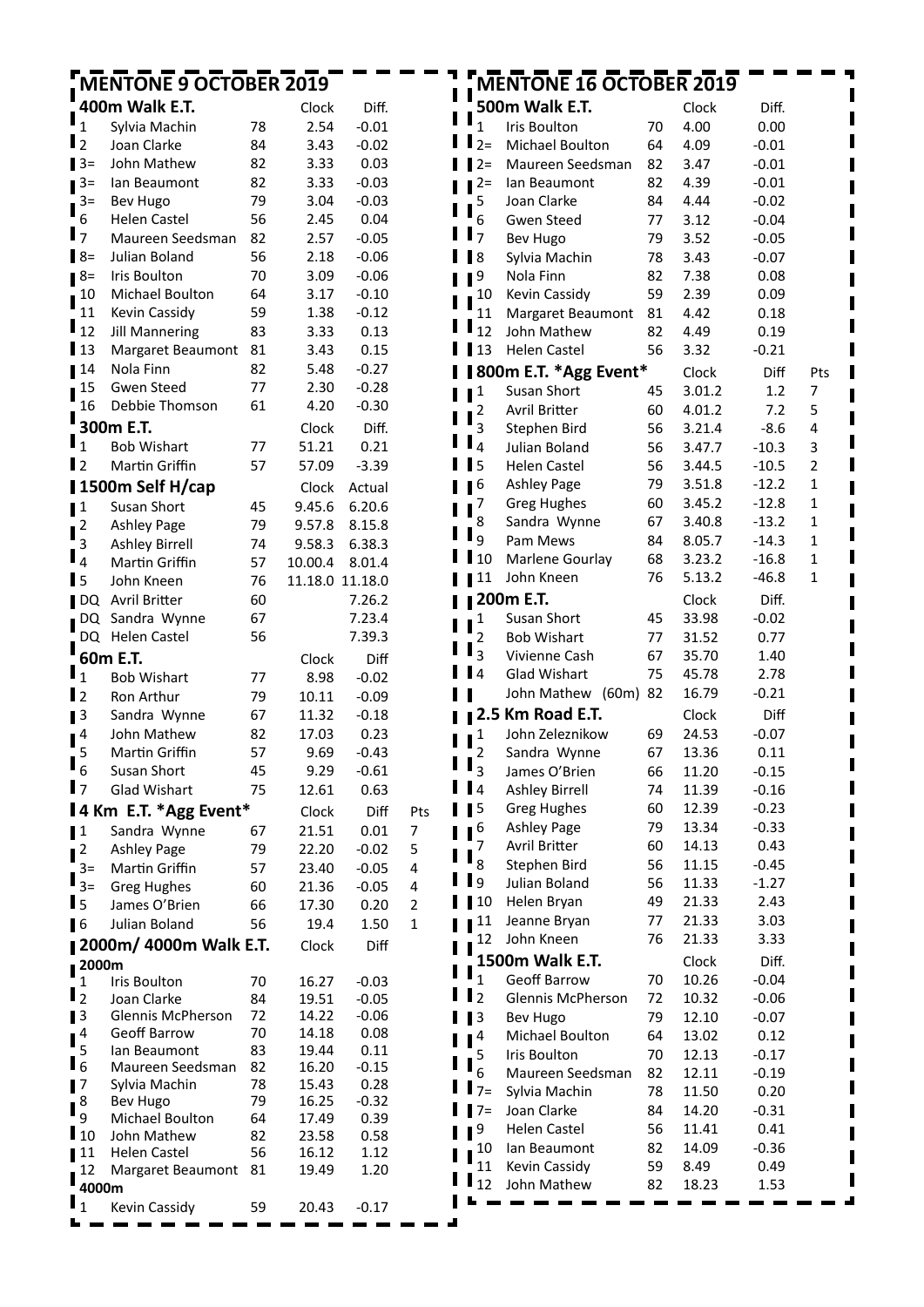# MENTONE 9 OCTOBER 2019

### 400m Walk E.T.

| | | | Clock | Diff. |
|---|---|---|---|---|
| 1 | Sylvia Machin | 78 | 2.54 | -0.01 |
| 2 | Joan Clarke | 84 | 3.43 | -0.02 |
| 3= | John Mathew | 82 | 3.33 | 0.03 |
| 3= | Ian Beaumont | 82 | 3.33 | -0.03 |
| 3= | Bev Hugo | 79 | 3.04 | -0.03 |
| 6 | Helen Castel | 56 | 2.45 | 0.04 |
| 7 | Maureen Seedsman | 82 | 2.57 | -0.05 |
| 8= | Julian Boland | 56 | 2.18 | -0.06 |
| 8= | Iris Boulton | 70 | 3.09 | -0.06 |
| 10 | Michael Boulton | 64 | 3.17 | -0.10 |
| 11 | Kevin Cassidy | 59 | 1.38 | -0.12 |
| 12 | Jill Mannering | 83 | 3.33 | 0.13 |
| 13 | Margaret Beaumont | 81 | 3.43 | 0.15 |
| 14 | Nola Finn | 82 | 5.48 | -0.27 |
| 15 | Gwen Steed | 77 | 2.30 | -0.28 |
| 16 | Debbie Thomson | 61 | 4.20 | -0.30 |

### 300m E.T.

| | | | Clock | Diff. |
|---|---|---|---|---|
| 1 | Bob Wishart | 77 | 51.21 | 0.21 |
| 2 | Martin Griffin | 57 | 57.09 | -3.39 |

### 1500m Self H/cap

| | | | Clock | Actual |
|---|---|---|---|---|
| 1 | Susan Short | 45 | 9.45.6 | 6.20.6 |
| 2 | Ashley Page | 79 | 9.57.8 | 8.15.8 |
| 3 | Ashley Birrell | 74 | 9.58.3 | 6.38.3 |
| 4 | Martin Griffin | 57 | 10.00.4 | 8.01.4 |
| 5 | John Kneen | 76 | 11.18.0 | 11.18.0 |
| DQ | Avril Britter | 60 | | 7.26.2 |
| DQ | Sandra Wynne | 67 | | 7.23.4 |
| DQ | Helen Castel | 56 | | 7.39.3 |

### 60m E.T.

| | | | Clock | Diff |
|---|---|---|---|---|
| 1 | Bob Wishart | 77 | 8.98 | -0.02 |
| 2 | Ron Arthur | 79 | 10.11 | -0.09 |
| 3 | Sandra Wynne | 67 | 11.32 | -0.18 |
| 4 | John Mathew | 82 | 17.03 | 0.23 |
| 5 | Martin Griffin | 57 | 9.69 | -0.43 |
| 6 | Susan Short | 45 | 9.29 | -0.61 |
| 7 | Glad Wishart | 75 | 12.61 | 0.63 |

### 4 Km E.T. *Agg Event*

| | | | Clock | Diff | Pts |
|---|---|---|---|---|---|
| 1 | Sandra Wynne | 67 | 21.51 | 0.01 | 7 |
| 2 | Ashley Page | 79 | 22.20 | -0.02 | 5 |
| 3= | Martin Griffin | 57 | 23.40 | -0.05 | 4 |
| 3= | Greg Hughes | 60 | 21.36 | -0.05 | 4 |
| 5 | James O'Brien | 66 | 17.30 | 0.20 | 2 |
| 6 | Julian Boland | 56 | 19.4 | 1.50 | 1 |

### 2000m/ 4000m Walk E.T.

| | | | Clock | Diff |
|---|---|---|---|---|
| **2000m** | | | | |
| 1 | Iris Boulton | 70 | 16.27 | -0.03 |
| 2 | Joan Clarke | 84 | 19.51 | -0.05 |
| 3 | Glennis McPherson | 72 | 14.22 | -0.06 |
| 4 | Geoff Barrow | 70 | 14.18 | 0.08 |
| 5 | Ian Beaumont | 83 | 19.44 | 0.11 |
| 6 | Maureen Seedsman | 82 | 16.20 | -0.15 |
| 7 | Sylvia Machin | 78 | 15.43 | 0.28 |
| 8 | Bev Hugo | 79 | 16.25 | -0.32 |
| 9 | Michael Boulton | 64 | 17.49 | 0.39 |
| 10 | John Mathew | 82 | 23.58 | 0.58 |
| 11 | Helen Castel | 56 | 16.12 | 1.12 |
| 12 | Margaret Beaumont | 81 | 19.49 | 1.20 |
| **4000m** | | | | |
| 1 | Kevin Cassidy | 59 | 20.43 | -0.17 |

# MENTONE 16 OCTOBER 2019

### 500m Walk E.T.

| | | | Clock | Diff. |
|---|---|---|---|---|
| 1 | Iris Boulton | 70 | 4.00 | 0.00 |
| 2= | Michael Boulton | 64 | 4.09 | -0.01 |
| 2= | Maureen Seedsman | 82 | 3.47 | -0.01 |
| 2= | Ian Beaumont | 82 | 4.39 | -0.01 |
| 5 | Joan Clarke | 84 | 4.44 | -0.02 |
| 6 | Gwen Steed | 77 | 3.12 | -0.04 |
| 7 | Bev Hugo | 79 | 3.52 | -0.05 |
| 8 | Sylvia Machin | 78 | 3.43 | -0.07 |
| 9 | Nola Finn | 82 | 7.38 | 0.08 |
| 10 | Kevin Cassidy | 59 | 2.39 | 0.09 |
| 11 | Margaret Beaumont | 81 | 4.42 | 0.18 |
| 12 | John Mathew | 82 | 4.49 | 0.19 |
| 13 | Helen Castel | 56 | 3.32 | -0.21 |

### 800m E.T. *Agg Event*

| | | | Clock | Diff | Pts |
|---|---|---|---|---|---|
| 1 | Susan Short | 45 | 3.01.2 | 1.2 | 7 |
| 2 | Avril Britter | 60 | 4.01.2 | 7.2 | 5 |
| 3 | Stephen Bird | 56 | 3.21.4 | -8.6 | 4 |
| 4 | Julian Boland | 56 | 3.47.7 | -10.3 | 3 |
| 5 | Helen Castel | 56 | 3.44.5 | -10.5 | 2 |
| 6 | Ashley Page | 79 | 3.51.8 | -12.2 | 1 |
| 7 | Greg Hughes | 60 | 3.45.2 | -12.8 | 1 |
| 8 | Sandra Wynne | 67 | 3.40.8 | -13.2 | 1 |
| 9 | Pam Mews | 84 | 8.05.7 | -14.3 | 1 |
| 10 | Marlene Gourlay | 68 | 3.23.2 | -16.8 | 1 |
| 11 | John Kneen | 76 | 5.13.2 | -46.8 | 1 |

### 200m E.T.

| | | | Clock | Diff. |
|---|---|---|---|---|
| 1 | Susan Short | 45 | 33.98 | -0.02 |
| 2 | Bob Wishart | 77 | 31.52 | 0.77 |
| 3 | Vivienne Cash | 67 | 35.70 | 1.40 |
| 4 | Glad Wishart | 75 | 45.78 | 2.78 |
| | John Mathew (60m) | 82 | 16.79 | -0.21 |

### 2.5 Km Road E.T.

| | | | Clock | Diff |
|---|---|---|---|---|
| 1 | John Zeleznikow | 69 | 24.53 | -0.07 |
| 2 | Sandra Wynne | 67 | 13.36 | 0.11 |
| 3 | James O'Brien | 66 | 11.20 | -0.15 |
| 4 | Ashley Birrell | 74 | 11.39 | -0.16 |
| 5 | Greg Hughes | 60 | 12.39 | -0.23 |
| 6 | Ashley Page | 79 | 13.34 | -0.33 |
| 7 | Avril Britter | 60 | 14.13 | 0.43 |
| 8 | Stephen Bird | 56 | 11.15 | -0.45 |
| 9 | Julian Boland | 56 | 11.33 | -1.27 |
| 10 | Helen Bryan | 49 | 21.33 | 2.43 |
| 11 | Jeanne Bryan | 77 | 21.33 | 3.03 |
| 12 | John Kneen | 76 | 21.33 | 3.33 |

### 1500m Walk E.T.

| | | | Clock | Diff. |
|---|---|---|---|---|
| 1 | Geoff Barrow | 70 | 10.26 | -0.04 |
| 2 | Glennis McPherson | 72 | 10.32 | -0.06 |
| 3 | Bev Hugo | 79 | 12.10 | -0.07 |
| 4 | Michael Boulton | 64 | 13.02 | 0.12 |
| 5 | Iris Boulton | 70 | 12.13 | -0.17 |
| 6 | Maureen Seedsman | 82 | 12.11 | -0.19 |
| 7= | Sylvia Machin | 78 | 11.50 | 0.20 |
| 7= | Joan Clarke | 84 | 14.20 | -0.31 |
| 9 | Helen Castel | 56 | 11.41 | 0.41 |
| 10 | Ian Beaumont | 82 | 14.09 | -0.36 |
| 11 | Kevin Cassidy | 59 | 8.49 | 0.49 |
| 12 | John Mathew | 82 | 18.23 | 1.53 |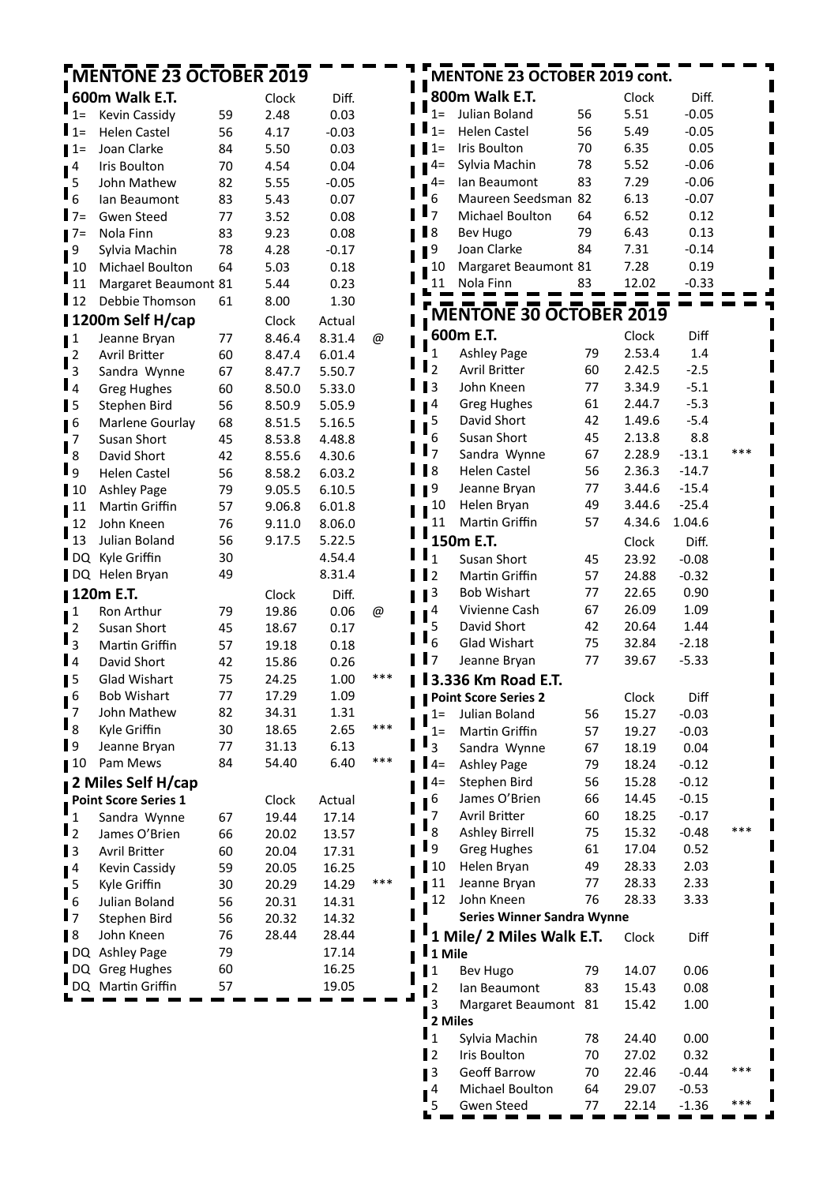## MENTONE 23 OCTOBER 2019

### 600m Walk E.T.

| | | | Clock | Diff. |
|---|---|---|---|---|
| 1= | Kevin Cassidy | 59 | 2.48 | 0.03 |
| 1= | Helen Castel | 56 | 4.17 | -0.03 |
| 1= | Joan Clarke | 84 | 5.50 | 0.03 |
| 4 | Iris Boulton | 70 | 4.54 | 0.04 |
| 5 | John Mathew | 82 | 5.55 | -0.05 |
| 6 | Ian Beaumont | 83 | 5.43 | 0.07 |
| 7= | Gwen Steed | 77 | 3.52 | 0.08 |
| 7= | Nola Finn | 83 | 9.23 | 0.08 |
| 9 | Sylvia Machin | 78 | 4.28 | -0.17 |
| 10 | Michael Boulton | 64 | 5.03 | 0.18 |
| 11 | Margaret Beaumont | 81 | 5.44 | 0.23 |
| 12 | Debbie Thomson | 61 | 8.00 | 1.30 |

### 1200m Self H/cap

| | | | Clock | Actual | |
|---|---|---|---|---|---|
| 1 | Jeanne Bryan | 77 | 8.46.4 | 8.31.4 | @ |
| 2 | Avril Britter | 60 | 8.47.4 | 6.01.4 | |
| 3 | Sandra Wynne | 67 | 8.47.7 | 5.50.7 | |
| 4 | Greg Hughes | 60 | 8.50.0 | 5.33.0 | |
| 5 | Stephen Bird | 56 | 8.50.9 | 5.05.9 | |
| 6 | Marlene Gourlay | 68 | 8.51.5 | 5.16.5 | |
| 7 | Susan Short | 45 | 8.53.8 | 4.48.8 | |
| 8 | David Short | 42 | 8.55.6 | 4.30.6 | |
| 9 | Helen Castel | 56 | 8.58.2 | 6.03.2 | |
| 10 | Ashley Page | 79 | 9.05.5 | 6.10.5 | |
| 11 | Martin Griffin | 57 | 9.06.8 | 6.01.8 | |
| 12 | John Kneen | 76 | 9.11.0 | 8.06.0 | |
| 13 | Julian Boland | 56 | 9.17.5 | 5.22.5 | |
| DQ | Kyle Griffin | 30 | | 4.54.4 | |
| DQ | Helen Bryan | 49 | | 8.31.4 | |

### 120m E.T.

| | | | Clock | Diff. | |
|---|---|---|---|---|---|
| 1 | Ron Arthur | 79 | 19.86 | 0.06 | @ |
| 2 | Susan Short | 45 | 18.67 | 0.17 | |
| 3 | Martin Griffin | 57 | 19.18 | 0.18 | |
| 4 | David Short | 42 | 15.86 | 0.26 | |
| 5 | Glad Wishart | 75 | 24.25 | 1.00 | *** |
| 6 | Bob Wishart | 77 | 17.29 | 1.09 | |
| 7 | John Mathew | 82 | 34.31 | 1.31 | |
| 8 | Kyle Griffin | 30 | 18.65 | 2.65 | *** |
| 9 | Jeanne Bryan | 77 | 31.13 | 6.13 | |
| 10 | Pam Mews | 84 | 54.40 | 6.40 | *** |

### 2 Miles Self H/cap

**Point Score Series 1**

| | | | Clock | Actual | |
|---|---|---|---|---|---|
| 1 | Sandra Wynne | 67 | 19.44 | 17.14 | |
| 2 | James O'Brien | 66 | 20.02 | 13.57 | |
| 3 | Avril Britter | 60 | 20.04 | 17.31 | |
| 4 | Kevin Cassidy | 59 | 20.05 | 16.25 | |
| 5 | Kyle Griffin | 30 | 20.29 | 14.29 | *** |
| 6 | Julian Boland | 56 | 20.31 | 14.31 | |
| 7 | Stephen Bird | 56 | 20.32 | 14.32 | |
| 8 | John Kneen | 76 | 28.44 | 28.44 | |
| DQ | Ashley Page | 79 | | 17.14 | |
| DQ | Greg Hughes | 60 | | 16.25 | |
| DQ | Martin Griffin | 57 | | 19.05 | |

## MENTONE 23 OCTOBER 2019 cont.

### 800m Walk E.T.

| | | | Clock | Diff. |
|---|---|---|---|---|
| 1= | Julian Boland | 56 | 5.51 | -0.05 |
| 1= | Helen Castel | 56 | 5.49 | -0.05 |
| 1= | Iris Boulton | 70 | 6.35 | 0.05 |
| 4= | Sylvia Machin | 78 | 5.52 | -0.06 |
| 4= | Ian Beaumont | 83 | 7.29 | -0.06 |
| 6 | Maureen Seedsman | 82 | 6.13 | -0.07 |
| 7 | Michael Boulton | 64 | 6.52 | 0.12 |
| 8 | Bev Hugo | 79 | 6.43 | 0.13 |
| 9 | Joan Clarke | 84 | 7.31 | -0.14 |
| 10 | Margaret Beaumont | 81 | 7.28 | 0.19 |
| 11 | Nola Finn | 83 | 12.02 | -0.33 |

## MENTONE 30 OCTOBER 2019

### 600m E.T.

| | | | Clock | Diff | |
|---|---|---|---|---|---|
| 1 | Ashley Page | 79 | 2.53.4 | 1.4 | |
| 2 | Avril Britter | 60 | 2.42.5 | -2.5 | |
| 3 | John Kneen | 77 | 3.34.9 | -5.1 | |
| 4 | Greg Hughes | 61 | 2.44.7 | -5.3 | |
| 5 | David Short | 42 | 1.49.6 | -5.4 | |
| 6 | Susan Short | 45 | 2.13.8 | 8.8 | |
| 7 | Sandra Wynne | 67 | 2.28.9 | -13.1 | *** |
| 8 | Helen Castel | 56 | 2.36.3 | -14.7 | |
| 9 | Jeanne Bryan | 77 | 3.44.6 | -15.4 | |
| 10 | Helen Bryan | 49 | 3.44.6 | -25.4 | |
| 11 | Martin Griffin | 57 | 4.34.6 | 1.04.6 | |

### 150m E.T.

| | | | Clock | Diff. |
|---|---|---|---|---|
| 1 | Susan Short | 45 | 23.92 | -0.08 |
| 2 | Martin Griffin | 57 | 24.88 | -0.32 |
| 3 | Bob Wishart | 77 | 22.65 | 0.90 |
| 4 | Vivienne Cash | 67 | 26.09 | 1.09 |
| 5 | David Short | 42 | 20.64 | 1.44 |
| 6 | Glad Wishart | 75 | 32.84 | -2.18 |
| 7 | Jeanne Bryan | 77 | 39.67 | -5.33 |

### 3.336 Km Road E.T.

**Point Score Series 2**

| | | | Clock | Diff | |
|---|---|---|---|---|---|
| 1= | Julian Boland | 56 | 15.27 | -0.03 | |
| 1= | Martin Griffin | 57 | 19.27 | -0.03 | |
| 3 | Sandra Wynne | 67 | 18.19 | 0.04 | |
| 4= | Ashley Page | 79 | 18.24 | -0.12 | |
| 4= | Stephen Bird | 56 | 15.28 | -0.12 | |
| 6 | James O'Brien | 66 | 14.45 | -0.15 | |
| 7 | Avril Britter | 60 | 18.25 | -0.17 | |
| 8 | Ashley Birrell | 75 | 15.32 | -0.48 | *** |
| 9 | Greg Hughes | 61 | 17.04 | 0.52 | |
| 10 | Helen Bryan | 49 | 28.33 | 2.03 | |
| 11 | Jeanne Bryan | 77 | 28.33 | 2.33 | |
| 12 | John Kneen | 76 | 28.33 | 3.33 | |

**Series Winner Sandra Wynne**

### 1 Mile/ 2 Miles Walk E.T.

| | | | Clock | Diff | |
|---|---|---|---|---|---|
| **1 Mile** | | | | | |
| 1 | Bev Hugo | 79 | 14.07 | 0.06 | |
| 2 | Ian Beaumont | 83 | 15.43 | 0.08 | |
| 3 | Margaret Beaumont | 81 | 15.42 | 1.00 | |
| **2 Miles** | | | | | |
| 1 | Sylvia Machin | 78 | 24.40 | 0.00 | |
| 2 | Iris Boulton | 70 | 27.02 | 0.32 | |
| 3 | Geoff Barrow | 70 | 22.46 | -0.44 | *** |
| 4 | Michael Boulton | 64 | 29.07 | -0.53 | |
| 5 | Gwen Steed | 77 | 22.14 | -1.36 | *** |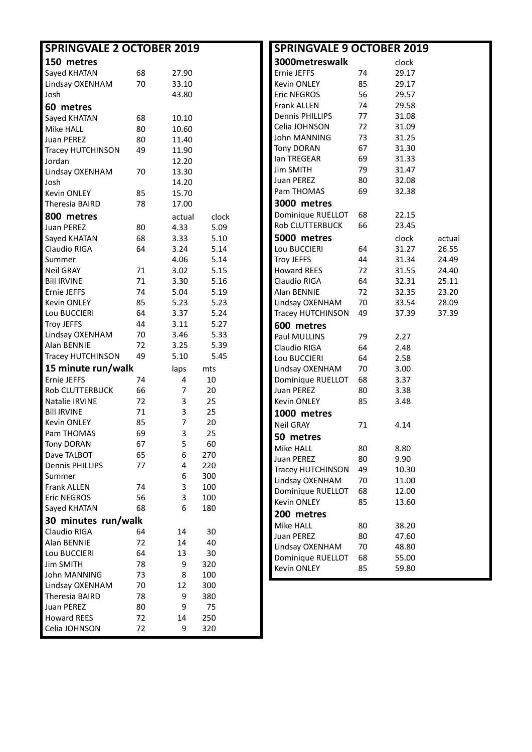## SPRINGVALE 2 OCTOBER 2019

### 150 metres

| Name | Age | Time |
|---|---|---|
| Sayed KHATAN | 68 | 27.90 |
| Lindsay OXENHAM | 70 | 33.10 |
| Josh | | 43.80 |

### 60 metres

| Name | Age | Time |
|---|---|---|
| Sayed KHATAN | 68 | 10.10 |
| Mike HALL | 80 | 10.60 |
| Juan PEREZ | 80 | 11.40 |
| Tracey HUTCHINSON | 49 | 11.90 |
| Jordan | | 12.20 |
| Lindsay OXENHAM | 70 | 13.30 |
| Josh | | 14.20 |
| Kevin ONLEY | 85 | 15.70 |
| Theresia BAIRD | 78 | 17.00 |

### 800 metres

| Name | Age | actual | clock |
|---|---|---|---|
| Juan PEREZ | 80 | 4.33 | 5.09 |
| Sayed KHATAN | 68 | 3.33 | 5.10 |
| Claudio RIGA | 64 | 3.24 | 5.14 |
| Summer | | 4.06 | 5.14 |
| Neil GRAY | 71 | 3.02 | 5.15 |
| Bill IRVINE | 71 | 3.30 | 5.16 |
| Ernie JEFFS | 74 | 5.04 | 5.19 |
| Kevin ONLEY | 85 | 5.23 | 5.23 |
| Lou BUCCIERI | 64 | 3.37 | 5.24 |
| Troy JEFFS | 44 | 3.11 | 5.27 |
| Lindsay OXENHAM | 70 | 3.46 | 5.33 |
| Alan BENNIE | 72 | 3.25 | 5.39 |
| Tracey HUTCHINSON | 49 | 5.10 | 5.45 |

### 15 minute run/walk

| Name | Age | laps | mts |
|---|---|---|---|
| Ernie JEFFS | 74 | 4 | 10 |
| Rob CLUTTERBUCK | 66 | 7 | 20 |
| Natalie IRVINE | 72 | 3 | 25 |
| Bill IRVINE | 71 | 3 | 25 |
| Kevin ONLEY | 85 | 7 | 20 |
| Pam THOMAS | 69 | 3 | 25 |
| Tony DORAN | 67 | 5 | 60 |
| Dave TALBOT | 65 | 6 | 270 |
| Dennis PHILLIPS | 77 | 4 | 220 |
| Summer | | 6 | 300 |
| Frank ALLEN | 74 | 3 | 100 |
| Eric NEGROS | 56 | 3 | 100 |
| Sayed KHATAN | 68 | 6 | 180 |

### 30 minutes run/walk

| Name | Age | laps | mts |
|---|---|---|---|
| Claudio RIGA | 64 | 14 | 30 |
| Alan BENNIE | 72 | 14 | 40 |
| Lou BUCCIERI | 64 | 13 | 30 |
| Jim SMITH | 78 | 9 | 320 |
| John MANNING | 73 | 8 | 100 |
| Lindsay OXENHAM | 70 | 12 | 300 |
| Theresia BAIRD | 78 | 9 | 380 |
| Juan PEREZ | 80 | 9 | 75 |
| Howard REES | 72 | 14 | 250 |
| Celia JOHNSON | 72 | 9 | 320 |

## SPRINGVALE 9 OCTOBER 2019

### 3000metreswalk

| Name | Age | clock |
|---|---|---|
| Ernie JEFFS | 74 | 29.17 |
| Kevin ONLEY | 85 | 29.17 |
| Eric NEGROS | 56 | 29.57 |
| Frank ALLEN | 74 | 29.58 |
| Dennis PHILLIPS | 77 | 31.08 |
| Celia JOHNSON | 72 | 31.09 |
| John MANNING | 73 | 31.25 |
| Tony DORAN | 67 | 31.30 |
| Ian TREGEAR | 69 | 31.33 |
| Jim SMITH | 79 | 31.47 |
| Juan PEREZ | 80 | 32.08 |
| Pam THOMAS | 69 | 32.38 |

### 3000 metres

| Name | Age | Time |
|---|---|---|
| Dominique RUELLOT | 68 | 22.15 |
| Rob CLUTTERBUCK | 66 | 23.45 |

### 5000 metres

| Name | Age | clock | actual |
|---|---|---|---|
| Lou BUCCIERI | 64 | 31.27 | 26.55 |
| Troy JEFFS | 44 | 31.34 | 24.49 |
| Howard REES | 72 | 31.55 | 24.40 |
| Claudio RIGA | 64 | 32.31 | 25.11 |
| Alan BENNIE | 72 | 32.35 | 23.20 |
| Lindsay OXENHAM | 70 | 33.54 | 28.09 |
| Tracey HUTCHINSON | 49 | 37.39 | 37.39 |

### 600 metres

| Name | Age | Time |
|---|---|---|
| Paul MULLINS | 79 | 2.27 |
| Claudio RIGA | 64 | 2.48 |
| Lou BUCCIERI | 64 | 2.58 |
| Lindsay OXENHAM | 70 | 3.00 |
| Dominique RUELLOT | 68 | 3.37 |
| Juan PEREZ | 80 | 3.38 |
| Kevin ONLEY | 85 | 3.48 |

### 1000 metres

| Name | Age | Time |
|---|---|---|
| Neil GRAY | 71 | 4.14 |

### 50 metres

| Name | Age | Time |
|---|---|---|
| Mike HALL | 80 | 8.80 |
| Juan PEREZ | 80 | 9.90 |
| Tracey HUTCHINSON | 49 | 10.30 |
| Lindsay OXENHAM | 70 | 11.00 |
| Dominique RUELLOT | 68 | 12.00 |
| Kevin ONLEY | 85 | 13.60 |

### 200 metres

| Name | Age | Time |
|---|---|---|
| Mike HALL | 80 | 38.20 |
| Juan PEREZ | 80 | 47.60 |
| Lindsay OXENHAM | 70 | 48.80 |
| Dominique RUELLOT | 68 | 55.00 |
| Kevin ONLEY | 85 | 59.80 |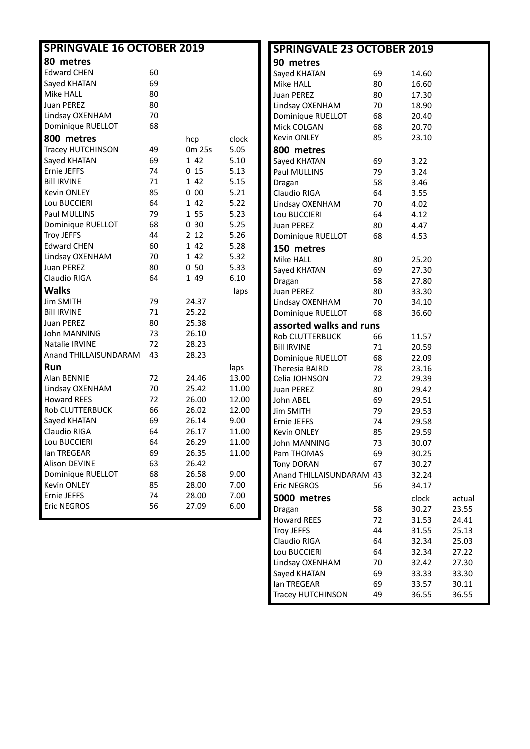## SPRINGVALE 16 OCTOBER 2019

### 80 metres

| Name | Age |
|---|---|
| Edward CHEN | 60 |
| Sayed KHATAN | 69 |
| Mike HALL | 80 |
| Juan PEREZ | 80 |
| Lindsay OXENHAM | 70 |
| Dominique RUELLOT | 68 |

### 800 metres

| Name | Age | hcp | clock |
|---|---|---|---|
| Tracey HUTCHINSON | 49 | 0m 25s | 5.05 |
| Sayed KHATAN | 69 | 1 42 | 5.10 |
| Ernie JEFFS | 74 | 0 15 | 5.13 |
| Bill IRVINE | 71 | 1 42 | 5.15 |
| Kevin ONLEY | 85 | 0 00 | 5.21 |
| Lou BUCCIERI | 64 | 1 42 | 5.22 |
| Paul MULLINS | 79 | 1 55 | 5.23 |
| Dominique RUELLOT | 68 | 0 30 | 5.25 |
| Troy JEFFS | 44 | 2 12 | 5.26 |
| Edward CHEN | 60 | 1 42 | 5.28 |
| Lindsay OXENHAM | 70 | 1 42 | 5.32 |
| Juan PEREZ | 80 | 0 50 | 5.33 |
| Claudio RIGA | 64 | 1 49 | 6.10 |

### Walks

| Name | Age | Time | laps |
|---|---|---|---|
| Jim SMITH | 79 | 24.37 | |
| Bill IRVINE | 71 | 25.22 | |
| Juan PEREZ | 80 | 25.38 | |
| John MANNING | 73 | 26.10 | |
| Natalie IRVINE | 72 | 28.23 | |
| Anand THILLAISUNDARAM | 43 | 28.23 | |

### Run

| Name | Age | Time | laps |
|---|---|---|---|
| Alan BENNIE | 72 | 24.46 | 13.00 |
| Lindsay OXENHAM | 70 | 25.42 | 11.00 |
| Howard REES | 72 | 26.00 | 12.00 |
| Rob CLUTTERBUCK | 66 | 26.02 | 12.00 |
| Sayed KHATAN | 69 | 26.14 | 9.00 |
| Claudio RIGA | 64 | 26.17 | 11.00 |
| Lou BUCCIERI | 64 | 26.29 | 11.00 |
| Ian TREGEAR | 69 | 26.35 | 11.00 |
| Alison DEVINE | 63 | 26.42 | |
| Dominique RUELLOT | 68 | 26.58 | 9.00 |
| Kevin ONLEY | 85 | 28.00 | 7.00 |
| Ernie JEFFS | 74 | 28.00 | 7.00 |
| Eric NEGROS | 56 | 27.09 | 6.00 |

## SPRINGVALE 23 OCTOBER 2019

### 90 metres

| Name | Age | Time |
|---|---|---|
| Sayed KHATAN | 69 | 14.60 |
| Mike HALL | 80 | 16.60 |
| Juan PEREZ | 80 | 17.30 |
| Lindsay OXENHAM | 70 | 18.90 |
| Dominique RUELLOT | 68 | 20.40 |
| Mick COLGAN | 68 | 20.70 |
| Kevin ONLEY | 85 | 23.10 |

### 800 metres

| Name | Age | Time |
|---|---|---|
| Sayed KHATAN | 69 | 3.22 |
| Paul MULLINS | 79 | 3.24 |
| Dragan | 58 | 3.46 |
| Claudio RIGA | 64 | 3.55 |
| Lindsay OXENHAM | 70 | 4.02 |
| Lou BUCCIERI | 64 | 4.12 |
| Juan PEREZ | 80 | 4.47 |
| Dominique RUELLOT | 68 | 4.53 |

### 150 metres

| Name | Age | Time |
|---|---|---|
| Mike HALL | 80 | 25.20 |
| Sayed KHATAN | 69 | 27.30 |
| Dragan | 58 | 27.80 |
| Juan PEREZ | 80 | 33.30 |
| Lindsay OXENHAM | 70 | 34.10 |
| Dominique RUELLOT | 68 | 36.60 |

### assorted walks and runs

| Name | Age | Time |
|---|---|---|
| Rob CLUTTERBUCK | 66 | 11.57 |
| Bill IRVINE | 71 | 20.59 |
| Dominique RUELLOT | 68 | 22.09 |
| Theresia BAIRD | 78 | 23.16 |
| Celia JOHNSON | 72 | 29.39 |
| Juan PEREZ | 80 | 29.42 |
| John ABEL | 69 | 29.51 |
| Jim SMITH | 79 | 29.53 |
| Ernie JEFFS | 74 | 29.58 |
| Kevin ONLEY | 85 | 29.59 |
| John MANNING | 73 | 30.07 |
| Pam THOMAS | 69 | 30.25 |
| Tony DORAN | 67 | 30.27 |
| Anand THILLAISUNDARAM | 43 | 32.24 |
| Eric NEGROS | 56 | 34.17 |

### 5000 metres

| Name | Age | clock | actual |
|---|---|---|---|
| Dragan | 58 | 30.27 | 23.55 |
| Howard REES | 72 | 31.53 | 24.41 |
| Troy JEFFS | 44 | 31.55 | 25.13 |
| Claudio RIGA | 64 | 32.34 | 25.03 |
| Lou BUCCIERI | 64 | 32.34 | 27.22 |
| Lindsay OXENHAM | 70 | 32.42 | 27.30 |
| Sayed KHATAN | 69 | 33.33 | 33.30 |
| Ian TREGEAR | 69 | 33.57 | 30.11 |
| Tracey HUTCHINSON | 49 | 36.55 | 36.55 |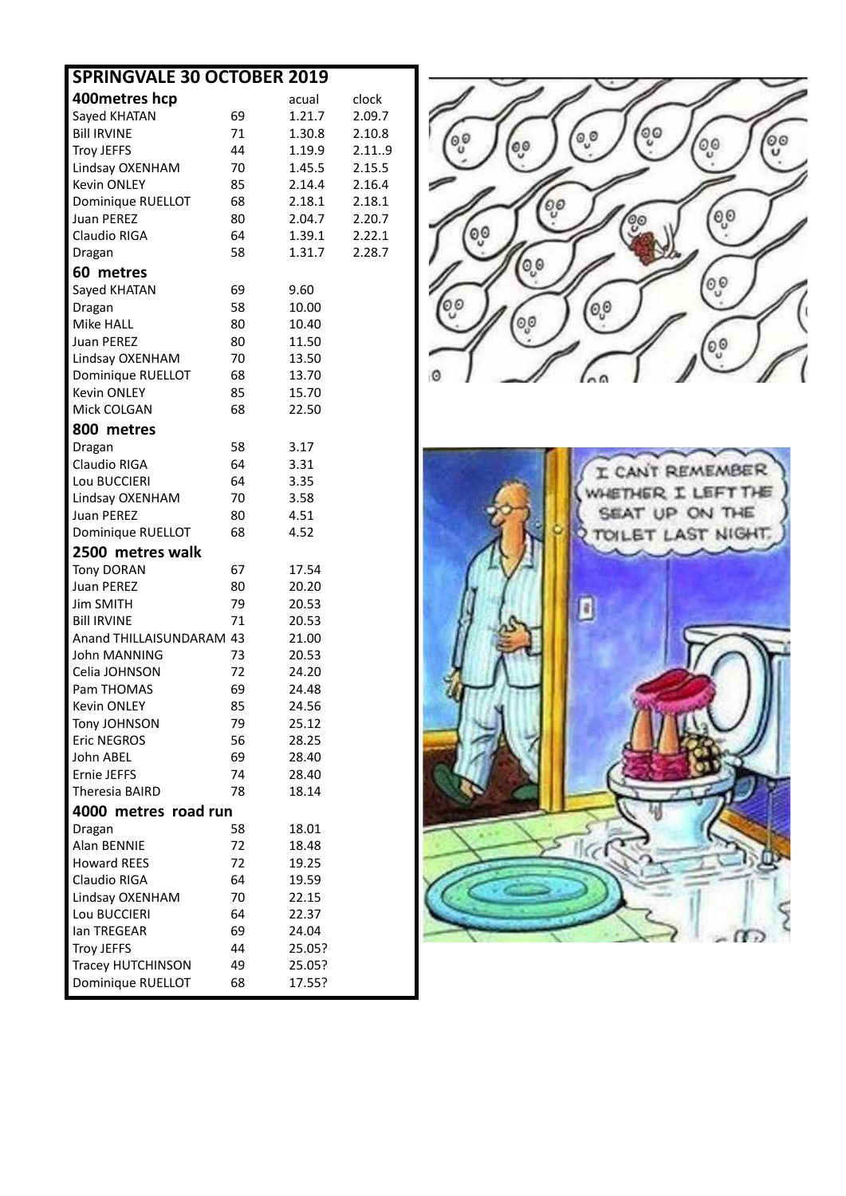# SPRINGVALE 30 OCTOBER 2019

| 400metres hcp | | acual | clock |
|---|---|---|---|
| Sayed KHATAN | 69 | 1.21.7 | 2.09.7 |
| Bill IRVINE | 71 | 1.30.8 | 2.10.8 |
| Troy JEFFS | 44 | 1.19.9 | 2.11..9 |
| Lindsay OXENHAM | 70 | 1.45.5 | 2.15.5 |
| Kevin ONLEY | 85 | 2.14.4 | 2.16.4 |
| Dominique RUELLOT | 68 | 2.18.1 | 2.18.1 |
| Juan PEREZ | 80 | 2.04.7 | 2.20.7 |
| Claudio RIGA | 64 | 1.39.1 | 2.22.1 |
| Dragan | 58 | 1.31.7 | 2.28.7 |

## 60 metres

| | | |
|---|---|---|
| Sayed KHATAN | 69 | 9.60 |
| Dragan | 58 | 10.00 |
| Mike HALL | 80 | 10.40 |
| Juan PEREZ | 80 | 11.50 |
| Lindsay OXENHAM | 70 | 13.50 |
| Dominique RUELLOT | 68 | 13.70 |
| Kevin ONLEY | 85 | 15.70 |
| Mick COLGAN | 68 | 22.50 |

## 800 metres

| | | |
|---|---|---|
| Dragan | 58 | 3.17 |
| Claudio RIGA | 64 | 3.31 |
| Lou BUCCIERI | 64 | 3.35 |
| Lindsay OXENHAM | 70 | 3.58 |
| Juan PEREZ | 80 | 4.51 |
| Dominique RUELLOT | 68 | 4.52 |

## 2500 metres walk

| | | |
|---|---|---|
| Tony DORAN | 67 | 17.54 |
| Juan PEREZ | 80 | 20.20 |
| Jim SMITH | 79 | 20.53 |
| Bill IRVINE | 71 | 20.53 |
| Anand THILLAISUNDARAM | 43 | 21.00 |
| John MANNING | 73 | 20.53 |
| Celia JOHNSON | 72 | 24.20 |
| Pam THOMAS | 69 | 24.48 |
| Kevin ONLEY | 85 | 24.56 |
| Tony JOHNSON | 79 | 25.12 |
| Eric NEGROS | 56 | 28.25 |
| John ABEL | 69 | 28.40 |
| Ernie JEFFS | 74 | 28.40 |
| Theresia BAIRD | 78 | 18.14 |

## 4000 metres road run

| | | |
|---|---|---|
| Dragan | 58 | 18.01 |
| Alan BENNIE | 72 | 18.48 |
| Howard REES | 72 | 19.25 |
| Claudio RIGA | 64 | 19.59 |
| Lindsay OXENHAM | 70 | 22.15 |
| Lou BUCCIERI | 64 | 22.37 |
| Ian TREGEAR | 69 | 24.04 |
| Troy JEFFS | 44 | 25.05? |
| Tracey HUTCHINSON | 49 | 25.05? |
| Dominique RUELLOT | 68 | 17.55? |